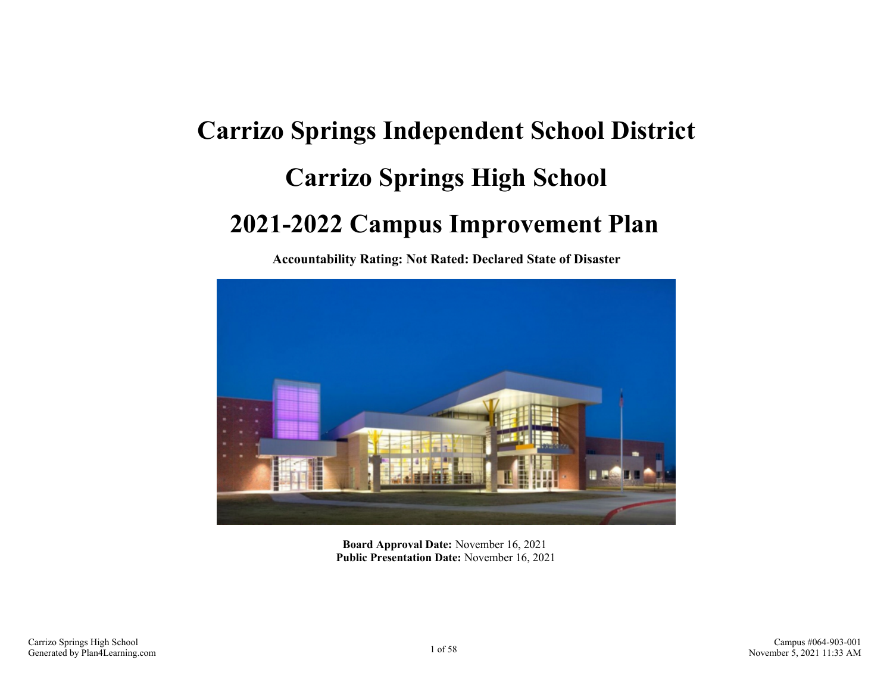# Carrizo Springs Independent School District

# Carrizo Springs High School

# 2021-2022 Campus Improvement Plan

**Accountability Rating: Not Rated: Declared State of Disaster**

**Board Approval Date:** November 16, 2021
**Public Presentation Date:** November 16, 2021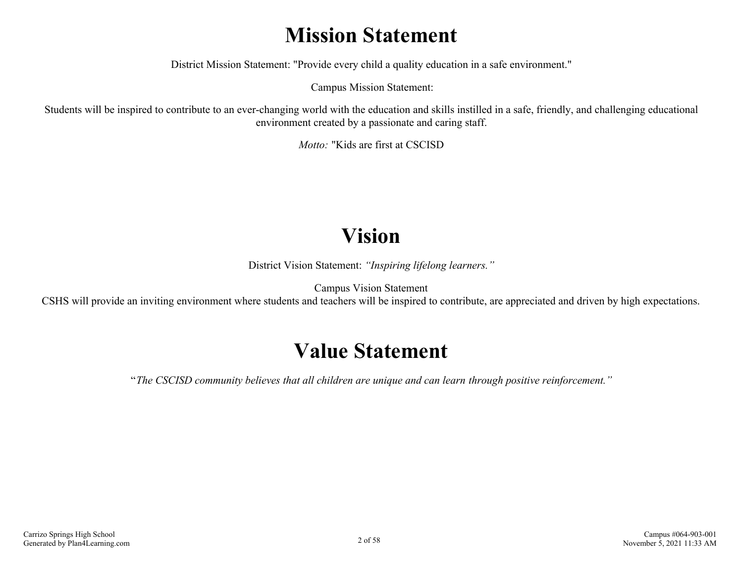# Mission Statement

District Mission Statement: "Provide every child a quality education in a safe environment."

Campus Mission Statement:

Students will be inspired to contribute to an ever-changing world with the education and skills instilled in a safe, friendly, and challenging educational environment created by a passionate and caring staff.

*Motto:* "Kids are first at CSCISD

# Vision

District Vision Statement: *"Inspiring lifelong learners."*

Campus Vision Statement
CSHS will provide an inviting environment where students and teachers will be inspired to contribute, are appreciated and driven by high expectations.

# Value Statement

"*The CSCISD community believes that all children are unique and can learn through positive reinforcement."*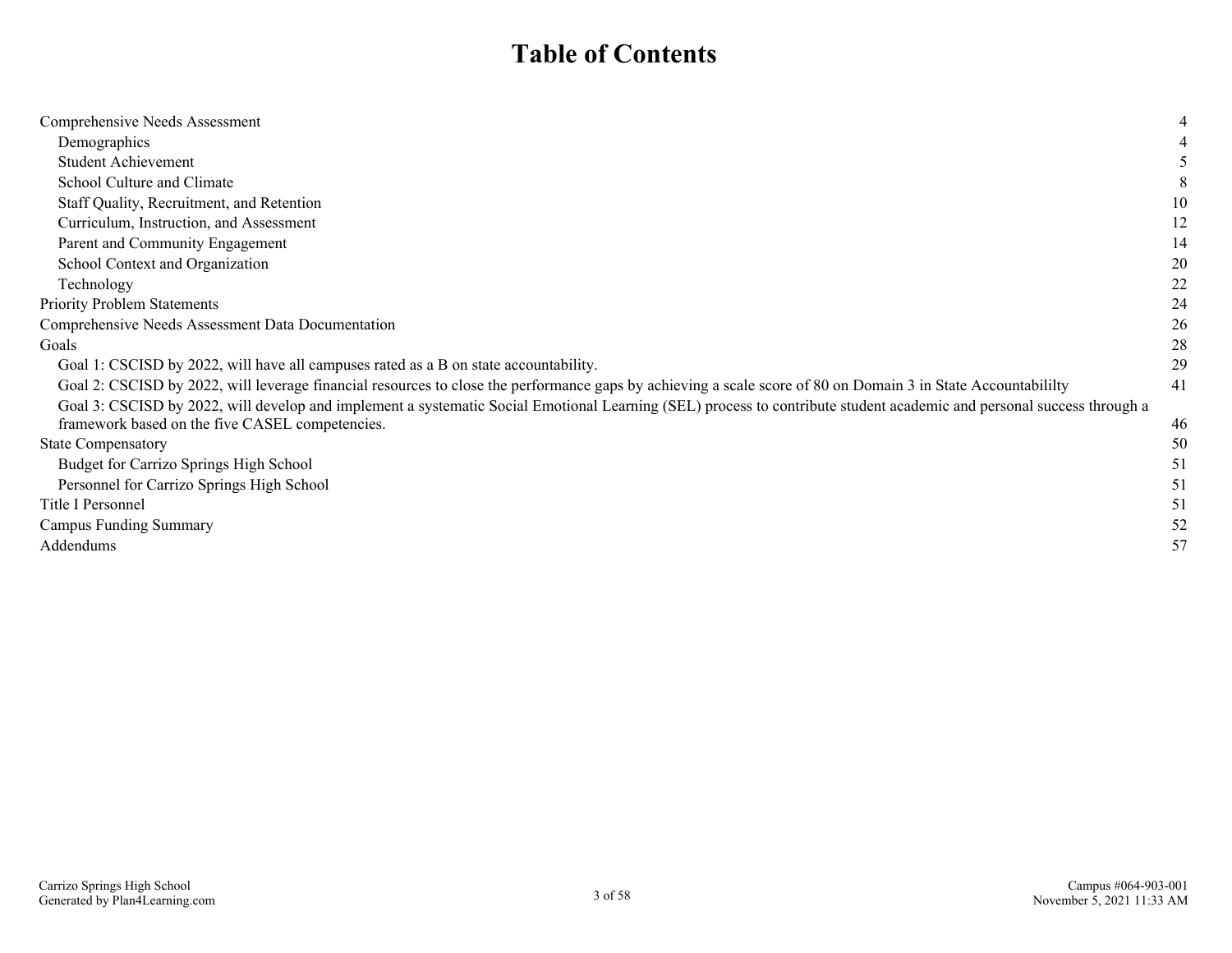# Table of Contents

| | |
|---|---|
| Comprehensive Needs Assessment | 4 |
| &nbsp;&nbsp;&nbsp;Demographics | 4 |
| &nbsp;&nbsp;&nbsp;Student Achievement | 5 |
| &nbsp;&nbsp;&nbsp;School Culture and Climate | 8 |
| &nbsp;&nbsp;&nbsp;Staff Quality, Recruitment, and Retention | 10 |
| &nbsp;&nbsp;&nbsp;Curriculum, Instruction, and Assessment | 12 |
| &nbsp;&nbsp;&nbsp;Parent and Community Engagement | 14 |
| &nbsp;&nbsp;&nbsp;School Context and Organization | 20 |
| &nbsp;&nbsp;&nbsp;Technology | 22 |
| Priority Problem Statements | 24 |
| Comprehensive Needs Assessment Data Documentation | 26 |
| Goals | 28 |
| &nbsp;&nbsp;&nbsp;Goal 1: CSCISD by 2022, will have all campuses rated as a B on state accountability. | 29 |
| &nbsp;&nbsp;&nbsp;Goal 2: CSCISD by 2022, will leverage financial resources to close the performance gaps by achieving a scale score of 80 on Domain 3 in State Accountabililty | 41 |
| &nbsp;&nbsp;&nbsp;Goal 3: CSCISD by 2022, will develop and implement a systematic Social Emotional Learning (SEL) process to contribute student academic and personal success through a framework based on the five CASEL competencies. | 46 |
| State Compensatory | 50 |
| &nbsp;&nbsp;&nbsp;Budget for Carrizo Springs High School | 51 |
| &nbsp;&nbsp;&nbsp;Personnel for Carrizo Springs High School | 51 |
| Title I Personnel | 51 |
| Campus Funding Summary | 52 |
| Addendums | 57 |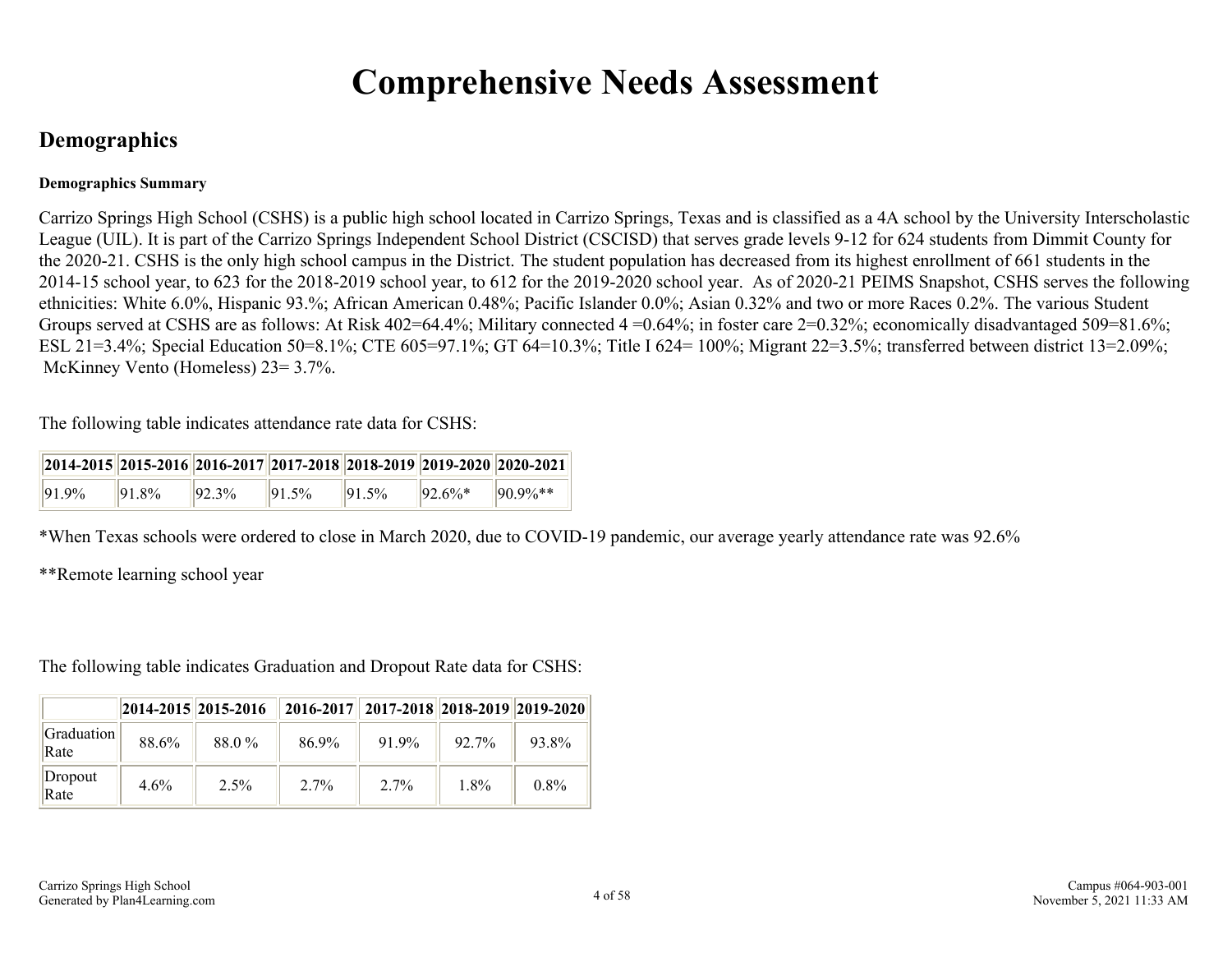# Comprehensive Needs Assessment

## Demographics

**Demographics Summary**

Carrizo Springs High School (CSHS) is a public high school located in Carrizo Springs, Texas and is classified as a 4A school by the University Interscholastic League (UIL). It is part of the Carrizo Springs Independent School District (CSCISD) that serves grade levels 9-12 for 624 students from Dimmit County for the 2020-21. CSHS is the only high school campus in the District. The student population has decreased from its highest enrollment of 661 students in the 2014-15 school year, to 623 for the 2018-2019 school year, to 612 for the 2019-2020 school year. As of 2020-21 PEIMS Snapshot, CSHS serves the following ethnicities: White 6.0%, Hispanic 93.%; African American 0.48%; Pacific Islander 0.0%; Asian 0.32% and two or more Races 0.2%. The various Student Groups served at CSHS are as follows: At Risk 402=64.4%; Military connected 4 =0.64%; in foster care 2=0.32%; economically disadvantaged 509=81.6%; ESL 21=3.4%; Special Education 50=8.1%; CTE 605=97.1%; GT 64=10.3%; Title I 624= 100%; Migrant 22=3.5%; transferred between district 13=2.09%; McKinney Vento (Homeless) 23= 3.7%.

The following table indicates attendance rate data for CSHS:

| 2014-2015 | 2015-2016 | 2016-2017 | 2017-2018 | 2018-2019 | 2019-2020 | 2020-2021 |
|---|---|---|---|---|---|---|
| 91.9% | 91.8% | 92.3% | 91.5% | 91.5% | 92.6%* | 90.9%** |

*When Texas schools were ordered to close in March 2020, due to COVID-19 pandemic, our average yearly attendance rate was 92.6%

**Remote learning school year

The following table indicates Graduation and Dropout Rate data for CSHS:

| | 2014-2015 | 2015-2016 | 2016-2017 | 2017-2018 | 2018-2019 | 2019-2020 |
|---|---|---|---|---|---|---|
| Graduation Rate | 88.6% | 88.0 % | 86.9% | 91.9% | 92.7% | 93.8% |
| Dropout Rate | 4.6% | 2.5% | 2.7% | 2.7% | 1.8% | 0.8% |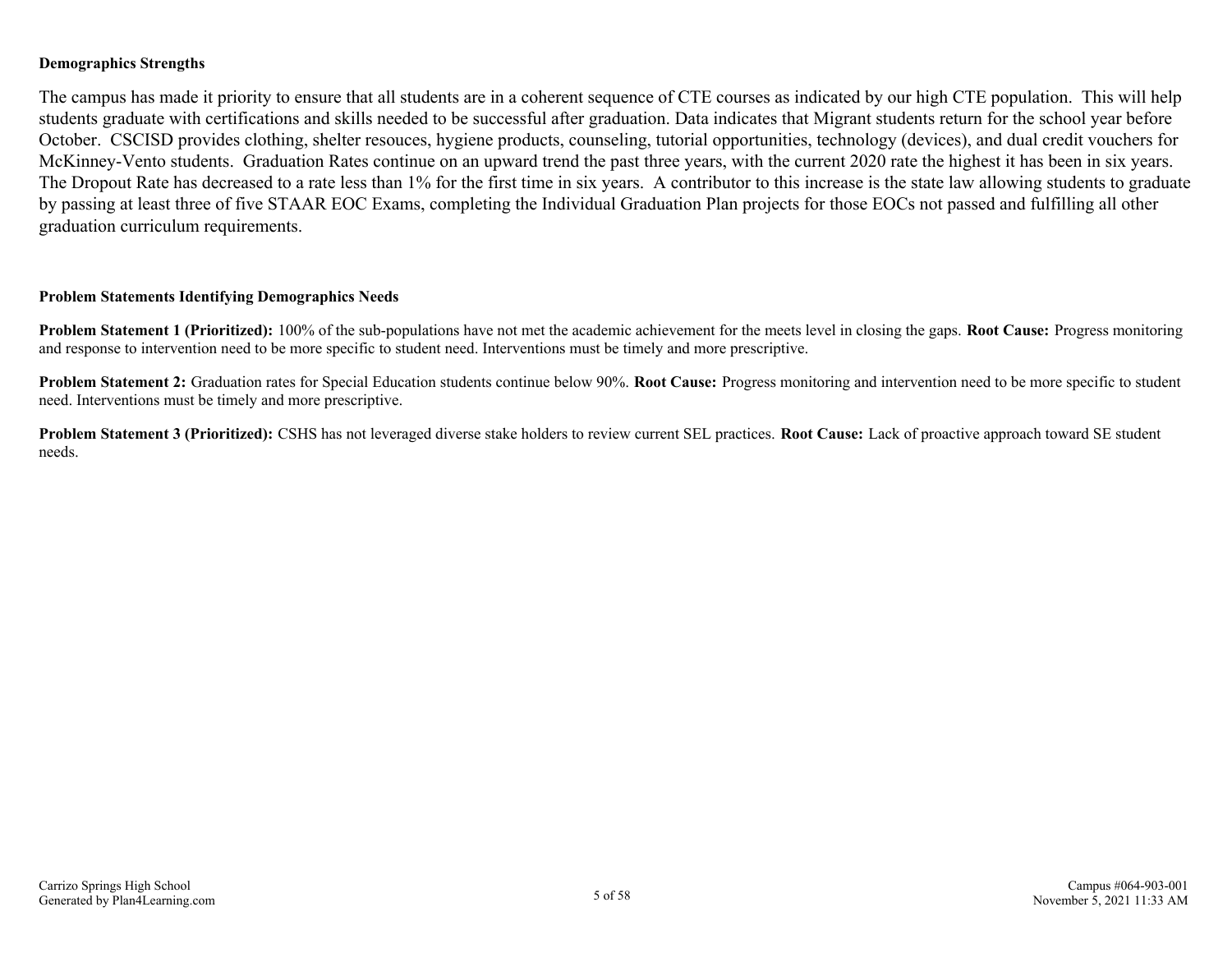**Demographics Strengths**

The campus has made it priority to ensure that all students are in a coherent sequence of CTE courses as indicated by our high CTE population. This will help students graduate with certifications and skills needed to be successful after graduation. Data indicates that Migrant students return for the school year before October. CSCISD provides clothing, shelter resouces, hygiene products, counseling, tutorial opportunities, technology (devices), and dual credit vouchers for McKinney-Vento students. Graduation Rates continue on an upward trend the past three years, with the current 2020 rate the highest it has been in six years. The Dropout Rate has decreased to a rate less than 1% for the first time in six years. A contributor to this increase is the state law allowing students to graduate by passing at least three of five STAAR EOC Exams, completing the Individual Graduation Plan projects for those EOCs not passed and fulfilling all other graduation curriculum requirements.

**Problem Statements Identifying Demographics Needs**

**Problem Statement 1 (Prioritized):** 100% of the sub-populations have not met the academic achievement for the meets level in closing the gaps. **Root Cause:** Progress monitoring and response to intervention need to be more specific to student need. Interventions must be timely and more prescriptive.

**Problem Statement 2:** Graduation rates for Special Education students continue below 90%. **Root Cause:** Progress monitoring and intervention need to be more specific to student need. Interventions must be timely and more prescriptive.

**Problem Statement 3 (Prioritized):** CSHS has not leveraged diverse stake holders to review current SEL practices. **Root Cause:** Lack of proactive approach toward SE student needs.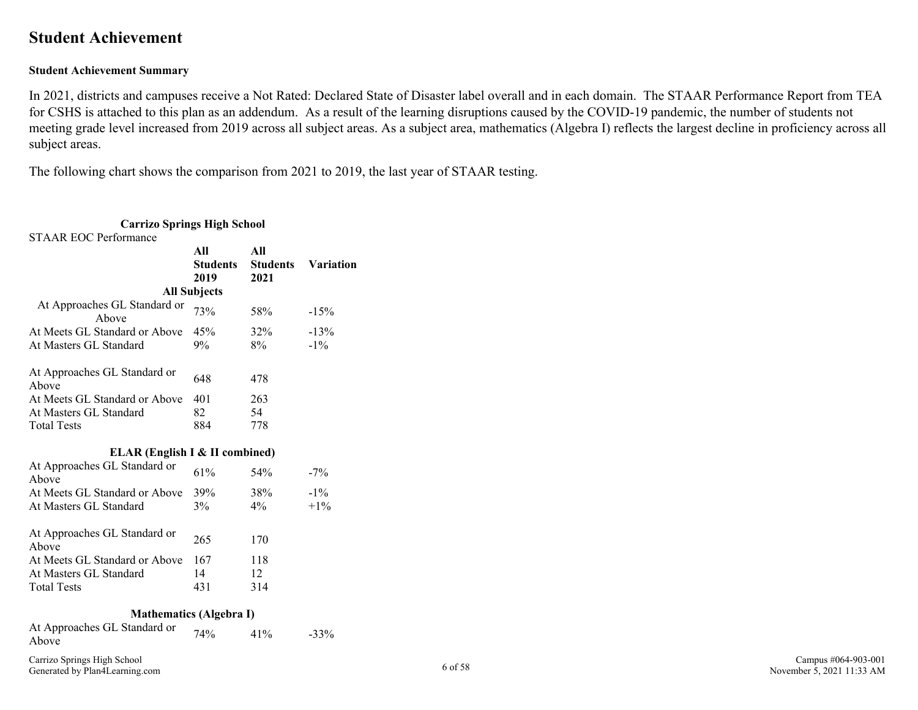## Student Achievement

**Student Achievement Summary**

In 2021, districts and campuses receive a Not Rated: Declared State of Disaster label overall and in each domain. The STAAR Performance Report from TEA for CSHS is attached to this plan as an addendum. As a result of the learning disruptions caused by the COVID-19 pandemic, the number of students not meeting grade level increased from 2019 across all subject areas. As a subject area, mathematics (Algebra I) reflects the largest decline in proficiency across all subject areas.

The following chart shows the comparison from 2021 to 2019, the last year of STAAR testing.

**Carrizo Springs High School**

STAAR EOC Performance

| | All Students 2019 | All Students 2021 | Variation |
|---|---|---|---|
| **All Subjects** | | | |
| At Approaches GL Standard or Above | 73% | 58% | -15% |
| At Meets GL Standard or Above | 45% | 32% | -13% |
| At Masters GL Standard | 9% | 8% | -1% |
| | | | |
| At Approaches GL Standard or Above | 648 | 478 | |
| At Meets GL Standard or Above | 401 | 263 | |
| At Masters GL Standard | 82 | 54 | |
| Total Tests | 884 | 778 | |
| **ELAR (English I & II combined)** | | | |
| At Approaches GL Standard or Above | 61% | 54% | -7% |
| At Meets GL Standard or Above | 39% | 38% | -1% |
| At Masters GL Standard | 3% | 4% | +1% |
| | | | |
| At Approaches GL Standard or Above | 265 | 170 | |
| At Meets GL Standard or Above | 167 | 118 | |
| At Masters GL Standard | 14 | 12 | |
| Total Tests | 431 | 314 | |
| **Mathematics (Algebra I)** | | | |
| At Approaches GL Standard or Above | 74% | 41% | -33% |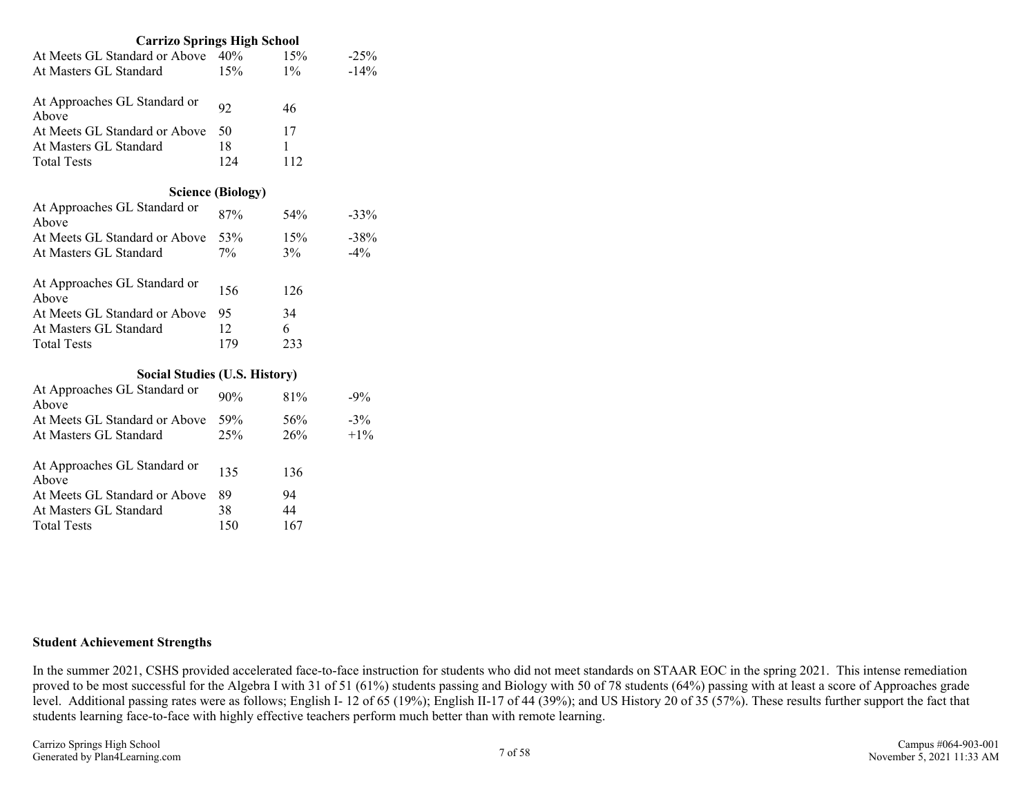| Carrizo Springs High School | | | |
|---|---|---|---|
| At Meets GL Standard or Above | 40% | 15% | -25% |
| At Masters GL Standard | 15% | 1% | -14% |
| | | | |
| At Approaches GL Standard or Above | 92 | 46 | |
| At Meets GL Standard or Above | 50 | 17 | |
| At Masters GL Standard | 18 | 1 | |
| Total Tests | 124 | 112 | |

| Science (Biology) | | | |
|---|---|---|---|
| At Approaches GL Standard or Above | 87% | 54% | -33% |
| At Meets GL Standard or Above | 53% | 15% | -38% |
| At Masters GL Standard | 7% | 3% | -4% |
| | | | |
| At Approaches GL Standard or Above | 156 | 126 | |
| At Meets GL Standard or Above | 95 | 34 | |
| At Masters GL Standard | 12 | 6 | |
| Total Tests | 179 | 233 | |

| Social Studies (U.S. History) | | | |
|---|---|---|---|
| At Approaches GL Standard or Above | 90% | 81% | -9% |
| At Meets GL Standard or Above | 59% | 56% | -3% |
| At Masters GL Standard | 25% | 26% | +1% |
| | | | |
| At Approaches GL Standard or Above | 135 | 136 | |
| At Meets GL Standard or Above | 89 | 94 | |
| At Masters GL Standard | 38 | 44 | |
| Total Tests | 150 | 167 | |

**Student Achievement Strengths**

In the summer 2021, CSHS provided accelerated face-to-face instruction for students who did not meet standards on STAAR EOC in the spring 2021. This intense remediation proved to be most successful for the Algebra I with 31 of 51 (61%) students passing and Biology with 50 of 78 students (64%) passing with at least a score of Approaches grade level. Additional passing rates were as follows; English I- 12 of 65 (19%); English II-17 of 44 (39%); and US History 20 of 35 (57%). These results further support the fact that students learning face-to-face with highly effective teachers perform much better than with remote learning.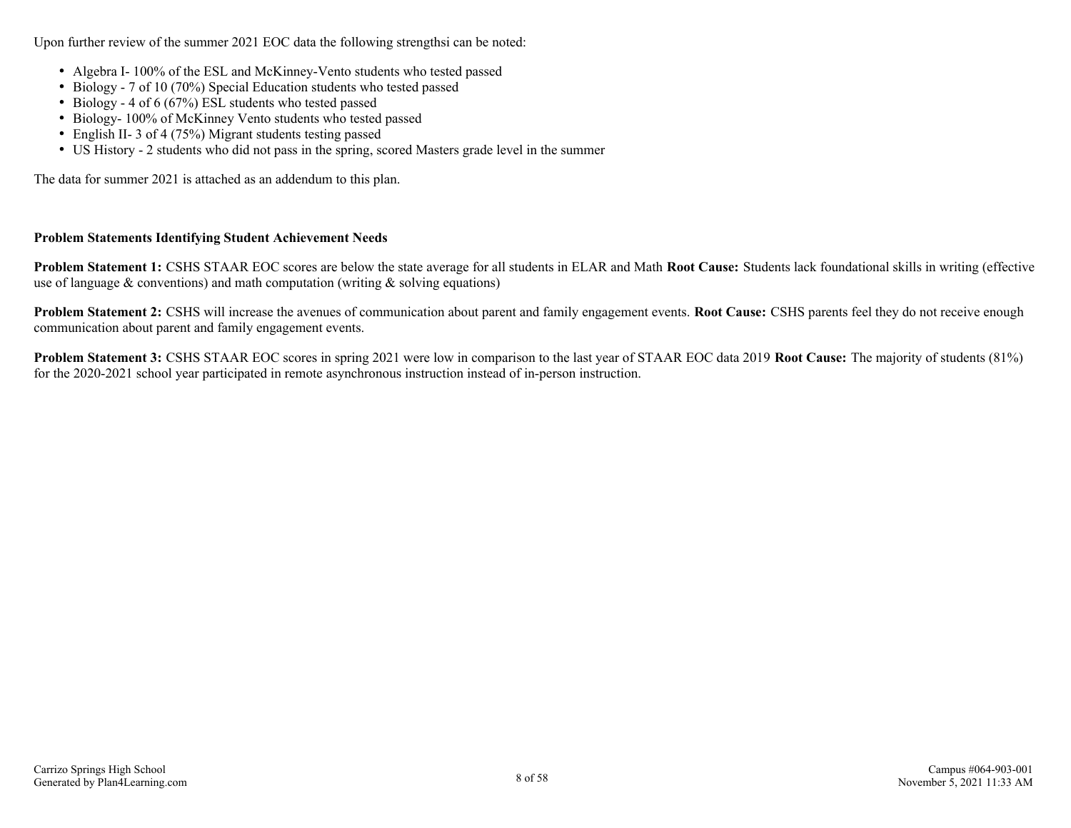Upon further review of the summer 2021 EOC data the following strengthsi can be noted:

- Algebra I- 100% of the ESL and McKinney-Vento students who tested passed
- Biology - 7 of 10 (70%) Special Education students who tested passed
- Biology - 4 of 6 (67%) ESL students who tested passed
- Biology- 100% of McKinney Vento students who tested passed
- English II- 3 of 4 (75%) Migrant students testing passed
- US History - 2 students who did not pass in the spring, scored Masters grade level in the summer

The data for summer 2021 is attached as an addendum to this plan.

**Problem Statements Identifying Student Achievement Needs**

**Problem Statement 1:** CSHS STAAR EOC scores are below the state average for all students in ELAR and Math **Root Cause:** Students lack foundational skills in writing (effective use of language & conventions) and math computation (writing & solving equations)

**Problem Statement 2:** CSHS will increase the avenues of communication about parent and family engagement events. **Root Cause:** CSHS parents feel they do not receive enough communication about parent and family engagement events.

**Problem Statement 3:** CSHS STAAR EOC scores in spring 2021 were low in comparison to the last year of STAAR EOC data 2019 **Root Cause:** The majority of students (81%) for the 2020-2021 school year participated in remote asynchronous instruction instead of in-person instruction.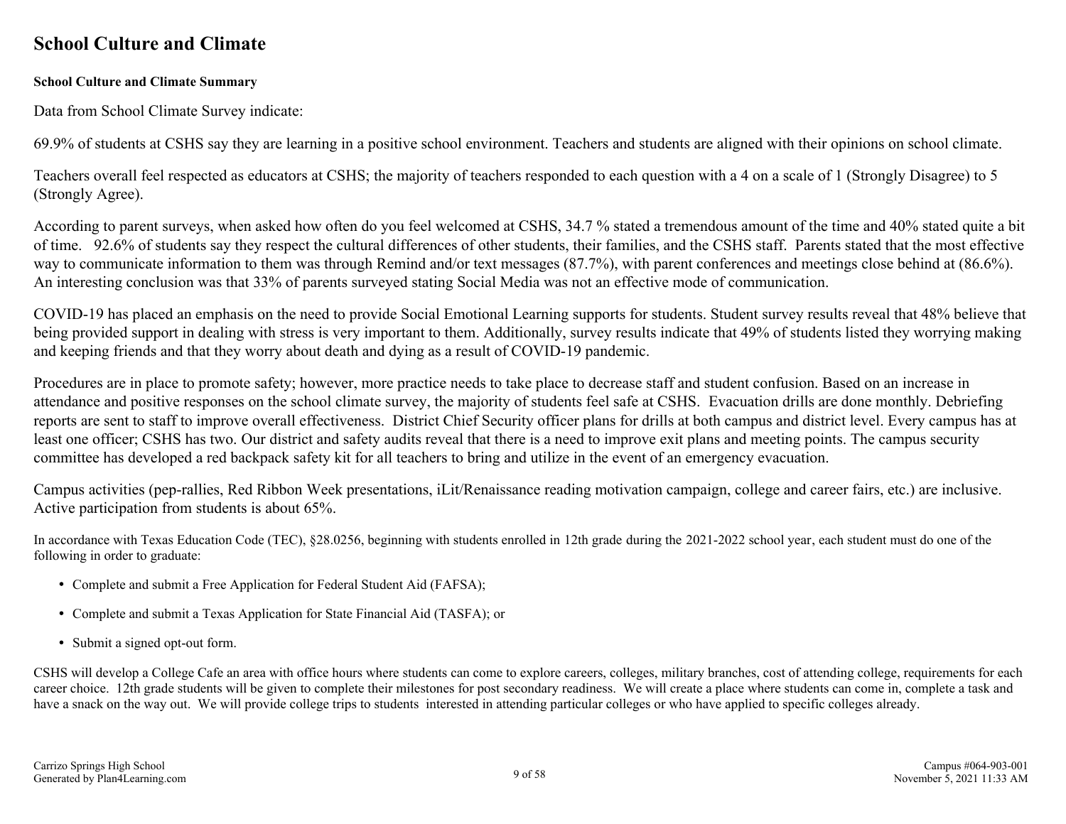# School Culture and Climate

**School Culture and Climate Summary**

Data from School Climate Survey indicate:

69.9% of students at CSHS say they are learning in a positive school environment. Teachers and students are aligned with their opinions on school climate.

Teachers overall feel respected as educators at CSHS; the majority of teachers responded to each question with a 4 on a scale of 1 (Strongly Disagree) to 5 (Strongly Agree).

According to parent surveys, when asked how often do you feel welcomed at CSHS, 34.7 % stated a tremendous amount of the time and 40% stated quite a bit of time. 92.6% of students say they respect the cultural differences of other students, their families, and the CSHS staff. Parents stated that the most effective way to communicate information to them was through Remind and/or text messages (87.7%), with parent conferences and meetings close behind at (86.6%). An interesting conclusion was that 33% of parents surveyed stating Social Media was not an effective mode of communication.

COVID-19 has placed an emphasis on the need to provide Social Emotional Learning supports for students. Student survey results reveal that 48% believe that being provided support in dealing with stress is very important to them. Additionally, survey results indicate that 49% of students listed they worrying making and keeping friends and that they worry about death and dying as a result of COVID-19 pandemic.

Procedures are in place to promote safety; however, more practice needs to take place to decrease staff and student confusion. Based on an increase in attendance and positive responses on the school climate survey, the majority of students feel safe at CSHS. Evacuation drills are done monthly. Debriefing reports are sent to staff to improve overall effectiveness. District Chief Security officer plans for drills at both campus and district level. Every campus has at least one officer; CSHS has two. Our district and safety audits reveal that there is a need to improve exit plans and meeting points. The campus security committee has developed a red backpack safety kit for all teachers to bring and utilize in the event of an emergency evacuation.

Campus activities (pep-rallies, Red Ribbon Week presentations, iLit/Renaissance reading motivation campaign, college and career fairs, etc.) are inclusive. Active participation from students is about 65%.

In accordance with Texas Education Code (TEC), §28.0256, beginning with students enrolled in 12th grade during the 2021-2022 school year, each student must do one of the following in order to graduate:

- Complete and submit a Free Application for Federal Student Aid (FAFSA);
- Complete and submit a Texas Application for State Financial Aid (TASFA); or
- Submit a signed opt-out form.

CSHS will develop a College Cafe an area with office hours where students can come to explore careers, colleges, military branches, cost of attending college, requirements for each career choice. 12th grade students will be given to complete their milestones for post secondary readiness. We will create a place where students can come in, complete a task and have a snack on the way out. We will provide college trips to students interested in attending particular colleges or who have applied to specific colleges already.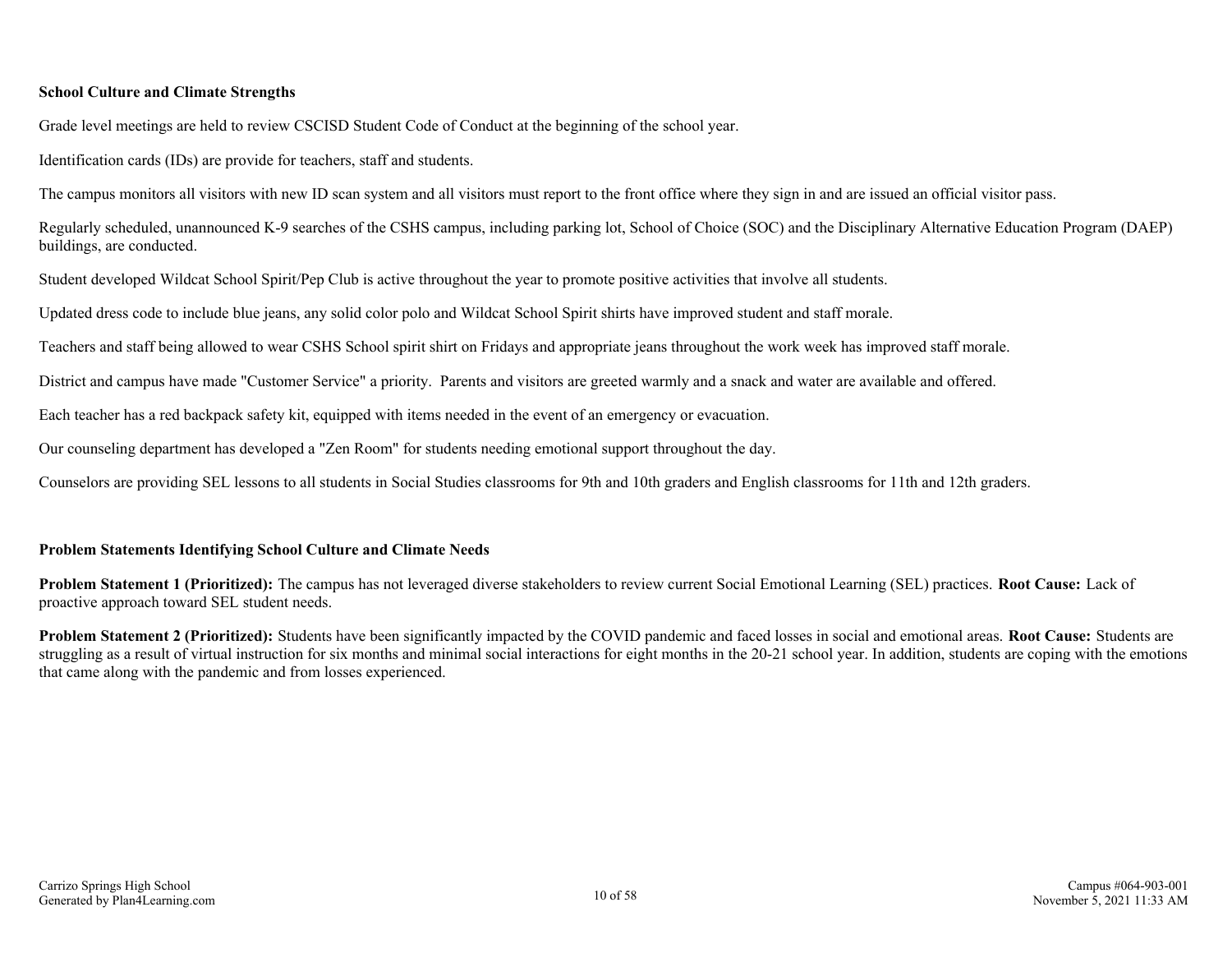**School Culture and Climate Strengths**

Grade level meetings are held to review CSCISD Student Code of Conduct at the beginning of the school year.

Identification cards (IDs) are provide for teachers, staff and students.

The campus monitors all visitors with new ID scan system and all visitors must report to the front office where they sign in and are issued an official visitor pass.

Regularly scheduled, unannounced K-9 searches of the CSHS campus, including parking lot, School of Choice (SOC) and the Disciplinary Alternative Education Program (DAEP) buildings, are conducted.

Student developed Wildcat School Spirit/Pep Club is active throughout the year to promote positive activities that involve all students.

Updated dress code to include blue jeans, any solid color polo and Wildcat School Spirit shirts have improved student and staff morale.

Teachers and staff being allowed to wear CSHS School spirit shirt on Fridays and appropriate jeans throughout the work week has improved staff morale.

District and campus have made "Customer Service" a priority. Parents and visitors are greeted warmly and a snack and water are available and offered.

Each teacher has a red backpack safety kit, equipped with items needed in the event of an emergency or evacuation.

Our counseling department has developed a "Zen Room" for students needing emotional support throughout the day.

Counselors are providing SEL lessons to all students in Social Studies classrooms for 9th and 10th graders and English classrooms for 11th and 12th graders.

**Problem Statements Identifying School Culture and Climate Needs**

**Problem Statement 1 (Prioritized):** The campus has not leveraged diverse stakeholders to review current Social Emotional Learning (SEL) practices. **Root Cause:** Lack of proactive approach toward SEL student needs.

**Problem Statement 2 (Prioritized):** Students have been significantly impacted by the COVID pandemic and faced losses in social and emotional areas. **Root Cause:** Students are struggling as a result of virtual instruction for six months and minimal social interactions for eight months in the 20-21 school year. In addition, students are coping with the emotions that came along with the pandemic and from losses experienced.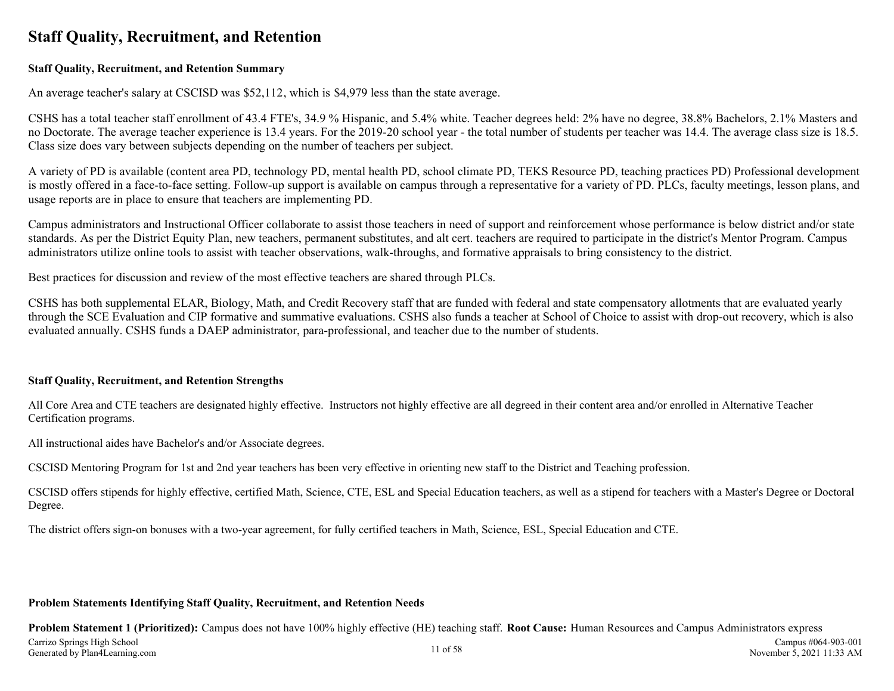# Staff Quality, Recruitment, and Retention

**Staff Quality, Recruitment, and Retention Summary**

An average teacher's salary at CSCISD was $52,112, which is $4,979 less than the state average.

CSHS has a total teacher staff enrollment of 43.4 FTE's, 34.9 % Hispanic, and 5.4% white. Teacher degrees held: 2% have no degree, 38.8% Bachelors, 2.1% Masters and no Doctorate. The average teacher experience is 13.4 years. For the 2019-20 school year - the total number of students per teacher was 14.4. The average class size is 18.5. Class size does vary between subjects depending on the number of teachers per subject.

A variety of PD is available (content area PD, technology PD, mental health PD, school climate PD, TEKS Resource PD, teaching practices PD) Professional development is mostly offered in a face-to-face setting. Follow-up support is available on campus through a representative for a variety of PD. PLCs, faculty meetings, lesson plans, and usage reports are in place to ensure that teachers are implementing PD.

Campus administrators and Instructional Officer collaborate to assist those teachers in need of support and reinforcement whose performance is below district and/or state standards. As per the District Equity Plan, new teachers, permanent substitutes, and alt cert. teachers are required to participate in the district's Mentor Program. Campus administrators utilize online tools to assist with teacher observations, walk-throughs, and formative appraisals to bring consistency to the district.

Best practices for discussion and review of the most effective teachers are shared through PLCs.

CSHS has both supplemental ELAR, Biology, Math, and Credit Recovery staff that are funded with federal and state compensatory allotments that are evaluated yearly through the SCE Evaluation and CIP formative and summative evaluations. CSHS also funds a teacher at School of Choice to assist with drop-out recovery, which is also evaluated annually. CSHS funds a DAEP administrator, para-professional, and teacher due to the number of students.

**Staff Quality, Recruitment, and Retention Strengths**

All Core Area and CTE teachers are designated highly effective. Instructors not highly effective are all degreed in their content area and/or enrolled in Alternative Teacher Certification programs.

All instructional aides have Bachelor's and/or Associate degrees.

CSCISD Mentoring Program for 1st and 2nd year teachers has been very effective in orienting new staff to the District and Teaching profession.

CSCISD offers stipends for highly effective, certified Math, Science, CTE, ESL and Special Education teachers, as well as a stipend for teachers with a Master's Degree or Doctoral Degree.

The district offers sign-on bonuses with a two-year agreement, for fully certified teachers in Math, Science, ESL, Special Education and CTE.

**Problem Statements Identifying Staff Quality, Recruitment, and Retention Needs**

**Problem Statement 1 (Prioritized):** Campus does not have 100% highly effective (HE) teaching staff. **Root Cause:** Human Resources and Campus Administrators express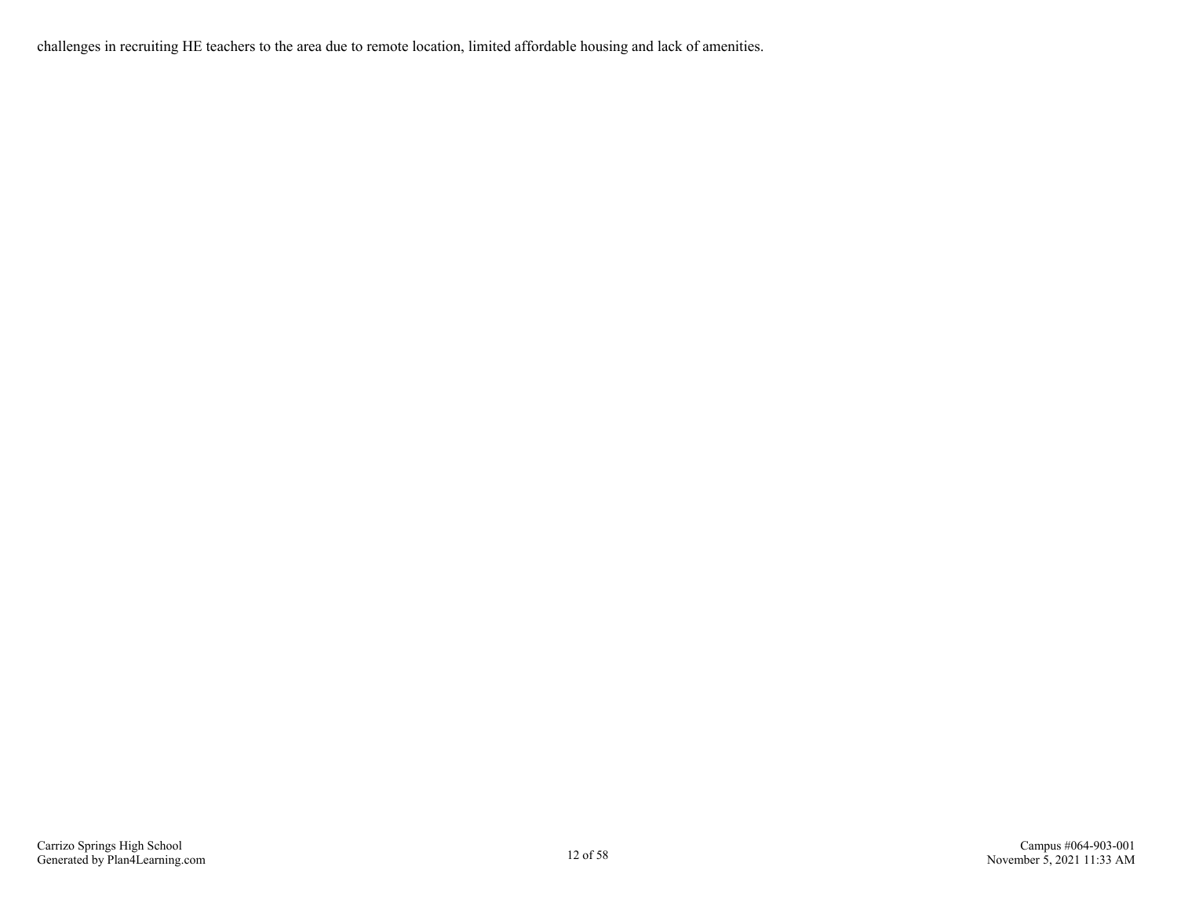challenges in recruiting HE teachers to the area due to remote location, limited affordable housing and lack of amenities.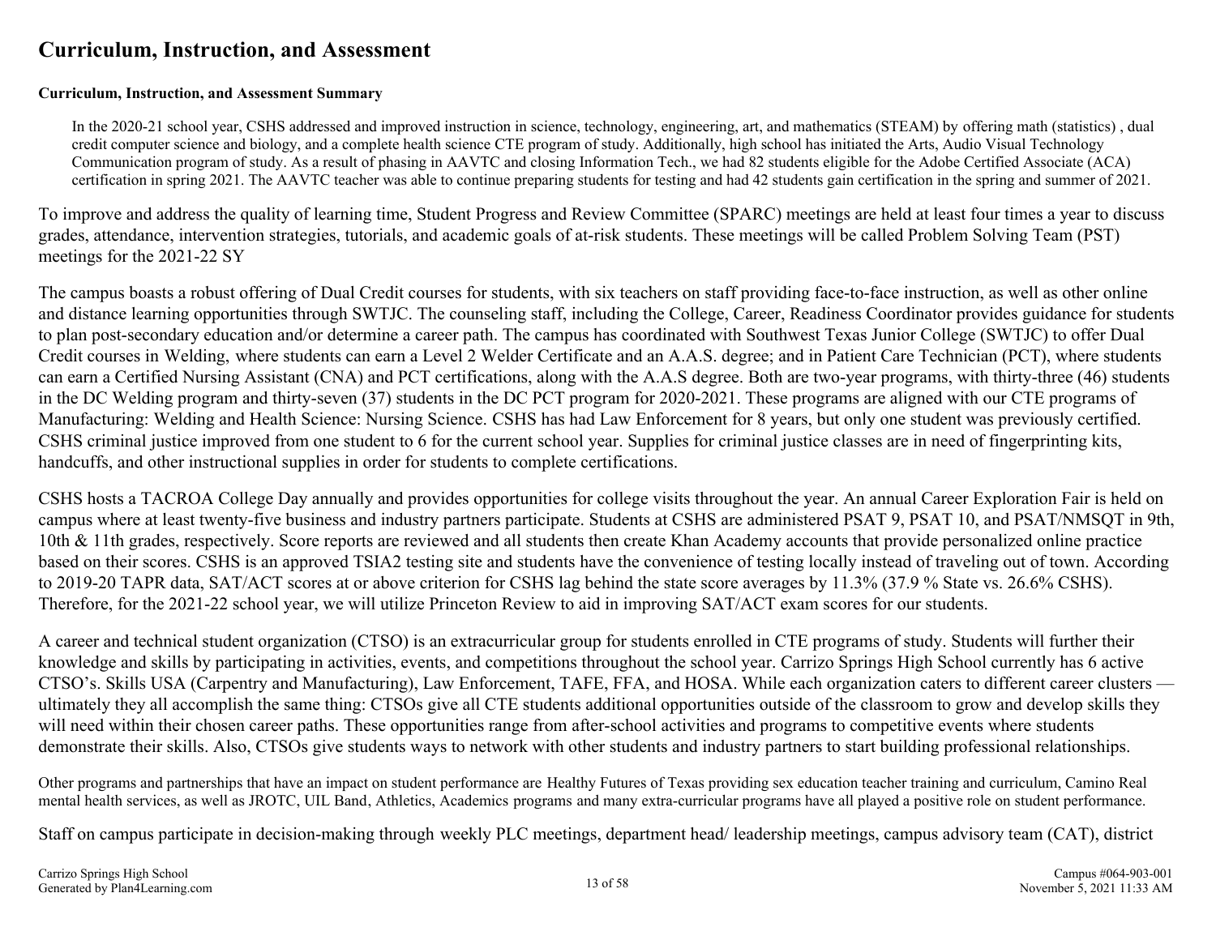# Curriculum, Instruction, and Assessment

**Curriculum, Instruction, and Assessment Summary**

In the 2020-21 school year, CSHS addressed and improved instruction in science, technology, engineering, art, and mathematics (STEAM) by offering math (statistics) , dual credit computer science and biology, and a complete health science CTE program of study. Additionally, high school has initiated the Arts, Audio Visual Technology Communication program of study. As a result of phasing in AAVTC and closing Information Tech., we had 82 students eligible for the Adobe Certified Associate (ACA) certification in spring 2021. The AAVTC teacher was able to continue preparing students for testing and had 42 students gain certification in the spring and summer of 2021.

To improve and address the quality of learning time, Student Progress and Review Committee (SPARC) meetings are held at least four times a year to discuss grades, attendance, intervention strategies, tutorials, and academic goals of at-risk students. These meetings will be called Problem Solving Team (PST) meetings for the 2021-22 SY

The campus boasts a robust offering of Dual Credit courses for students, with six teachers on staff providing face-to-face instruction, as well as other online and distance learning opportunities through SWTJC. The counseling staff, including the College, Career, Readiness Coordinator provides guidance for students to plan post-secondary education and/or determine a career path. The campus has coordinated with Southwest Texas Junior College (SWTJC) to offer Dual Credit courses in Welding, where students can earn a Level 2 Welder Certificate and an A.A.S. degree; and in Patient Care Technician (PCT), where students can earn a Certified Nursing Assistant (CNA) and PCT certifications, along with the A.A.S degree. Both are two-year programs, with thirty-three (46) students in the DC Welding program and thirty-seven (37) students in the DC PCT program for 2020-2021. These programs are aligned with our CTE programs of Manufacturing: Welding and Health Science: Nursing Science. CSHS has had Law Enforcement for 8 years, but only one student was previously certified. CSHS criminal justice improved from one student to 6 for the current school year. Supplies for criminal justice classes are in need of fingerprinting kits, handcuffs, and other instructional supplies in order for students to complete certifications.

CSHS hosts a TACROA College Day annually and provides opportunities for college visits throughout the year. An annual Career Exploration Fair is held on campus where at least twenty-five business and industry partners participate. Students at CSHS are administered PSAT 9, PSAT 10, and PSAT/NMSQT in 9th, 10th & 11th grades, respectively. Score reports are reviewed and all students then create Khan Academy accounts that provide personalized online practice based on their scores. CSHS is an approved TSIA2 testing site and students have the convenience of testing locally instead of traveling out of town. According to 2019-20 TAPR data, SAT/ACT scores at or above criterion for CSHS lag behind the state score averages by 11.3% (37.9 % State vs. 26.6% CSHS). Therefore, for the 2021-22 school year, we will utilize Princeton Review to aid in improving SAT/ACT exam scores for our students.

A career and technical student organization (CTSO) is an extracurricular group for students enrolled in CTE programs of study. Students will further their knowledge and skills by participating in activities, events, and competitions throughout the school year. Carrizo Springs High School currently has 6 active CTSO's. Skills USA (Carpentry and Manufacturing), Law Enforcement, TAFE, FFA, and HOSA. While each organization caters to different career clusters — ultimately they all accomplish the same thing: CTSOs give all CTE students additional opportunities outside of the classroom to grow and develop skills they will need within their chosen career paths. These opportunities range from after-school activities and programs to competitive events where students demonstrate their skills. Also, CTSOs give students ways to network with other students and industry partners to start building professional relationships.

Other programs and partnerships that have an impact on student performance are Healthy Futures of Texas providing sex education teacher training and curriculum, Camino Real mental health services, as well as JROTC, UIL Band, Athletics, Academics programs and many extra-curricular programs have all played a positive role on student performance.

Staff on campus participate in decision-making through weekly PLC meetings, department head/ leadership meetings, campus advisory team (CAT), district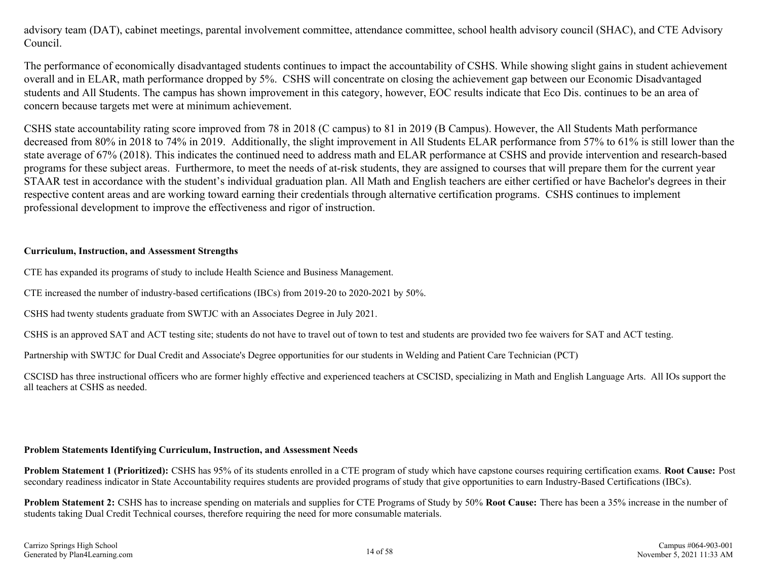advisory team (DAT), cabinet meetings, parental involvement committee, attendance committee, school health advisory council (SHAC), and CTE Advisory Council.

The performance of economically disadvantaged students continues to impact the accountability of CSHS. While showing slight gains in student achievement overall and in ELAR, math performance dropped by 5%. CSHS will concentrate on closing the achievement gap between our Economic Disadvantaged students and All Students. The campus has shown improvement in this category, however, EOC results indicate that Eco Dis. continues to be an area of concern because targets met were at minimum achievement.

CSHS state accountability rating score improved from 78 in 2018 (C campus) to 81 in 2019 (B Campus). However, the All Students Math performance decreased from 80% in 2018 to 74% in 2019. Additionally, the slight improvement in All Students ELAR performance from 57% to 61% is still lower than the state average of 67% (2018). This indicates the continued need to address math and ELAR performance at CSHS and provide intervention and research-based programs for these subject areas. Furthermore, to meet the needs of at-risk students, they are assigned to courses that will prepare them for the current year STAAR test in accordance with the student's individual graduation plan. All Math and English teachers are either certified or have Bachelor's degrees in their respective content areas and are working toward earning their credentials through alternative certification programs. CSHS continues to implement professional development to improve the effectiveness and rigor of instruction.

### Curriculum, Instruction, and Assessment Strengths

CTE has expanded its programs of study to include Health Science and Business Management.

CTE increased the number of industry-based certifications (IBCs) from 2019-20 to 2020-2021 by 50%.

CSHS had twenty students graduate from SWTJC with an Associates Degree in July 2021.

CSHS is an approved SAT and ACT testing site; students do not have to travel out of town to test and students are provided two fee waivers for SAT and ACT testing.

Partnership with SWTJC for Dual Credit and Associate's Degree opportunities for our students in Welding and Patient Care Technician (PCT)

CSCISD has three instructional officers who are former highly effective and experienced teachers at CSCISD, specializing in Math and English Language Arts. All IOs support the all teachers at CSHS as needed.

### Problem Statements Identifying Curriculum, Instruction, and Assessment Needs

**Problem Statement 1 (Prioritized):** CSHS has 95% of its students enrolled in a CTE program of study which have capstone courses requiring certification exams. **Root Cause:** Post secondary readiness indicator in State Accountability requires students are provided programs of study that give opportunities to earn Industry-Based Certifications (IBCs).

**Problem Statement 2:** CSHS has to increase spending on materials and supplies for CTE Programs of Study by 50% **Root Cause:** There has been a 35% increase in the number of students taking Dual Credit Technical courses, therefore requiring the need for more consumable materials.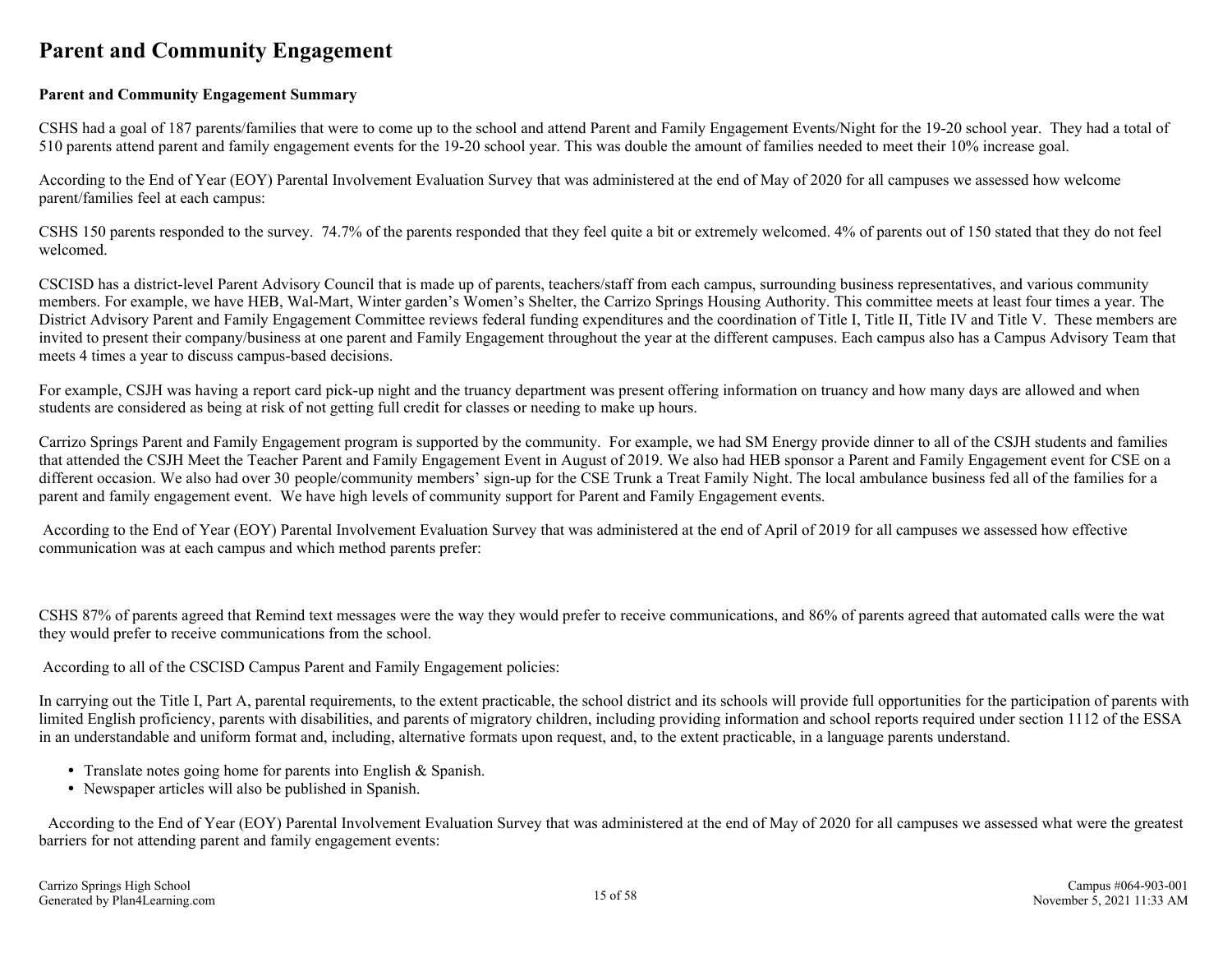# Parent and Community Engagement

**Parent and Community Engagement Summary**

CSHS had a goal of 187 parents/families that were to come up to the school and attend Parent and Family Engagement Events/Night for the 19-20 school year. They had a total of 510 parents attend parent and family engagement events for the 19-20 school year. This was double the amount of families needed to meet their 10% increase goal.

According to the End of Year (EOY) Parental Involvement Evaluation Survey that was administered at the end of May of 2020 for all campuses we assessed how welcome parent/families feel at each campus:

CSHS 150 parents responded to the survey. 74.7% of the parents responded that they feel quite a bit or extremely welcomed. 4% of parents out of 150 stated that they do not feel welcomed.

CSCISD has a district-level Parent Advisory Council that is made up of parents, teachers/staff from each campus, surrounding business representatives, and various community members. For example, we have HEB, Wal-Mart, Winter garden's Women's Shelter, the Carrizo Springs Housing Authority. This committee meets at least four times a year. The District Advisory Parent and Family Engagement Committee reviews federal funding expenditures and the coordination of Title I, Title II, Title IV and Title V. These members are invited to present their company/business at one parent and Family Engagement throughout the year at the different campuses. Each campus also has a Campus Advisory Team that meets 4 times a year to discuss campus-based decisions.

For example, CSJH was having a report card pick-up night and the truancy department was present offering information on truancy and how many days are allowed and when students are considered as being at risk of not getting full credit for classes or needing to make up hours.

Carrizo Springs Parent and Family Engagement program is supported by the community. For example, we had SM Energy provide dinner to all of the CSJH students and families that attended the CSJH Meet the Teacher Parent and Family Engagement Event in August of 2019. We also had HEB sponsor a Parent and Family Engagement event for CSE on a different occasion. We also had over 30 people/community members' sign-up for the CSE Trunk a Treat Family Night. The local ambulance business fed all of the families for a parent and family engagement event. We have high levels of community support for Parent and Family Engagement events.

According to the End of Year (EOY) Parental Involvement Evaluation Survey that was administered at the end of April of 2019 for all campuses we assessed how effective communication was at each campus and which method parents prefer:

CSHS 87% of parents agreed that Remind text messages were the way they would prefer to receive communications, and 86% of parents agreed that automated calls were the wat they would prefer to receive communications from the school.

According to all of the CSCISD Campus Parent and Family Engagement policies:

In carrying out the Title I, Part A, parental requirements, to the extent practicable, the school district and its schools will provide full opportunities for the participation of parents with limited English proficiency, parents with disabilities, and parents of migratory children, including providing information and school reports required under section 1112 of the ESSA in an understandable and uniform format and, including, alternative formats upon request, and, to the extent practicable, in a language parents understand.

- Translate notes going home for parents into English & Spanish.
- Newspaper articles will also be published in Spanish.

According to the End of Year (EOY) Parental Involvement Evaluation Survey that was administered at the end of May of 2020 for all campuses we assessed what were the greatest barriers for not attending parent and family engagement events: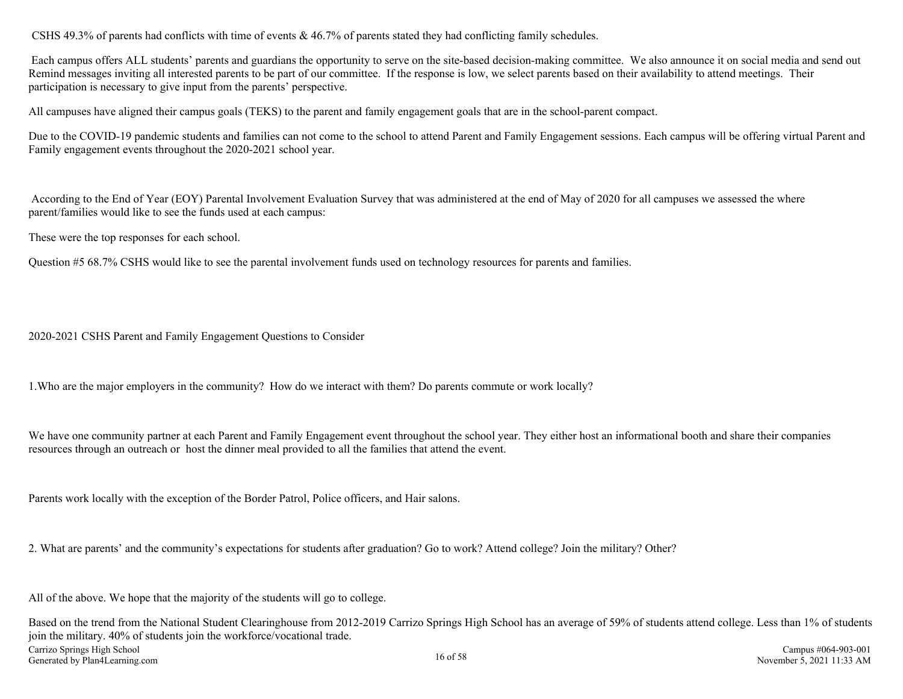CSHS 49.3% of parents had conflicts with time of events & 46.7% of parents stated they had conflicting family schedules.

Each campus offers ALL students' parents and guardians the opportunity to serve on the site-based decision-making committee. We also announce it on social media and send out Remind messages inviting all interested parents to be part of our committee. If the response is low, we select parents based on their availability to attend meetings. Their participation is necessary to give input from the parents' perspective.

All campuses have aligned their campus goals (TEKS) to the parent and family engagement goals that are in the school-parent compact.

Due to the COVID-19 pandemic students and families can not come to the school to attend Parent and Family Engagement sessions. Each campus will be offering virtual Parent and Family engagement events throughout the 2020-2021 school year.

According to the End of Year (EOY) Parental Involvement Evaluation Survey that was administered at the end of May of 2020 for all campuses we assessed the where parent/families would like to see the funds used at each campus:

These were the top responses for each school.

Question #5 68.7% CSHS would like to see the parental involvement funds used on technology resources for parents and families.

2020-2021 CSHS Parent and Family Engagement Questions to Consider

1.Who are the major employers in the community? How do we interact with them? Do parents commute or work locally?

We have one community partner at each Parent and Family Engagement event throughout the school year. They either host an informational booth and share their companies resources through an outreach or host the dinner meal provided to all the families that attend the event.

Parents work locally with the exception of the Border Patrol, Police officers, and Hair salons.

2. What are parents' and the community's expectations for students after graduation? Go to work? Attend college? Join the military? Other?

All of the above. We hope that the majority of the students will go to college.

Based on the trend from the National Student Clearinghouse from 2012-2019 Carrizo Springs High School has an average of 59% of students attend college. Less than 1% of students join the military. 40% of students join the workforce/vocational trade.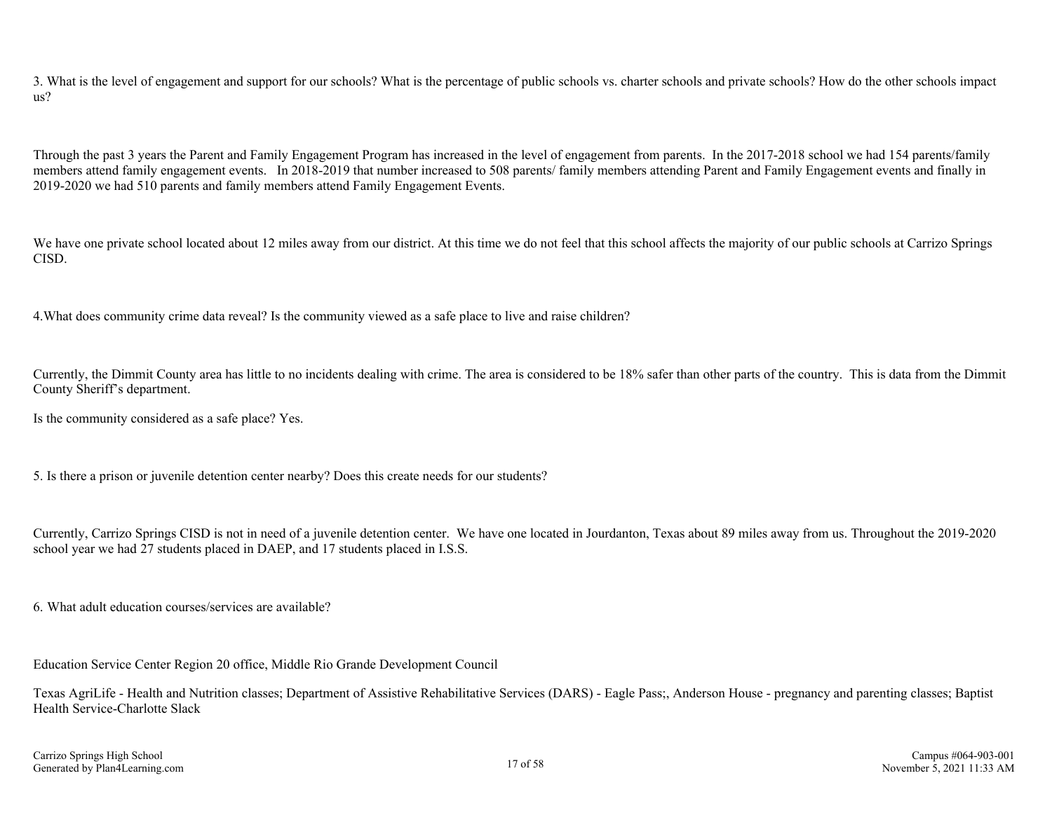3. What is the level of engagement and support for our schools? What is the percentage of public schools vs. charter schools and private schools? How do the other schools impact us?

Through the past 3 years the Parent and Family Engagement Program has increased in the level of engagement from parents. In the 2017-2018 school we had 154 parents/family members attend family engagement events. In 2018-2019 that number increased to 508 parents/ family members attending Parent and Family Engagement events and finally in 2019-2020 we had 510 parents and family members attend Family Engagement Events.

We have one private school located about 12 miles away from our district. At this time we do not feel that this school affects the majority of our public schools at Carrizo Springs CISD.

4.What does community crime data reveal? Is the community viewed as a safe place to live and raise children?

Currently, the Dimmit County area has little to no incidents dealing with crime. The area is considered to be 18% safer than other parts of the country. This is data from the Dimmit County Sheriff's department.

Is the community considered as a safe place? Yes.

5. Is there a prison or juvenile detention center nearby? Does this create needs for our students?

Currently, Carrizo Springs CISD is not in need of a juvenile detention center. We have one located in Jourdanton, Texas about 89 miles away from us. Throughout the 2019-2020 school year we had 27 students placed in DAEP, and 17 students placed in I.S.S.

6. What adult education courses/services are available?

Education Service Center Region 20 office, Middle Rio Grande Development Council

Texas AgriLife - Health and Nutrition classes; Department of Assistive Rehabilitative Services (DARS) - Eagle Pass;, Anderson House - pregnancy and parenting classes; Baptist Health Service-Charlotte Slack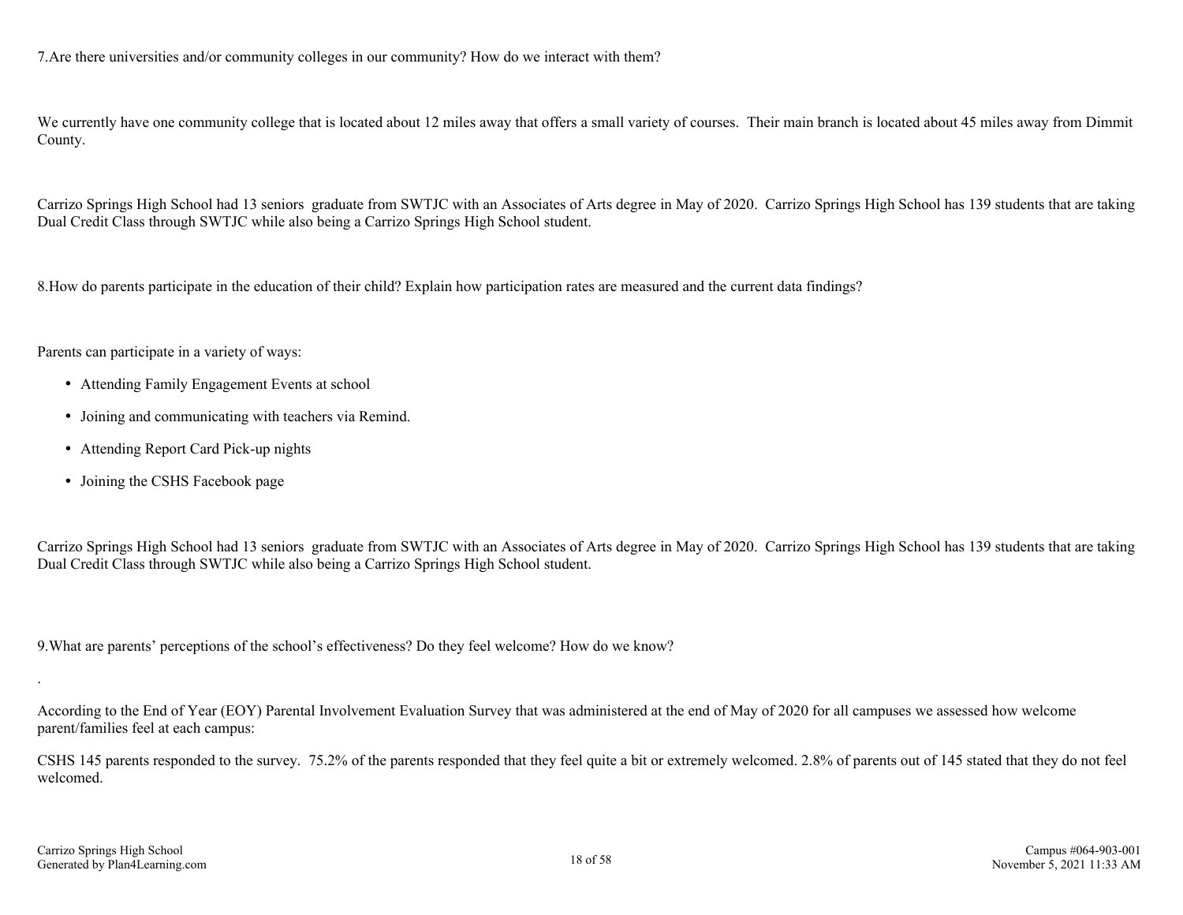7.Are there universities and/or community colleges in our community? How do we interact with them?

We currently have one community college that is located about 12 miles away that offers a small variety of courses. Their main branch is located about 45 miles away from Dimmit County.

Carrizo Springs High School had 13 seniors graduate from SWTJC with an Associates of Arts degree in May of 2020. Carrizo Springs High School has 139 students that are taking Dual Credit Class through SWTJC while also being a Carrizo Springs High School student.

8.How do parents participate in the education of their child? Explain how participation rates are measured and the current data findings?

Parents can participate in a variety of ways:

- Attending Family Engagement Events at school
- Joining and communicating with teachers via Remind.
- Attending Report Card Pick-up nights
- Joining the CSHS Facebook page

Carrizo Springs High School had 13 seniors graduate from SWTJC with an Associates of Arts degree in May of 2020. Carrizo Springs High School has 139 students that are taking Dual Credit Class through SWTJC while also being a Carrizo Springs High School student.

9.What are parents' perceptions of the school's effectiveness? Do they feel welcome? How do we know?

.

According to the End of Year (EOY) Parental Involvement Evaluation Survey that was administered at the end of May of 2020 for all campuses we assessed how welcome parent/families feel at each campus:

CSHS 145 parents responded to the survey. 75.2% of the parents responded that they feel quite a bit or extremely welcomed. 2.8% of parents out of 145 stated that they do not feel welcomed.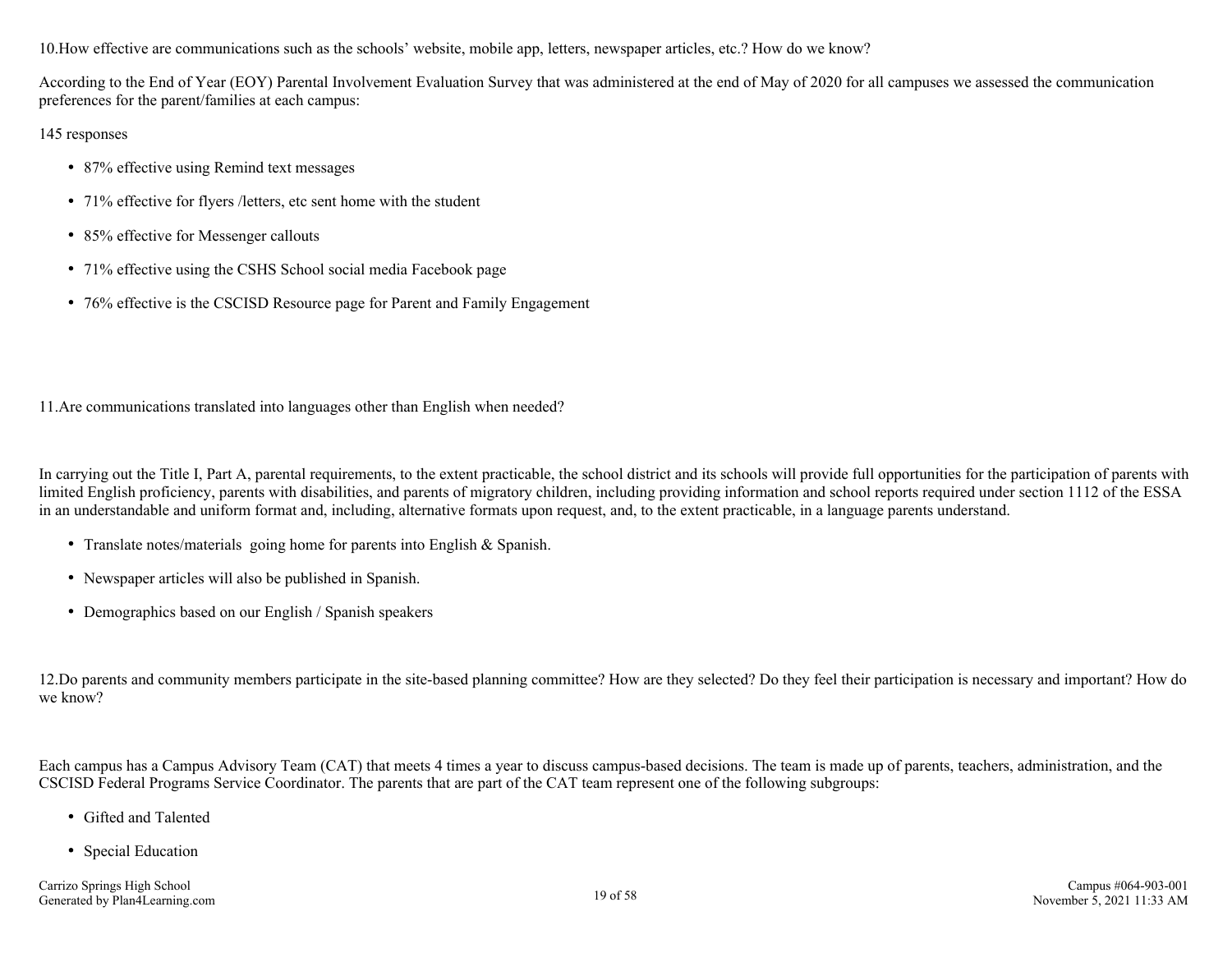10.How effective are communications such as the schools' website, mobile app, letters, newspaper articles, etc.? How do we know?

According to the End of Year (EOY) Parental Involvement Evaluation Survey that was administered at the end of May of 2020 for all campuses we assessed the communication preferences for the parent/families at each campus:

145 responses

- 87% effective using Remind text messages
- 71% effective for flyers /letters, etc sent home with the student
- 85% effective for Messenger callouts
- 71% effective using the CSHS School social media Facebook page
- 76% effective is the CSCISD Resource page for Parent and Family Engagement

11.Are communications translated into languages other than English when needed?

In carrying out the Title I, Part A, parental requirements, to the extent practicable, the school district and its schools will provide full opportunities for the participation of parents with limited English proficiency, parents with disabilities, and parents of migratory children, including providing information and school reports required under section 1112 of the ESSA in an understandable and uniform format and, including, alternative formats upon request, and, to the extent practicable, in a language parents understand.

- Translate notes/materials going home for parents into English & Spanish.
- Newspaper articles will also be published in Spanish.
- Demographics based on our English / Spanish speakers

12.Do parents and community members participate in the site-based planning committee? How are they selected? Do they feel their participation is necessary and important? How do we know?

Each campus has a Campus Advisory Team (CAT) that meets 4 times a year to discuss campus-based decisions. The team is made up of parents, teachers, administration, and the CSCISD Federal Programs Service Coordinator. The parents that are part of the CAT team represent one of the following subgroups:

- Gifted and Talented
- Special Education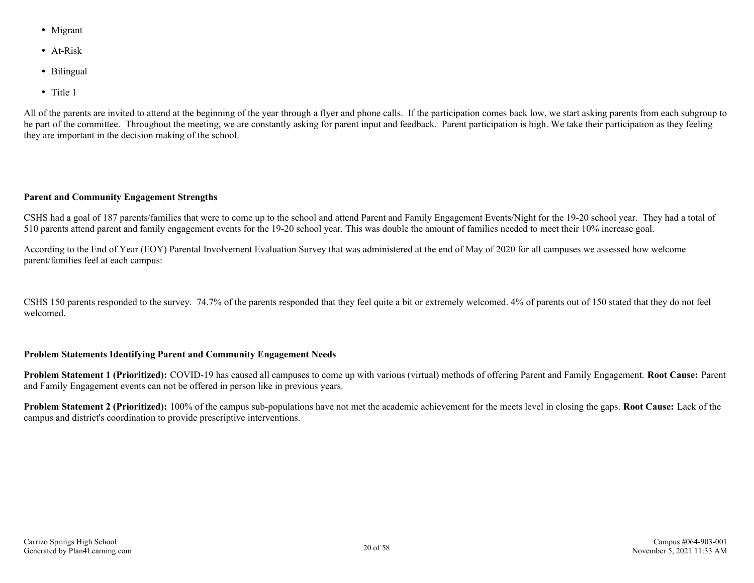- Migrant
- At-Risk
- Bilingual
- Title 1

All of the parents are invited to attend at the beginning of the year through a flyer and phone calls. If the participation comes back low, we start asking parents from each subgroup to be part of the committee. Throughout the meeting, we are constantly asking for parent input and feedback. Parent participation is high. We take their participation as they feeling they are important in the decision making of the school.

**Parent and Community Engagement Strengths**

CSHS had a goal of 187 parents/families that were to come up to the school and attend Parent and Family Engagement Events/Night for the 19-20 school year. They had a total of 510 parents attend parent and family engagement events for the 19-20 school year. This was double the amount of families needed to meet their 10% increase goal.

According to the End of Year (EOY) Parental Involvement Evaluation Survey that was administered at the end of May of 2020 for all campuses we assessed how welcome parent/families feel at each campus:

CSHS 150 parents responded to the survey. 74.7% of the parents responded that they feel quite a bit or extremely welcomed. 4% of parents out of 150 stated that they do not feel welcomed.

**Problem Statements Identifying Parent and Community Engagement Needs**

**Problem Statement 1 (Prioritized):** COVID-19 has caused all campuses to come up with various (virtual) methods of offering Parent and Family Engagement. **Root Cause:** Parent and Family Engagement events can not be offered in person like in previous years.

**Problem Statement 2 (Prioritized):** 100% of the campus sub-populations have not met the academic achievement for the meets level in closing the gaps. **Root Cause:** Lack of the campus and district's coordination to provide prescriptive interventions.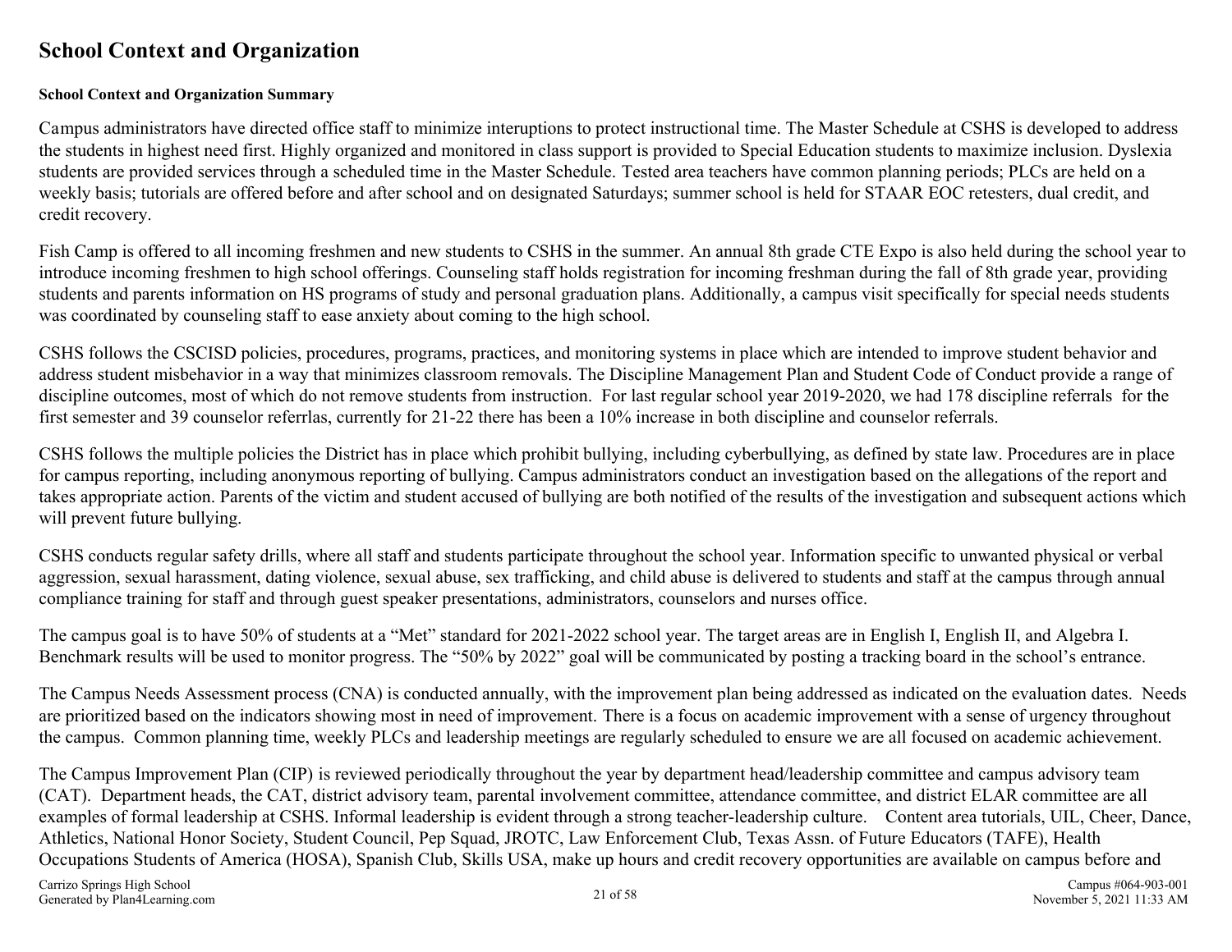# School Context and Organization

**School Context and Organization Summary**

Campus administrators have directed office staff to minimize interuptions to protect instructional time. The Master Schedule at CSHS is developed to address the students in highest need first. Highly organized and monitored in class support is provided to Special Education students to maximize inclusion. Dyslexia students are provided services through a scheduled time in the Master Schedule. Tested area teachers have common planning periods; PLCs are held on a weekly basis; tutorials are offered before and after school and on designated Saturdays; summer school is held for STAAR EOC retesters, dual credit, and credit recovery.

Fish Camp is offered to all incoming freshmen and new students to CSHS in the summer. An annual 8th grade CTE Expo is also held during the school year to introduce incoming freshmen to high school offerings. Counseling staff holds registration for incoming freshman during the fall of 8th grade year, providing students and parents information on HS programs of study and personal graduation plans. Additionally, a campus visit specifically for special needs students was coordinated by counseling staff to ease anxiety about coming to the high school.

CSHS follows the CSCISD policies, procedures, programs, practices, and monitoring systems in place which are intended to improve student behavior and address student misbehavior in a way that minimizes classroom removals. The Discipline Management Plan and Student Code of Conduct provide a range of discipline outcomes, most of which do not remove students from instruction. For last regular school year 2019-2020, we had 178 discipline referrals for the first semester and 39 counselor referrlas, currently for 21-22 there has been a 10% increase in both discipline and counselor referrals.

CSHS follows the multiple policies the District has in place which prohibit bullying, including cyberbullying, as defined by state law. Procedures are in place for campus reporting, including anonymous reporting of bullying. Campus administrators conduct an investigation based on the allegations of the report and takes appropriate action. Parents of the victim and student accused of bullying are both notified of the results of the investigation and subsequent actions which will prevent future bullying.

CSHS conducts regular safety drills, where all staff and students participate throughout the school year. Information specific to unwanted physical or verbal aggression, sexual harassment, dating violence, sexual abuse, sex trafficking, and child abuse is delivered to students and staff at the campus through annual compliance training for staff and through guest speaker presentations, administrators, counselors and nurses office.

The campus goal is to have 50% of students at a “Met” standard for 2021-2022 school year. The target areas are in English I, English II, and Algebra I. Benchmark results will be used to monitor progress. The “50% by 2022” goal will be communicated by posting a tracking board in the school’s entrance.

The Campus Needs Assessment process (CNA) is conducted annually, with the improvement plan being addressed as indicated on the evaluation dates. Needs are prioritized based on the indicators showing most in need of improvement. There is a focus on academic improvement with a sense of urgency throughout the campus. Common planning time, weekly PLCs and leadership meetings are regularly scheduled to ensure we are all focused on academic achievement.

The Campus Improvement Plan (CIP) is reviewed periodically throughout the year by department head/leadership committee and campus advisory team (CAT). Department heads, the CAT, district advisory team, parental involvement committee, attendance committee, and district ELAR committee are all examples of formal leadership at CSHS. Informal leadership is evident through a strong teacher-leadership culture. Content area tutorials, UIL, Cheer, Dance, Athletics, National Honor Society, Student Council, Pep Squad, JROTC, Law Enforcement Club, Texas Assn. of Future Educators (TAFE), Health Occupations Students of America (HOSA), Spanish Club, Skills USA, make up hours and credit recovery opportunities are available on campus before and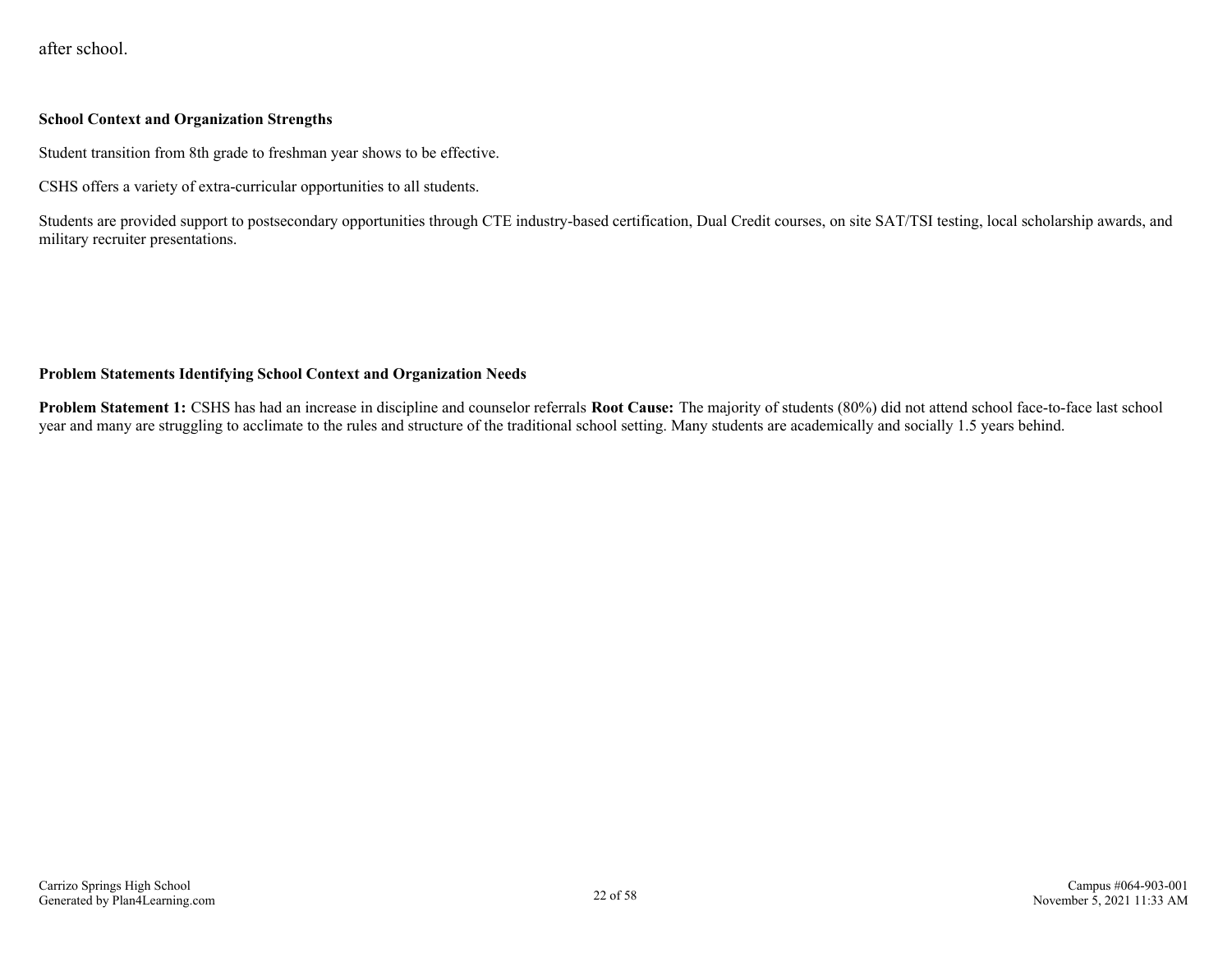after school.

**School Context and Organization Strengths**

Student transition from 8th grade to freshman year shows to be effective.

CSHS offers a variety of extra-curricular opportunities to all students.

Students are provided support to postsecondary opportunities through CTE industry-based certification, Dual Credit courses, on site SAT/TSI testing, local scholarship awards, and military recruiter presentations.

**Problem Statements Identifying School Context and Organization Needs**

**Problem Statement 1:** CSHS has had an increase in discipline and counselor referrals **Root Cause:** The majority of students (80%) did not attend school face-to-face last school year and many are struggling to acclimate to the rules and structure of the traditional school setting. Many students are academically and socially 1.5 years behind.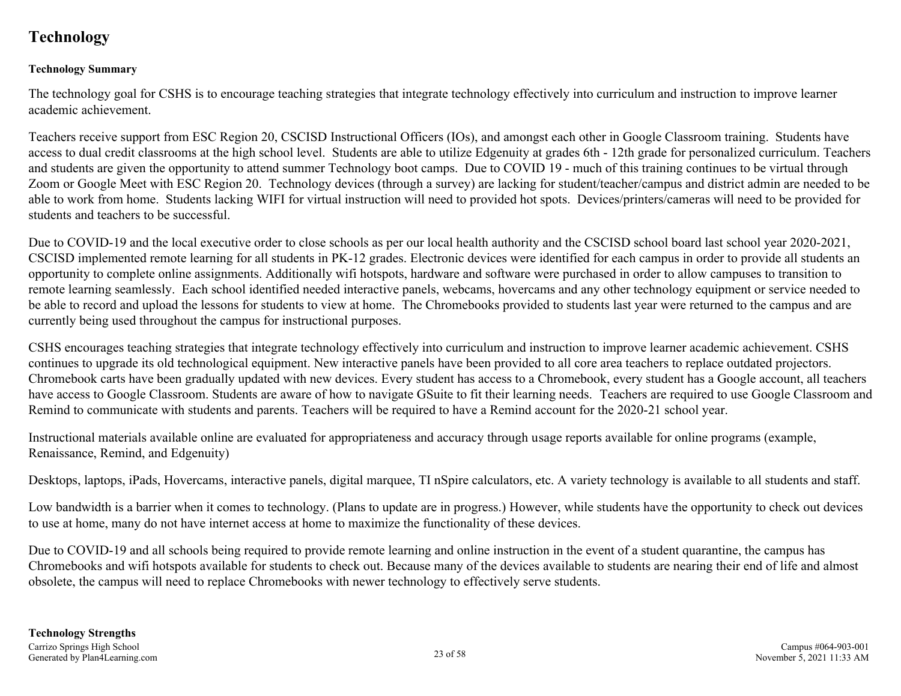# Technology

**Technology Summary**

The technology goal for CSHS is to encourage teaching strategies that integrate technology effectively into curriculum and instruction to improve learner academic achievement.

Teachers receive support from ESC Region 20, CSCISD Instructional Officers (IOs), and amongst each other in Google Classroom training.  Students have access to dual credit classrooms at the high school level.  Students are able to utilize Edgenuity at grades 6th - 12th grade for personalized curriculum. Teachers and students are given the opportunity to attend summer Technology boot camps.  Due to COVID 19 - much of this training continues to be virtual through Zoom or Google Meet with ESC Region 20.  Technology devices (through a survey) are lacking for student/teacher/campus and district admin are needed to be able to work from home.  Students lacking WIFI for virtual instruction will need to provided hot spots.  Devices/printers/cameras will need to be provided for students and teachers to be successful.

Due to COVID-19 and the local executive order to close schools as per our local health authority and the CSCISD school board last school year 2020-2021, CSCISD implemented remote learning for all students in PK-12 grades. Electronic devices were identified for each campus in order to provide all students an opportunity to complete online assignments. Additionally wifi hotspots, hardware and software were purchased in order to allow campuses to transition to remote learning seamlessly.  Each school identified needed interactive panels, webcams, hovercams and any other technology equipment or service needed to be able to record and upload the lessons for students to view at home.  The Chromebooks provided to students last year were returned to the campus and are currently being used throughout the campus for instructional purposes.

CSHS encourages teaching strategies that integrate technology effectively into curriculum and instruction to improve learner academic achievement. CSHS continues to upgrade its old technological equipment. New interactive panels have been provided to all core area teachers to replace outdated projectors. Chromebook carts have been gradually updated with new devices. Every student has access to a Chromebook, every student has a Google account, all teachers have access to Google Classroom. Students are aware of how to navigate GSuite to fit their learning needs.  Teachers are required to use Google Classroom and Remind to communicate with students and parents. Teachers will be required to have a Remind account for the 2020-21 school year.

Instructional materials available online are evaluated for appropriateness and accuracy through usage reports available for online programs (example, Renaissance, Remind, and Edgenuity)

Desktops, laptops, iPads, Hovercams, interactive panels, digital marquee, TI nSpire calculators, etc. A variety technology is available to all students and staff.

Low bandwidth is a barrier when it comes to technology. (Plans to update are in progress.) However, while students have the opportunity to check out devices to use at home, many do not have internet access at home to maximize the functionality of these devices.

Due to COVID-19 and all schools being required to provide remote learning and online instruction in the event of a student quarantine, the campus has Chromebooks and wifi hotspots available for students to check out. Because many of the devices available to students are nearing their end of life and almost obsolete, the campus will need to replace Chromebooks with newer technology to effectively serve students.

**Technology Strengths**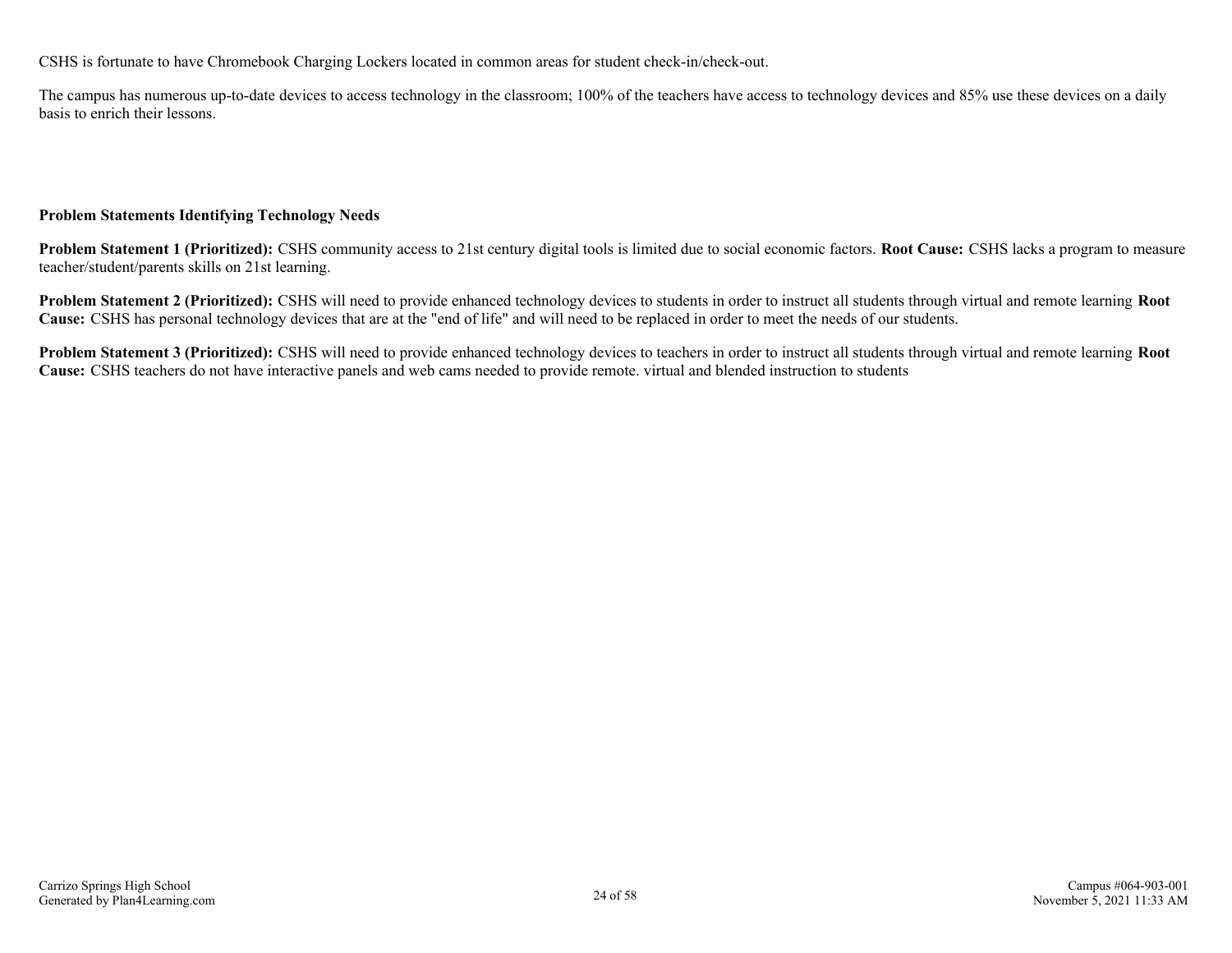CSHS is fortunate to have Chromebook Charging Lockers located in common areas for student check-in/check-out.

The campus has numerous up-to-date devices to access technology in the classroom; 100% of the teachers have access to technology devices and 85% use these devices on a daily basis to enrich their lessons.

**Problem Statements Identifying Technology Needs**

**Problem Statement 1 (Prioritized):** CSHS community access to 21st century digital tools is limited due to social economic factors. **Root Cause:** CSHS lacks a program to measure teacher/student/parents skills on 21st learning.

**Problem Statement 2 (Prioritized):** CSHS will need to provide enhanced technology devices to students in order to instruct all students through virtual and remote learning **Root Cause:** CSHS has personal technology devices that are at the "end of life" and will need to be replaced in order to meet the needs of our students.

**Problem Statement 3 (Prioritized):** CSHS will need to provide enhanced technology devices to teachers in order to instruct all students through virtual and remote learning **Root Cause:** CSHS teachers do not have interactive panels and web cams needed to provide remote. virtual and blended instruction to students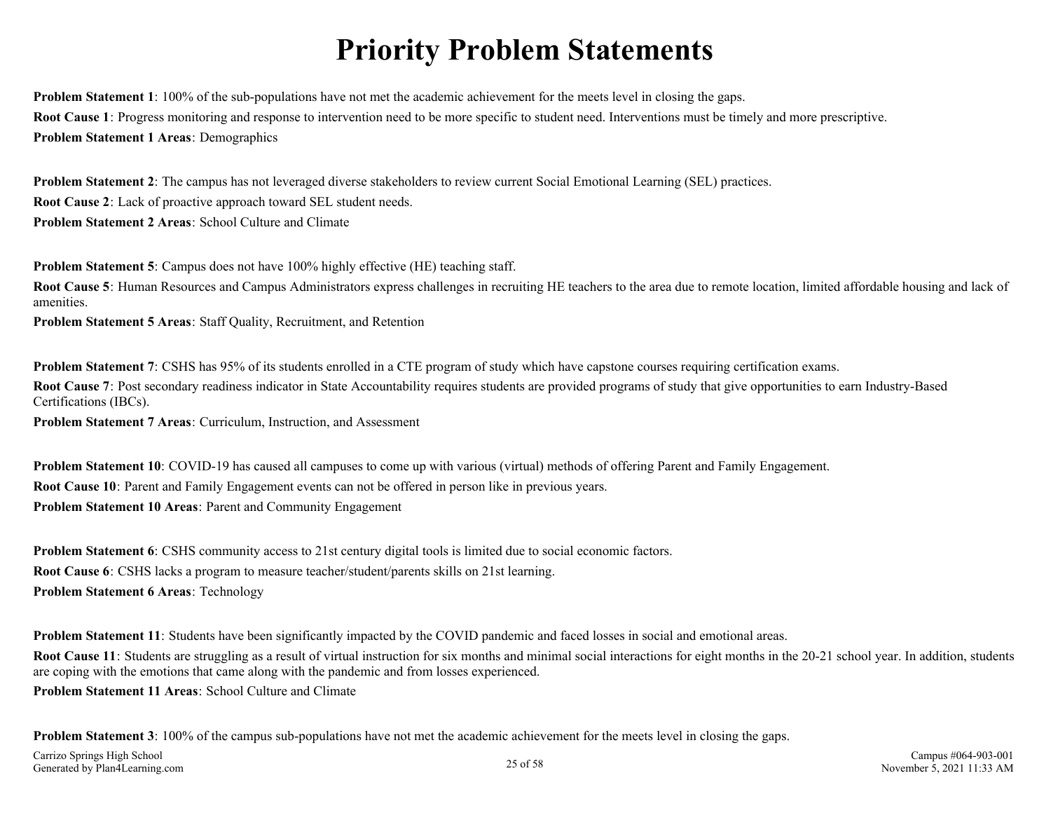# Priority Problem Statements

**Problem Statement 1**: 100% of the sub-populations have not met the academic achievement for the meets level in closing the gaps.

**Root Cause 1**: Progress monitoring and response to intervention need to be more specific to student need. Interventions must be timely and more prescriptive.

**Problem Statement 1 Areas**: Demographics

**Problem Statement 2**: The campus has not leveraged diverse stakeholders to review current Social Emotional Learning (SEL) practices.

**Root Cause 2**: Lack of proactive approach toward SEL student needs.

**Problem Statement 2 Areas**: School Culture and Climate

**Problem Statement 5**: Campus does not have 100% highly effective (HE) teaching staff.

**Root Cause 5**: Human Resources and Campus Administrators express challenges in recruiting HE teachers to the area due to remote location, limited affordable housing and lack of amenities.

**Problem Statement 5 Areas**: Staff Quality, Recruitment, and Retention

**Problem Statement 7**: CSHS has 95% of its students enrolled in a CTE program of study which have capstone courses requiring certification exams.

**Root Cause 7**: Post secondary readiness indicator in State Accountability requires students are provided programs of study that give opportunities to earn Industry-Based Certifications (IBCs).

**Problem Statement 7 Areas**: Curriculum, Instruction, and Assessment

**Problem Statement 10**: COVID-19 has caused all campuses to come up with various (virtual) methods of offering Parent and Family Engagement.

**Root Cause 10**: Parent and Family Engagement events can not be offered in person like in previous years.

**Problem Statement 10 Areas**: Parent and Community Engagement

**Problem Statement 6**: CSHS community access to 21st century digital tools is limited due to social economic factors.

**Root Cause 6**: CSHS lacks a program to measure teacher/student/parents skills on 21st learning.

**Problem Statement 6 Areas**: Technology

**Problem Statement 11**: Students have been significantly impacted by the COVID pandemic and faced losses in social and emotional areas.

**Root Cause 11**: Students are struggling as a result of virtual instruction for six months and minimal social interactions for eight months in the 20-21 school year. In addition, students are coping with the emotions that came along with the pandemic and from losses experienced.

**Problem Statement 11 Areas**: School Culture and Climate

**Problem Statement 3**: 100% of the campus sub-populations have not met the academic achievement for the meets level in closing the gaps.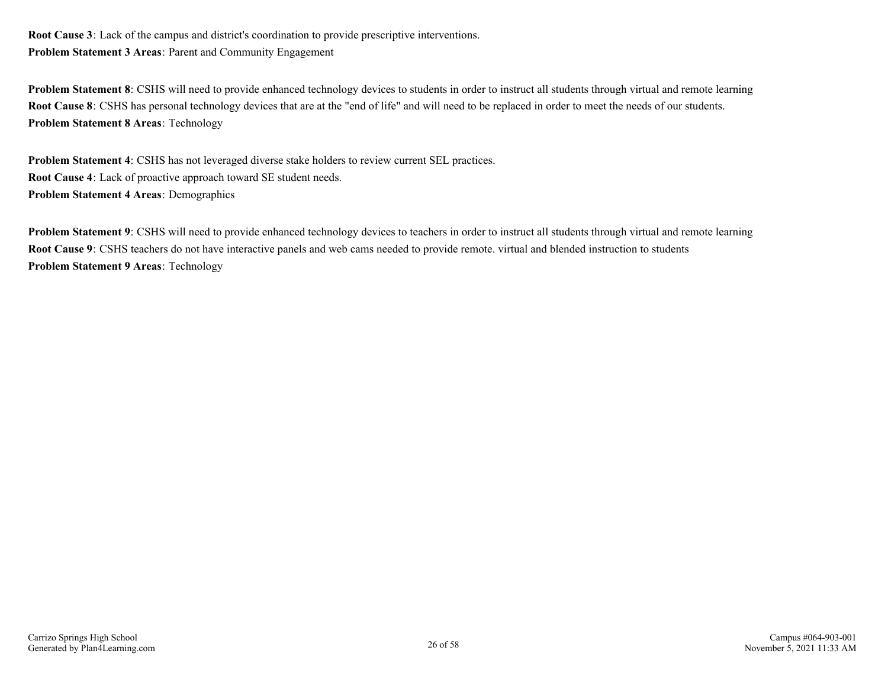**Root Cause 3**: Lack of the campus and district's coordination to provide prescriptive interventions.
**Problem Statement 3 Areas**: Parent and Community Engagement

**Problem Statement 8**: CSHS will need to provide enhanced technology devices to students in order to instruct all students through virtual and remote learning
**Root Cause 8**: CSHS has personal technology devices that are at the "end of life" and will need to be replaced in order to meet the needs of our students.
**Problem Statement 8 Areas**: Technology

**Problem Statement 4**: CSHS has not leveraged diverse stake holders to review current SEL practices.
**Root Cause 4**: Lack of proactive approach toward SE student needs.
**Problem Statement 4 Areas**: Demographics

**Problem Statement 9**: CSHS will need to provide enhanced technology devices to teachers in order to instruct all students through virtual and remote learning
**Root Cause 9**: CSHS teachers do not have interactive panels and web cams needed to provide remote. virtual and blended instruction to students
**Problem Statement 9 Areas**: Technology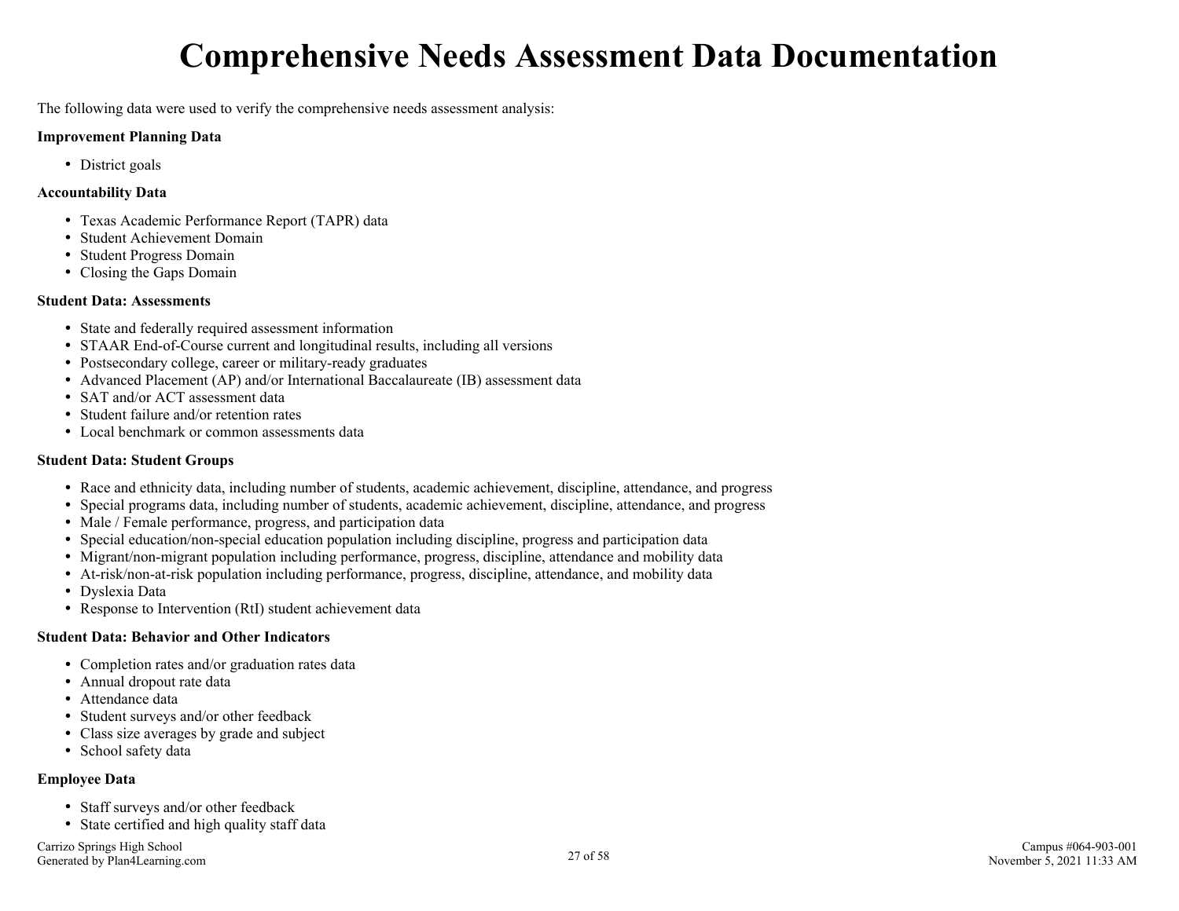# Comprehensive Needs Assessment Data Documentation

The following data were used to verify the comprehensive needs assessment analysis:

**Improvement Planning Data**

- District goals

**Accountability Data**

- Texas Academic Performance Report (TAPR) data
- Student Achievement Domain
- Student Progress Domain
- Closing the Gaps Domain

**Student Data: Assessments**

- State and federally required assessment information
- STAAR End-of-Course current and longitudinal results, including all versions
- Postsecondary college, career or military-ready graduates
- Advanced Placement (AP) and/or International Baccalaureate (IB) assessment data
- SAT and/or ACT assessment data
- Student failure and/or retention rates
- Local benchmark or common assessments data

**Student Data: Student Groups**

- Race and ethnicity data, including number of students, academic achievement, discipline, attendance, and progress
- Special programs data, including number of students, academic achievement, discipline, attendance, and progress
- Male / Female performance, progress, and participation data
- Special education/non-special education population including discipline, progress and participation data
- Migrant/non-migrant population including performance, progress, discipline, attendance and mobility data
- At-risk/non-at-risk population including performance, progress, discipline, attendance, and mobility data
- Dyslexia Data
- Response to Intervention (RtI) student achievement data

**Student Data: Behavior and Other Indicators**

- Completion rates and/or graduation rates data
- Annual dropout rate data
- Attendance data
- Student surveys and/or other feedback
- Class size averages by grade and subject
- School safety data

**Employee Data**

- Staff surveys and/or other feedback
- State certified and high quality staff data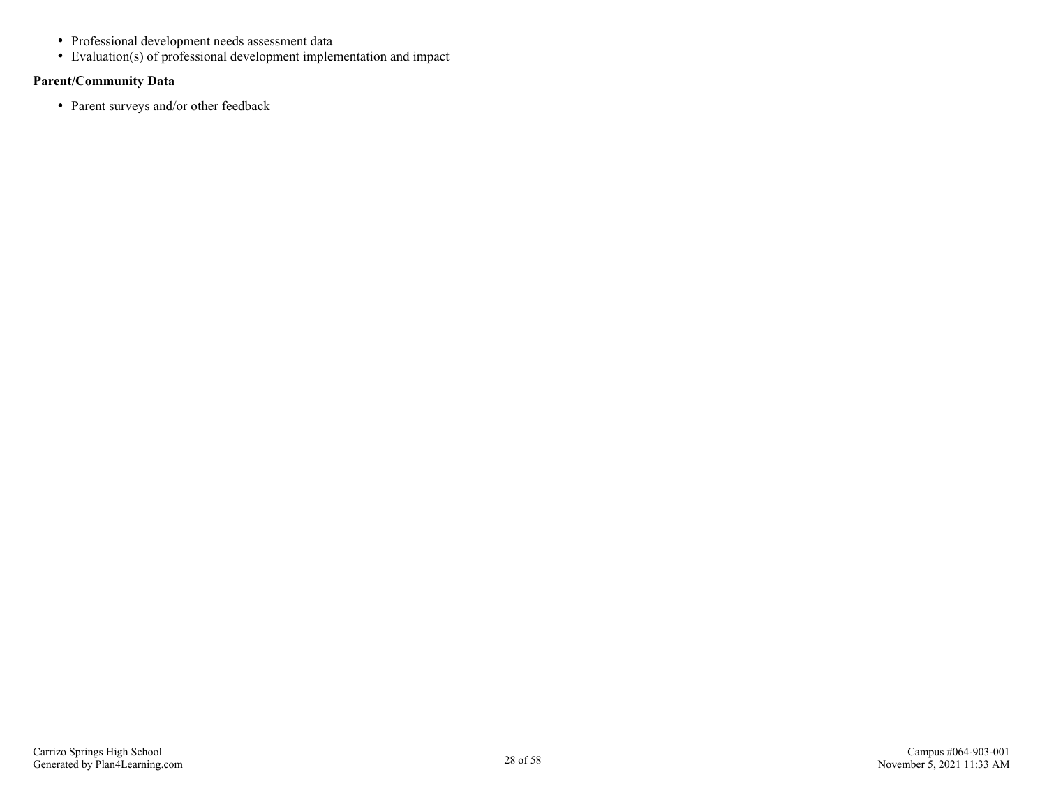- Professional development needs assessment data
- Evaluation(s) of professional development implementation and impact

**Parent/Community Data**

- Parent surveys and/or other feedback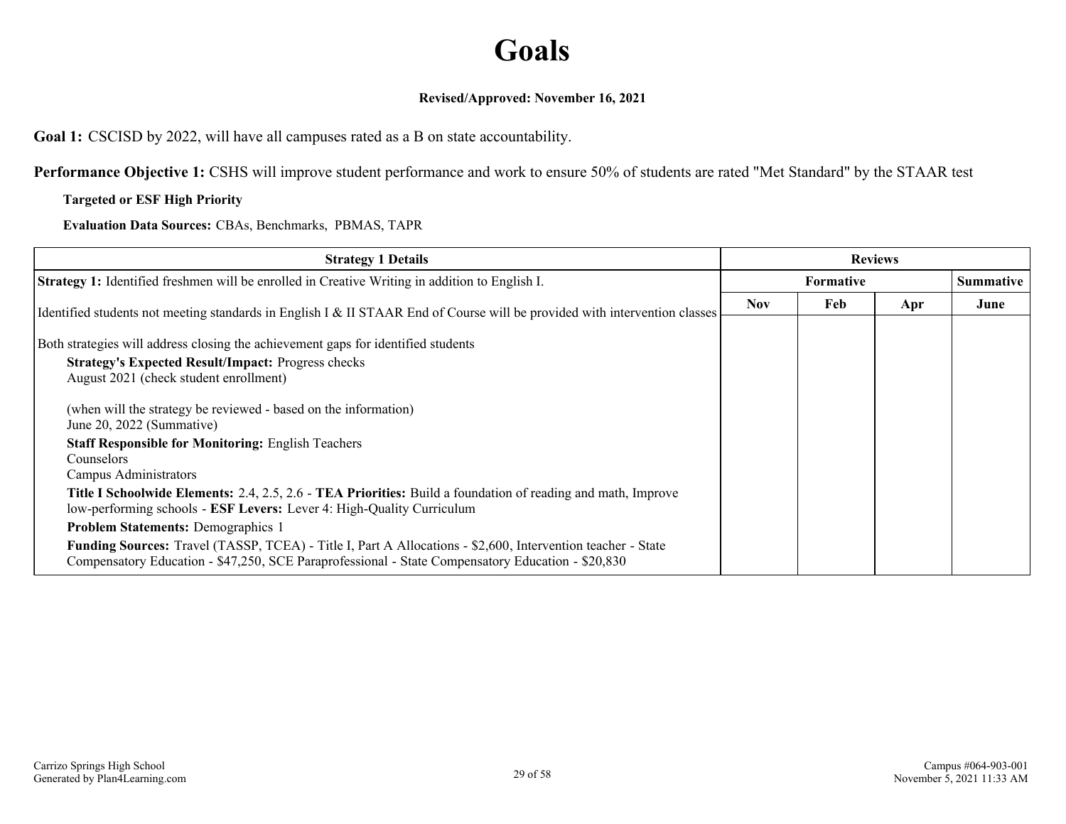# Goals

**Revised/Approved: November 16, 2021**

**Goal 1:** CSCISD by 2022, will have all campuses rated as a B on state accountability.

**Performance Objective 1:** CSHS will improve student performance and work to ensure 50% of students are rated "Met Standard" by the STAAR test

**Targeted or ESF High Priority**

**Evaluation Data Sources:** CBAs, Benchmarks, PBMAS, TAPR

| Strategy 1 Details | Reviews | | | |
|---|---|---|---|---|
| **Strategy 1:** Identified freshmen will be enrolled in Creative Writing in addition to English I. | Formative | | | Summative |
| Identified students not meeting standards in English I & II STAAR End of Course will be provided with intervention classes | Nov | Feb | Apr | June |
| Both strategies will address closing the achievement gaps for identified students<br>**Strategy's Expected Result/Impact:** Progress checks<br>August 2021 (check student enrollment)<br><br>(when will the strategy be reviewed - based on the information)<br>June 20, 2022 (Summative)<br>**Staff Responsible for Monitoring:** English Teachers<br>Counselors<br>Campus Administrators<br>**Title I Schoolwide Elements:** 2.4, 2.5, 2.6 - **TEA Priorities:** Build a foundation of reading and math, Improve low-performing schools - **ESF Levers:** Lever 4: High-Quality Curriculum<br>**Problem Statements:** Demographics 1<br>**Funding Sources:** Travel (TASSP, TCEA) - Title I, Part A Allocations - $2,600, Intervention teacher - State Compensatory Education - $47,250, SCE Paraprofessional - State Compensatory Education - $20,830 | | | | |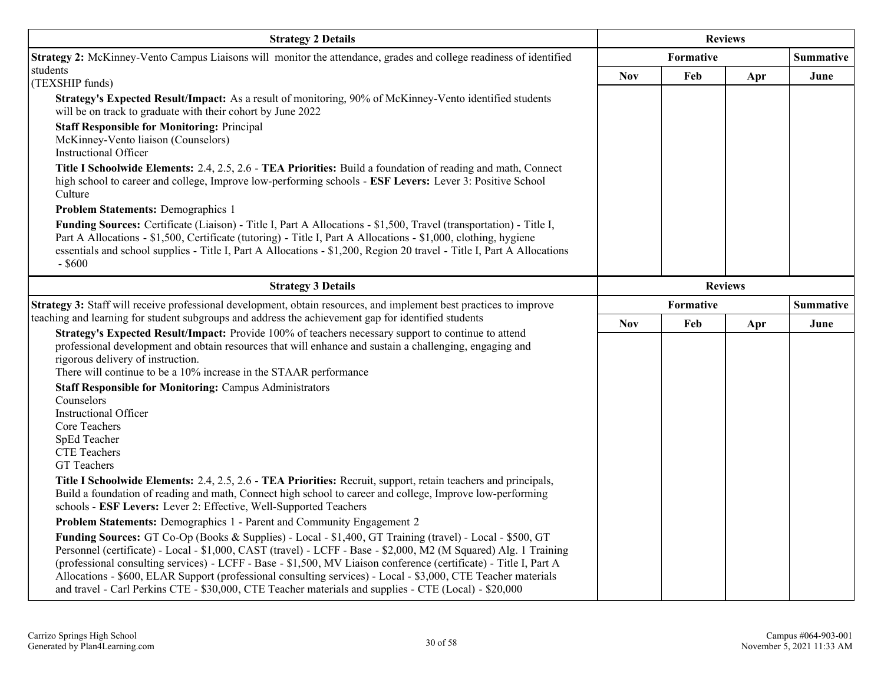| Strategy 2 Details | Reviews | | | |
|---|---|---|---|---|
| | Formative | | | Summative |
| **Strategy 2:** McKinney-Vento Campus Liaisons will monitor the attendance, grades and college readiness of identified students<br>(TEXSHIP funds) | Nov | Feb | Apr | June |
| **Strategy's Expected Result/Impact:** As a result of monitoring, 90% of McKinney-Vento identified students will be on track to graduate with their cohort by June 2022<br>**Staff Responsible for Monitoring:** Principal<br>McKinney-Vento liaison (Counselors)<br>Instructional Officer<br>**Title I Schoolwide Elements:** 2.4, 2.5, 2.6 - **TEA Priorities:** Build a foundation of reading and math, Connect high school to career and college, Improve low-performing schools - **ESF Levers:** Lever 3: Positive School Culture<br>**Problem Statements:** Demographics 1<br>**Funding Sources:** Certificate (Liaison) - Title I, Part A Allocations - $1,500, Travel (transportation) - Title I, Part A Allocations - $1,500, Certificate (tutoring) - Title I, Part A Allocations - $1,000, clothing, hygiene essentials and school supplies - Title I, Part A Allocations - $1,200, Region 20 travel - Title I, Part A Allocations - $600 | | | | |

| Strategy 3 Details | Reviews | | | |
|---|---|---|---|---|
| | Formative | | | Summative |
| **Strategy 3:** Staff will receive professional development, obtain resources, and implement best practices to improve teaching and learning for student subgroups and address the achievement gap for identified students | Nov | Feb | Apr | June |
| **Strategy's Expected Result/Impact:** Provide 100% of teachers necessary support to continue to attend professional development and obtain resources that will enhance and sustain a challenging, engaging and rigorous delivery of instruction.<br>There will continue to be a 10% increase in the STAAR performance<br>**Staff Responsible for Monitoring:** Campus Administrators<br>Counselors<br>Instructional Officer<br>Core Teachers<br>SpEd Teacher<br>CTE Teachers<br>GT Teachers<br>**Title I Schoolwide Elements:** 2.4, 2.5, 2.6 - **TEA Priorities:** Recruit, support, retain teachers and principals, Build a foundation of reading and math, Connect high school to career and college, Improve low-performing schools - **ESF Levers:** Lever 2: Effective, Well-Supported Teachers<br>**Problem Statements:** Demographics 1 - Parent and Community Engagement 2<br>**Funding Sources:** GT Co-Op (Books & Supplies) - Local - $1,400, GT Training (travel) - Local - $500, GT Personnel (certificate) - Local - $1,000, CAST (travel) - LCFF - Base - $2,000, M2 (M Squared) Alg. 1 Training (professional consulting services) - LCFF - Base - $1,500, MV Liaison conference (certificate) - Title I, Part A Allocations - $600, ELAR Support (professional consulting services) - Local - $3,000, CTE Teacher materials and travel - Carl Perkins CTE - $30,000, CTE Teacher materials and supplies - CTE (Local) - $20,000 | | | | |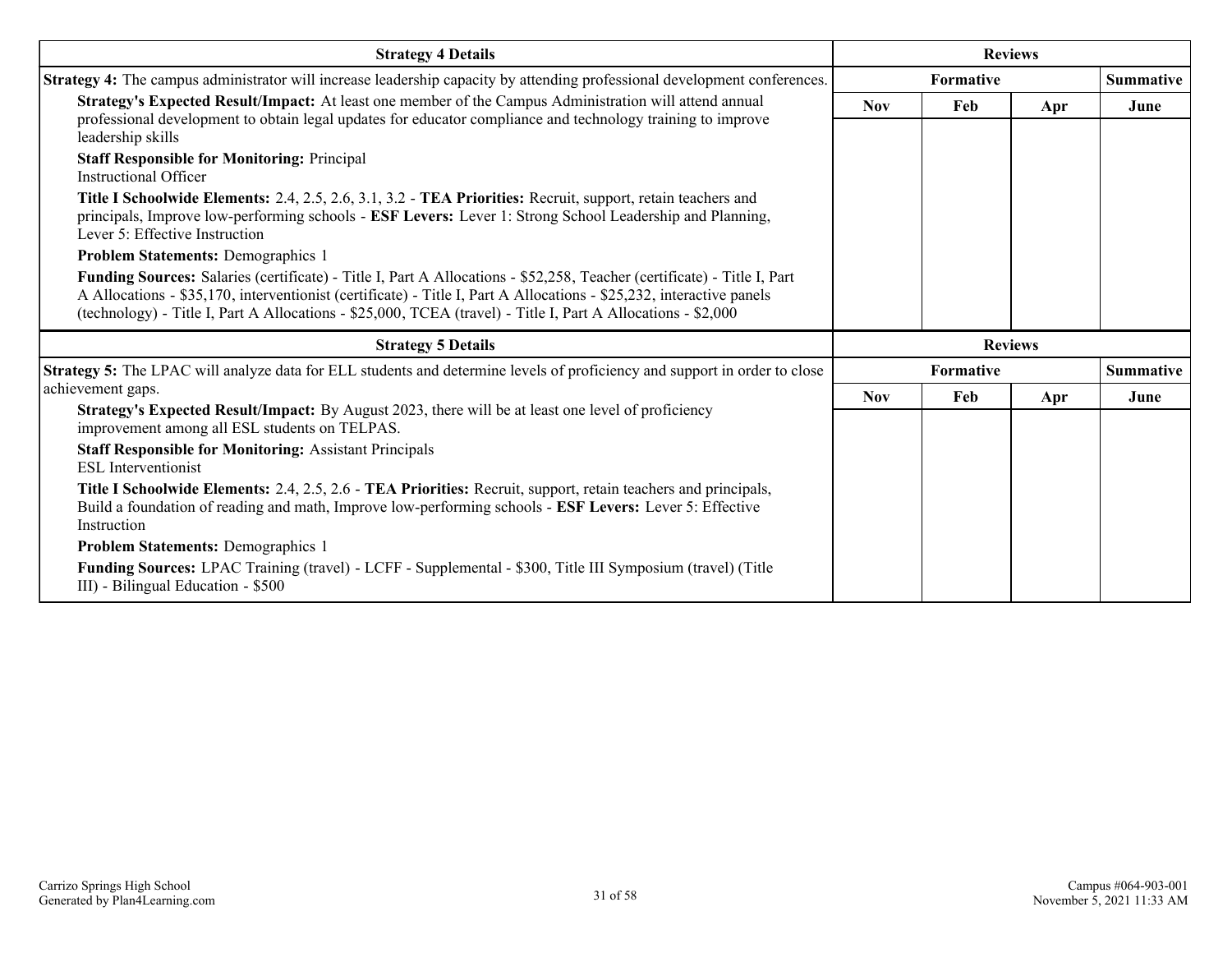| Strategy 4 Details | Reviews | | | |
|---|---|---|---|---|
| **Strategy 4:** The campus administrator will increase leadership capacity by attending professional development conferences. | Formative | | | Summative |
| **Strategy's Expected Result/Impact:** At least one member of the Campus Administration will attend annual professional development to obtain legal updates for educator compliance and technology training to improve leadership skills<br>**Staff Responsible for Monitoring:** Principal<br>Instructional Officer<br>**Title I Schoolwide Elements:** 2.4, 2.5, 2.6, 3.1, 3.2 - **TEA Priorities:** Recruit, support, retain teachers and principals, Improve low-performing schools - **ESF Levers:** Lever 1: Strong School Leadership and Planning, Lever 5: Effective Instruction<br>**Problem Statements:** Demographics 1<br>**Funding Sources:** Salaries (certificate) - Title I, Part A Allocations - $52,258, Teacher (certificate) - Title I, Part A Allocations - $35,170, interventionist (certificate) - Title I, Part A Allocations - $25,232, interactive panels (technology) - Title I, Part A Allocations - $25,000, TCEA (travel) - Title I, Part A Allocations - $2,000 | Nov | Feb | Apr | June |

| Strategy 5 Details | Reviews | | | |
|---|---|---|---|---|
| **Strategy 5:** The LPAC will analyze data for ELL students and determine levels of proficiency and support in order to close achievement gaps. | Formative | | | Summative |
| **Strategy's Expected Result/Impact:** By August 2023, there will be at least one level of proficiency improvement among all ESL students on TELPAS.<br>**Staff Responsible for Monitoring:** Assistant Principals<br>ESL Interventionist<br>**Title I Schoolwide Elements:** 2.4, 2.5, 2.6 - **TEA Priorities:** Recruit, support, retain teachers and principals, Build a foundation of reading and math, Improve low-performing schools - **ESF Levers:** Lever 5: Effective Instruction<br>**Problem Statements:** Demographics 1<br>**Funding Sources:** LPAC Training (travel) - LCFF - Supplemental - $300, Title III Symposium (travel) (Title III) - Bilingual Education - $500 | Nov | Feb | Apr | June |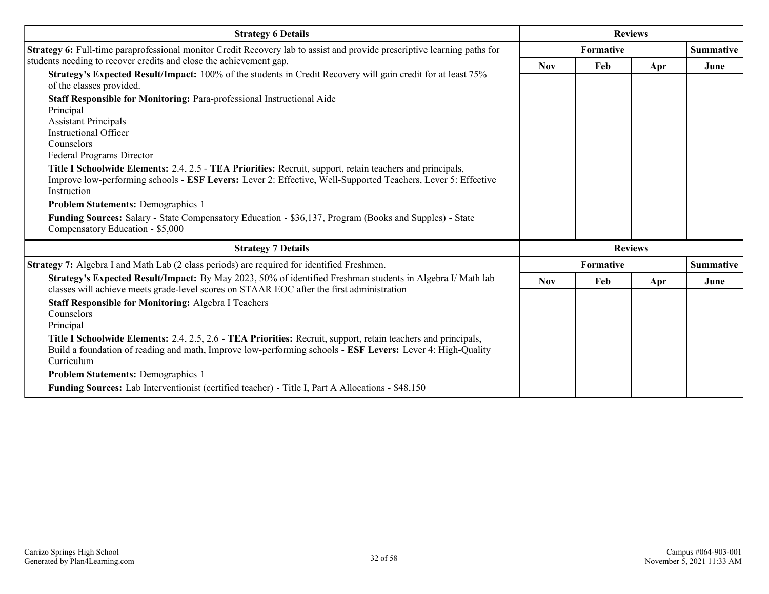| Strategy 6 Details | Reviews | | | |
|---|---|---|---|---|
| **Strategy 6:** Full-time paraprofessional monitor Credit Recovery lab to assist and provide prescriptive learning paths for students needing to recover credits and close the achievement gap. | Formative | | | Summative |
| **Strategy's Expected Result/Impact:** 100% of the students in Credit Recovery will gain credit for at least 75% of the classes provided.<br>**Staff Responsible for Monitoring:** Para-professional Instructional Aide<br>Principal<br>Assistant Principals<br>Instructional Officer<br>Counselors<br>Federal Programs Director<br>**Title I Schoolwide Elements:** 2.4, 2.5 - **TEA Priorities:** Recruit, support, retain teachers and principals, Improve low-performing schools - **ESF Levers:** Lever 2: Effective, Well-Supported Teachers, Lever 5: Effective Instruction<br>**Problem Statements:** Demographics 1<br>**Funding Sources:** Salary - State Compensatory Education - $36,137, Program (Books and Supples) - State Compensatory Education - $5,000 | Nov | Feb | Apr | June |

| Strategy 7 Details | Reviews | | | |
|---|---|---|---|---|
| **Strategy 7:** Algebra I and Math Lab (2 class periods) are required for identified Freshmen. | Formative | | | Summative |
| **Strategy's Expected Result/Impact:** By May 2023, 50% of identified Freshman students in Algebra I/ Math lab classes will achieve meets grade-level scores on STAAR EOC after the first administration<br>**Staff Responsible for Monitoring:** Algebra I Teachers<br>Counselors<br>Principal<br>**Title I Schoolwide Elements:** 2.4, 2.5, 2.6 - **TEA Priorities:** Recruit, support, retain teachers and principals, Build a foundation of reading and math, Improve low-performing schools - **ESF Levers:** Lever 4: High-Quality Curriculum<br>**Problem Statements:** Demographics 1<br>**Funding Sources:** Lab Interventionist (certified teacher) - Title I, Part A Allocations - $48,150 | Nov | Feb | Apr | June |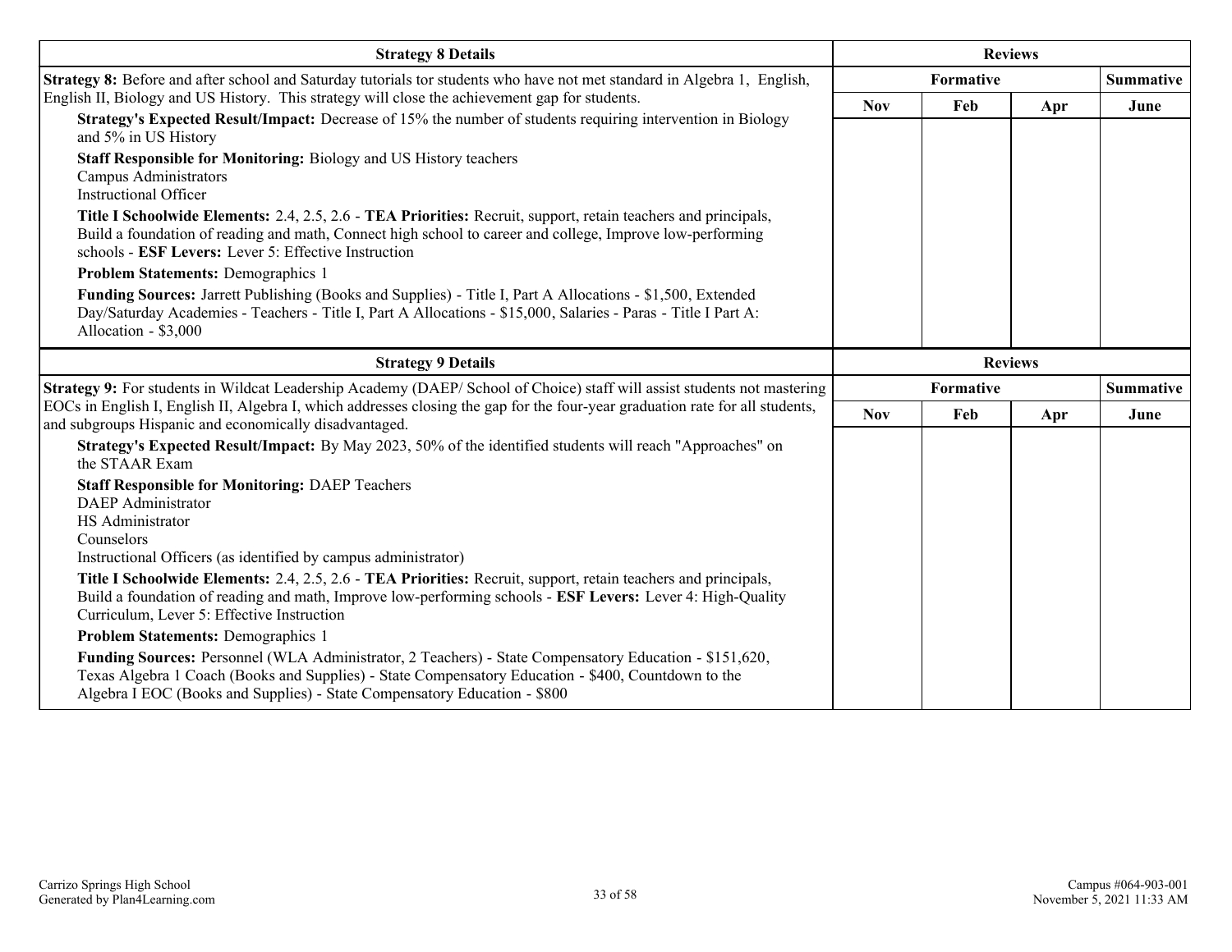| Strategy 8 Details | Reviews | | | |
|---|---|---|---|---|
| | Formative | | | Summative |
| | Nov | Feb | Apr | June |
| **Strategy 8:** Before and after school and Saturday tutorials tor students who have not met standard in Algebra 1, English, English II, Biology and US History. This strategy will close the achievement gap for students.<br>**Strategy's Expected Result/Impact:** Decrease of 15% the number of students requiring intervention in Biology and 5% in US History<br>**Staff Responsible for Monitoring:** Biology and US History teachers<br>Campus Administrators<br>Instructional Officer<br>**Title I Schoolwide Elements:** 2.4, 2.5, 2.6 - **TEA Priorities:** Recruit, support, retain teachers and principals, Build a foundation of reading and math, Connect high school to career and college, Improve low-performing schools - **ESF Levers:** Lever 5: Effective Instruction<br>**Problem Statements:** Demographics 1<br>**Funding Sources:** Jarrett Publishing (Books and Supplies) - Title I, Part A Allocations - $1,500, Extended Day/Saturday Academies - Teachers - Title I, Part A Allocations - $15,000, Salaries - Paras - Title I Part A: Allocation - $3,000 | | | | |

| Strategy 9 Details | Reviews | | | |
|---|---|---|---|---|
| | Formative | | | Summative |
| | Nov | Feb | Apr | June |
| **Strategy 9:** For students in Wildcat Leadership Academy (DAEP/ School of Choice) staff will assist students not mastering EOCs in English I, English II, Algebra I, which addresses closing the gap for the four-year graduation rate for all students, and subgroups Hispanic and economically disadvantaged.<br>**Strategy's Expected Result/Impact:** By May 2023, 50% of the identified students will reach "Approaches" on the STAAR Exam<br>**Staff Responsible for Monitoring:** DAEP Teachers<br>DAEP Administrator<br>HS Administrator<br>Counselors<br>Instructional Officers (as identified by campus administrator)<br>**Title I Schoolwide Elements:** 2.4, 2.5, 2.6 - **TEA Priorities:** Recruit, support, retain teachers and principals, Build a foundation of reading and math, Improve low-performing schools - **ESF Levers:** Lever 4: High-Quality Curriculum, Lever 5: Effective Instruction<br>**Problem Statements:** Demographics 1<br>**Funding Sources:** Personnel (WLA Administrator, 2 Teachers) - State Compensatory Education - $151,620, Texas Algebra 1 Coach (Books and Supplies) - State Compensatory Education - $400, Countdown to the Algebra I EOC (Books and Supplies) - State Compensatory Education - $800 | | | | |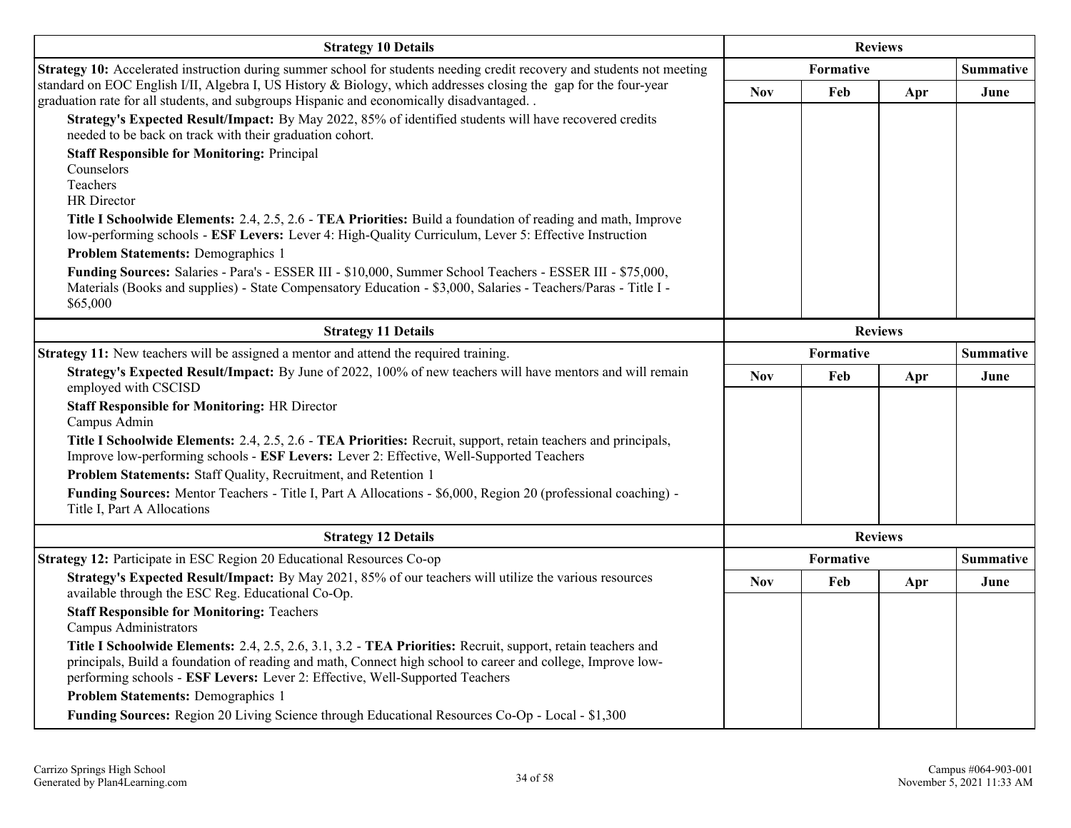| Strategy 10 Details | Reviews | | | |
|---|---|---|---|---|
| | Formative | | | Summative |
| **Strategy 10:** Accelerated instruction during summer school for students needing credit recovery and students not meeting standard on EOC English I/II, Algebra I, US History & Biology, which addresses closing the gap for the four-year graduation rate for all students, and subgroups Hispanic and economically disadvantaged. . | Nov | Feb | Apr | June |
| **Strategy's Expected Result/Impact:** By May 2022, 85% of identified students will have recovered credits needed to be back on track with their graduation cohort.<br>**Staff Responsible for Monitoring:** Principal<br>Counselors<br>Teachers<br>HR Director<br>**Title I Schoolwide Elements:** 2.4, 2.5, 2.6 - **TEA Priorities:** Build a foundation of reading and math, Improve low-performing schools - **ESF Levers:** Lever 4: High-Quality Curriculum, Lever 5: Effective Instruction<br>**Problem Statements:** Demographics 1<br>**Funding Sources:** Salaries - Para's - ESSER III - $10,000, Summer School Teachers - ESSER III - $75,000, Materials (Books and supplies) - State Compensatory Education - $3,000, Salaries - Teachers/Paras - Title I - $65,000 | | | | |

| Strategy 11 Details | Reviews | | | |
|---|---|---|---|---|
| | Formative | | | Summative |
| **Strategy 11:** New teachers will be assigned a mentor and attend the required training. | Nov | Feb | Apr | June |
| **Strategy's Expected Result/Impact:** By June of 2022, 100% of new teachers will have mentors and will remain employed with CSCISD<br>**Staff Responsible for Monitoring:** HR Director<br>Campus Admin<br>**Title I Schoolwide Elements:** 2.4, 2.5, 2.6 - **TEA Priorities:** Recruit, support, retain teachers and principals, Improve low-performing schools - **ESF Levers:** Lever 2: Effective, Well-Supported Teachers<br>**Problem Statements:** Staff Quality, Recruitment, and Retention 1<br>**Funding Sources:** Mentor Teachers - Title I, Part A Allocations - $6,000, Region 20 (professional coaching) - Title I, Part A Allocations | | | | |

| Strategy 12 Details | Reviews | | | |
|---|---|---|---|---|
| | Formative | | | Summative |
| **Strategy 12:** Participate in ESC Region 20 Educational Resources Co-op | Nov | Feb | Apr | June |
| **Strategy's Expected Result/Impact:** By May 2021, 85% of our teachers will utilize the various resources available through the ESC Reg. Educational Co-Op.<br>**Staff Responsible for Monitoring:** Teachers<br>Campus Administrators<br>**Title I Schoolwide Elements:** 2.4, 2.5, 2.6, 3.1, 3.2 - **TEA Priorities:** Recruit, support, retain teachers and principals, Build a foundation of reading and math, Connect high school to career and college, Improve low-performing schools - **ESF Levers:** Lever 2: Effective, Well-Supported Teachers<br>**Problem Statements:** Demographics 1<br>**Funding Sources:** Region 20 Living Science through Educational Resources Co-Op - Local - $1,300 | | | | |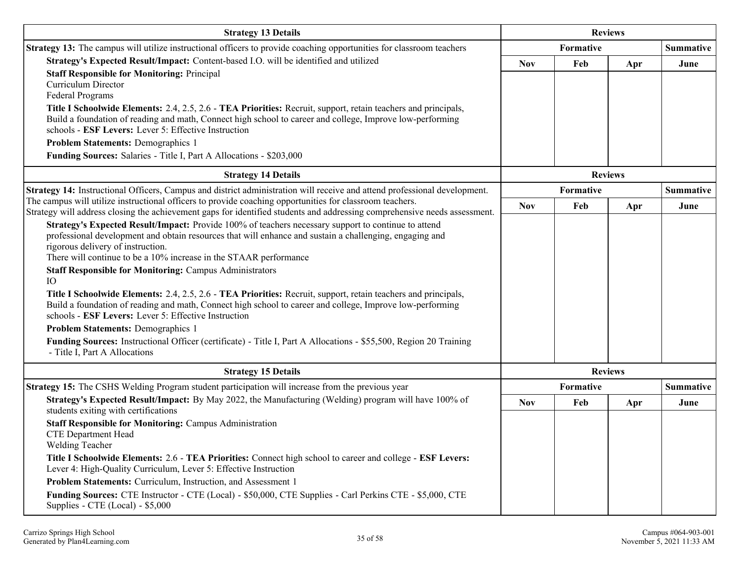| Strategy 13 Details | Reviews | | | |
|---|---|---|---|---|
| **Strategy 13:** The campus will utilize instructional officers to provide coaching opportunities for classroom teachers | Formative | | | Summative |
| **Strategy's Expected Result/Impact:** Content-based I.O. will be identified and utilized<br>**Staff Responsible for Monitoring:** Principal<br>Curriculum Director<br>Federal Programs<br>**Title I Schoolwide Elements:** 2.4, 2.5, 2.6 - **TEA Priorities:** Recruit, support, retain teachers and principals, Build a foundation of reading and math, Connect high school to career and college, Improve low-performing schools - **ESF Levers:** Lever 5: Effective Instruction<br>**Problem Statements:** Demographics 1<br>**Funding Sources:** Salaries - Title I, Part A Allocations - $203,000 | Nov | Feb | Apr | June |

| Strategy 14 Details | Reviews | | | |
|---|---|---|---|---|
| **Strategy 14:** Instructional Officers, Campus and district administration will receive and attend professional development. The campus will utilize instructional officers to provide coaching opportunities for classroom teachers.<br>Strategy will address closing the achievement gaps for identified students and addressing comprehensive needs assessment. | Formative | | | Summative |
| **Strategy's Expected Result/Impact:** Provide 100% of teachers necessary support to continue to attend professional development and obtain resources that will enhance and sustain a challenging, engaging and rigorous delivery of instruction.<br>There will continue to be a 10% increase in the STAAR performance<br>**Staff Responsible for Monitoring:** Campus Administrators<br>IO<br>**Title I Schoolwide Elements:** 2.4, 2.5, 2.6 - **TEA Priorities:** Recruit, support, retain teachers and principals, Build a foundation of reading and math, Connect high school to career and college, Improve low-performing schools - **ESF Levers:** Lever 5: Effective Instruction<br>**Problem Statements:** Demographics 1<br>**Funding Sources:** Instructional Officer (certificate) - Title I, Part A Allocations - $55,500, Region 20 Training - Title I, Part A Allocations | Nov | Feb | Apr | June |

| Strategy 15 Details | Reviews | | | |
|---|---|---|---|---|
| **Strategy 15:** The CSHS Welding Program student participation will increase from the previous year | Formative | | | Summative |
| **Strategy's Expected Result/Impact:** By May 2022, the Manufacturing (Welding) program will have 100% of students exiting with certifications<br>**Staff Responsible for Monitoring:** Campus Administration<br>CTE Department Head<br>Welding Teacher<br>**Title I Schoolwide Elements:** 2.6 - **TEA Priorities:** Connect high school to career and college - **ESF Levers:** Lever 4: High-Quality Curriculum, Lever 5: Effective Instruction<br>**Problem Statements:** Curriculum, Instruction, and Assessment 1<br>**Funding Sources:** CTE Instructor - CTE (Local) - $50,000, CTE Supplies - Carl Perkins CTE - $5,000, CTE Supplies - CTE (Local) - $5,000 | Nov | Feb | Apr | June |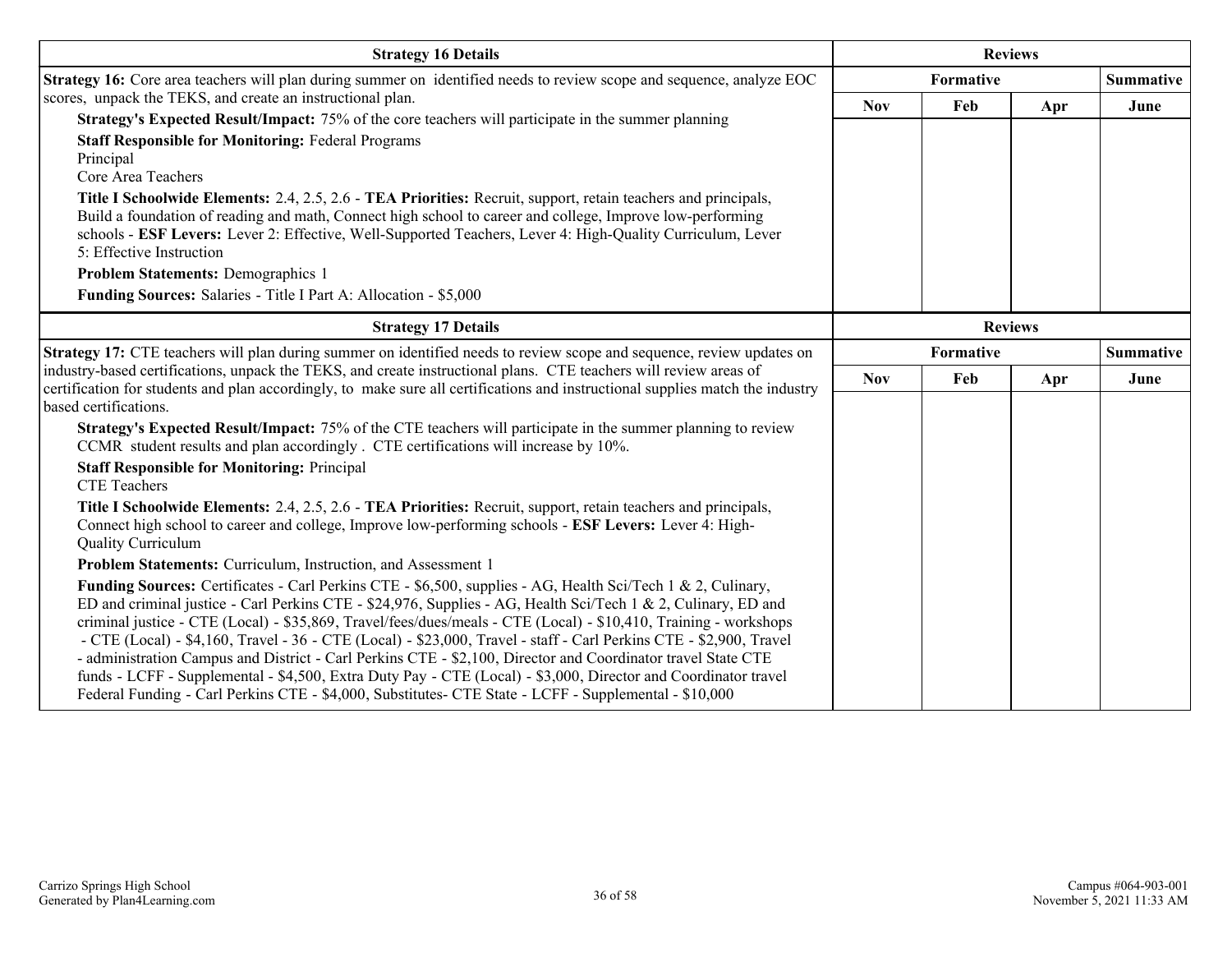| Strategy 16 Details | Reviews | | | |
|---|---|---|---|---|
| | Formative | | | Summative |
| **Strategy 16:** Core area teachers will plan during summer on identified needs to review scope and sequence, analyze EOC scores, unpack the TEKS, and create an instructional plan. | Nov | Feb | Apr | June |
| **Strategy's Expected Result/Impact:** 75% of the core teachers will participate in the summer planning<br>**Staff Responsible for Monitoring:** Federal Programs<br>Principal<br>Core Area Teachers<br>**Title I Schoolwide Elements:** 2.4, 2.5, 2.6 - **TEA Priorities:** Recruit, support, retain teachers and principals, Build a foundation of reading and math, Connect high school to career and college, Improve low-performing schools - **ESF Levers:** Lever 2: Effective, Well-Supported Teachers, Lever 4: High-Quality Curriculum, Lever 5: Effective Instruction<br>**Problem Statements:** Demographics 1<br>**Funding Sources:** Salaries - Title I Part A: Allocation - $5,000 | | | | |

| Strategy 17 Details | Reviews | | | |
|---|---|---|---|---|
| | Formative | | | Summative |
| **Strategy 17:** CTE teachers will plan during summer on identified needs to review scope and sequence, review updates on industry-based certifications, unpack the TEKS, and create instructional plans. CTE teachers will review areas of certification for students and plan accordingly, to make sure all certifications and instructional supplies match the industry based certifications. | Nov | Feb | Apr | June |
| **Strategy's Expected Result/Impact:** 75% of the CTE teachers will participate in the summer planning to review CCMR student results and plan accordingly . CTE certifications will increase by 10%.<br>**Staff Responsible for Monitoring:** Principal<br>CTE Teachers<br>**Title I Schoolwide Elements:** 2.4, 2.5, 2.6 - **TEA Priorities:** Recruit, support, retain teachers and principals, Connect high school to career and college, Improve low-performing schools - **ESF Levers:** Lever 4: High-Quality Curriculum<br>**Problem Statements:** Curriculum, Instruction, and Assessment 1<br>**Funding Sources:** Certificates - Carl Perkins CTE - $6,500, supplies - AG, Health Sci/Tech 1 & 2, Culinary, ED and criminal justice - Carl Perkins CTE - $24,976, Supplies - AG, Health Sci/Tech 1 & 2, Culinary, ED and criminal justice - CTE (Local) - $35,869, Travel/fees/dues/meals - CTE (Local) - $10,410, Training - workshops - CTE (Local) - $4,160, Travel - 36 - CTE (Local) - $23,000, Travel - staff - Carl Perkins CTE - $2,900, Travel - administration Campus and District - Carl Perkins CTE - $2,100, Director and Coordinator travel State CTE funds - LCFF - Supplemental - $4,500, Extra Duty Pay - CTE (Local) - $3,000, Director and Coordinator travel Federal Funding - Carl Perkins CTE - $4,000, Substitutes- CTE State - LCFF - Supplemental - $10,000 | | | | |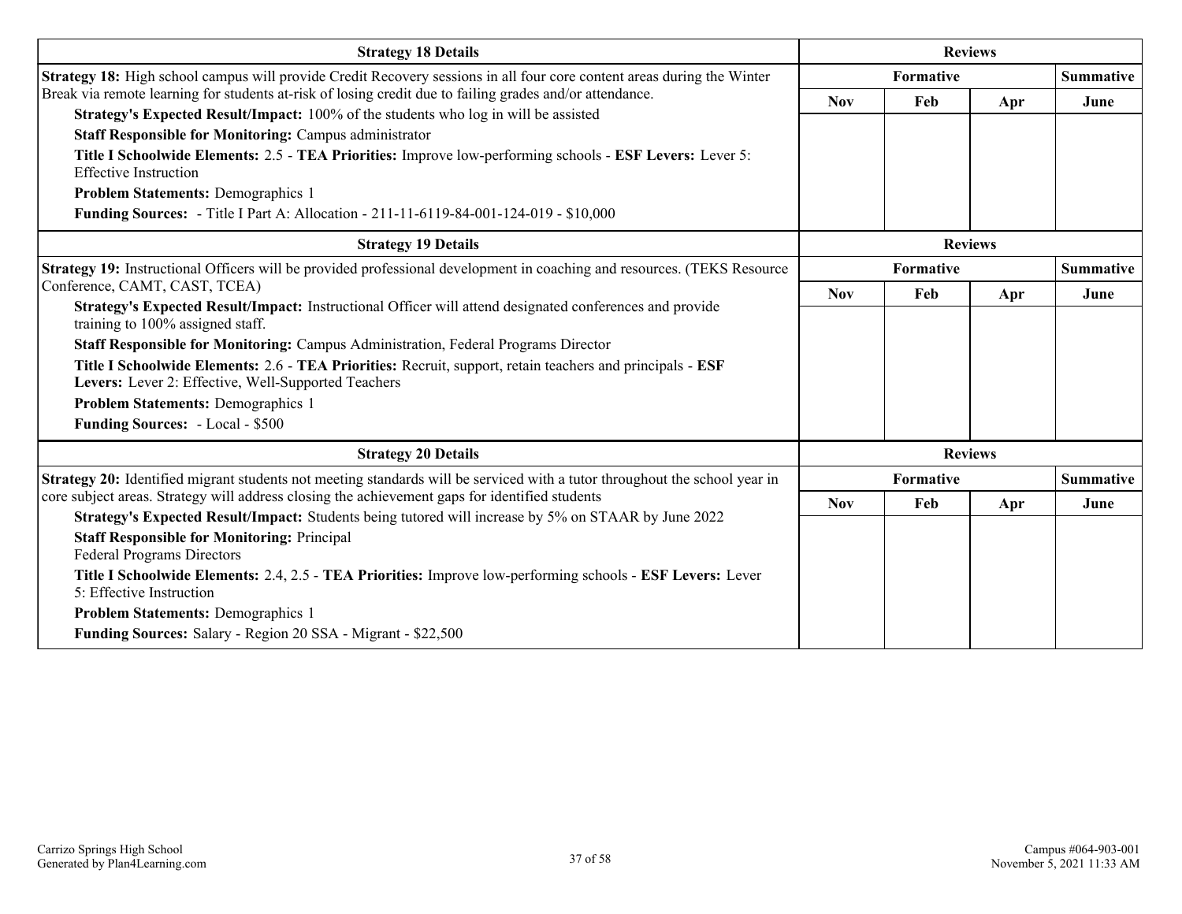| Strategy 18 Details | Reviews | | | |
|---|---|---|---|---|
| **Strategy 18:** High school campus will provide Credit Recovery sessions in all four core content areas during the Winter Break via remote learning for students at-risk of losing credit due to failing grades and/or attendance. | Formative | | | Summative |
| **Strategy's Expected Result/Impact:** 100% of the students who log in will be assisted<br>**Staff Responsible for Monitoring:** Campus administrator<br>**Title I Schoolwide Elements:** 2.5 - **TEA Priorities:** Improve low-performing schools - **ESF Levers:** Lever 5: Effective Instruction<br>**Problem Statements:** Demographics 1<br>**Funding Sources:** - Title I Part A: Allocation - 211-11-6119-84-001-124-019 - $10,000 | Nov | Feb | Apr | June |

| Strategy 19 Details | Reviews | | | |
|---|---|---|---|---|
| **Strategy 19:** Instructional Officers will be provided professional development in coaching and resources. (TEKS Resource Conference, CAMT, CAST, TCEA) | Formative | | | Summative |
| **Strategy's Expected Result/Impact:** Instructional Officer will attend designated conferences and provide training to 100% assigned staff.<br>**Staff Responsible for Monitoring:** Campus Administration, Federal Programs Director<br>**Title I Schoolwide Elements:** 2.6 - **TEA Priorities:** Recruit, support, retain teachers and principals - **ESF Levers:** Lever 2: Effective, Well-Supported Teachers<br>**Problem Statements:** Demographics 1<br>**Funding Sources:** - Local - $500 | Nov | Feb | Apr | June |

| Strategy 20 Details | Reviews | | | |
|---|---|---|---|---|
| **Strategy 20:** Identified migrant students not meeting standards will be serviced with a tutor throughout the school year in core subject areas. Strategy will address closing the achievement gaps for identified students | Formative | | | Summative |
| **Strategy's Expected Result/Impact:** Students being tutored will increase by 5% on STAAR by June 2022<br>**Staff Responsible for Monitoring:** Principal<br>Federal Programs Directors<br>**Title I Schoolwide Elements:** 2.4, 2.5 - **TEA Priorities:** Improve low-performing schools - **ESF Levers:** Lever 5: Effective Instruction<br>**Problem Statements:** Demographics 1<br>**Funding Sources:** Salary - Region 20 SSA - Migrant - $22,500 | Nov | Feb | Apr | June |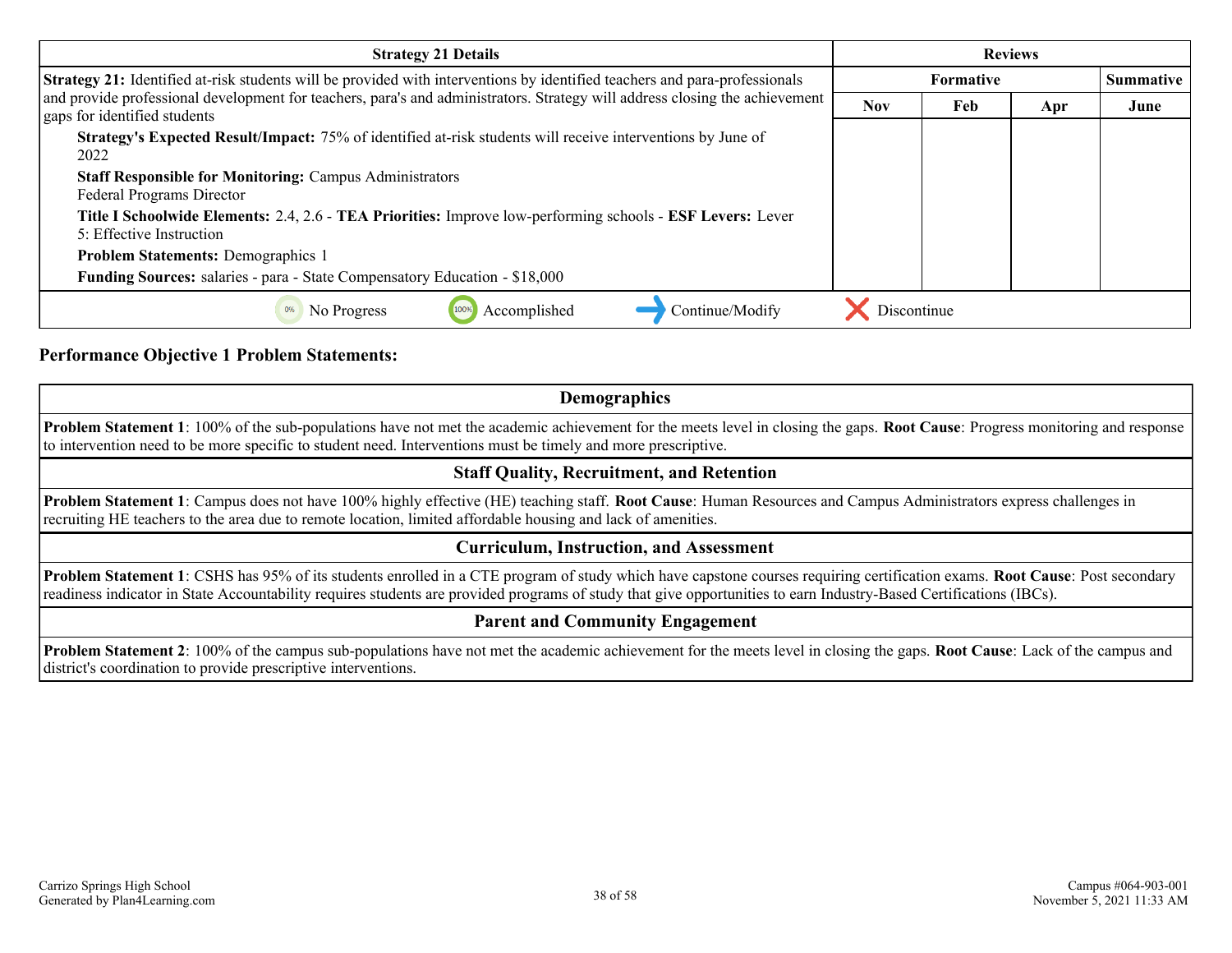| Strategy 21 Details | Reviews | | | |
|---|---|---|---|---|
| | Formative | | | Summative |
| | Nov | Feb | Apr | June |
| **Strategy 21:** Identified at-risk students will be provided with interventions by identified teachers and para-professionals and provide professional development for teachers, para's and administrators. Strategy will address closing the achievement gaps for identified students<br>**Strategy's Expected Result/Impact:** 75% of identified at-risk students will receive interventions by June of 2022<br>**Staff Responsible for Monitoring:** Campus Administrators<br>Federal Programs Director<br>**Title I Schoolwide Elements:** 2.4, 2.6 - **TEA Priorities:** Improve low-performing schools - **ESF Levers:** Lever 5: Effective Instruction<br>**Problem Statements:** Demographics 1<br>**Funding Sources:** salaries - para - State Compensatory Education - $18,000 | | | | |

0% No Progress | 100% Accomplished | Continue/Modify | Discontinue

### Performance Objective 1 Problem Statements:

| Demographics |
|---|
| **Problem Statement 1**: 100% of the sub-populations have not met the academic achievement for the meets level in closing the gaps. **Root Cause**: Progress monitoring and response to intervention need to be more specific to student need. Interventions must be timely and more prescriptive. |

| Staff Quality, Recruitment, and Retention |
|---|
| **Problem Statement 1**: Campus does not have 100% highly effective (HE) teaching staff. **Root Cause**: Human Resources and Campus Administrators express challenges in recruiting HE teachers to the area due to remote location, limited affordable housing and lack of amenities. |

| Curriculum, Instruction, and Assessment |
|---|
| **Problem Statement 1**: CSHS has 95% of its students enrolled in a CTE program of study which have capstone courses requiring certification exams. **Root Cause**: Post secondary readiness indicator in State Accountability requires students are provided programs of study that give opportunities to earn Industry-Based Certifications (IBCs). |

| Parent and Community Engagement |
|---|
| **Problem Statement 2**: 100% of the campus sub-populations have not met the academic achievement for the meets level in closing the gaps. **Root Cause**: Lack of the campus and district's coordination to provide prescriptive interventions. |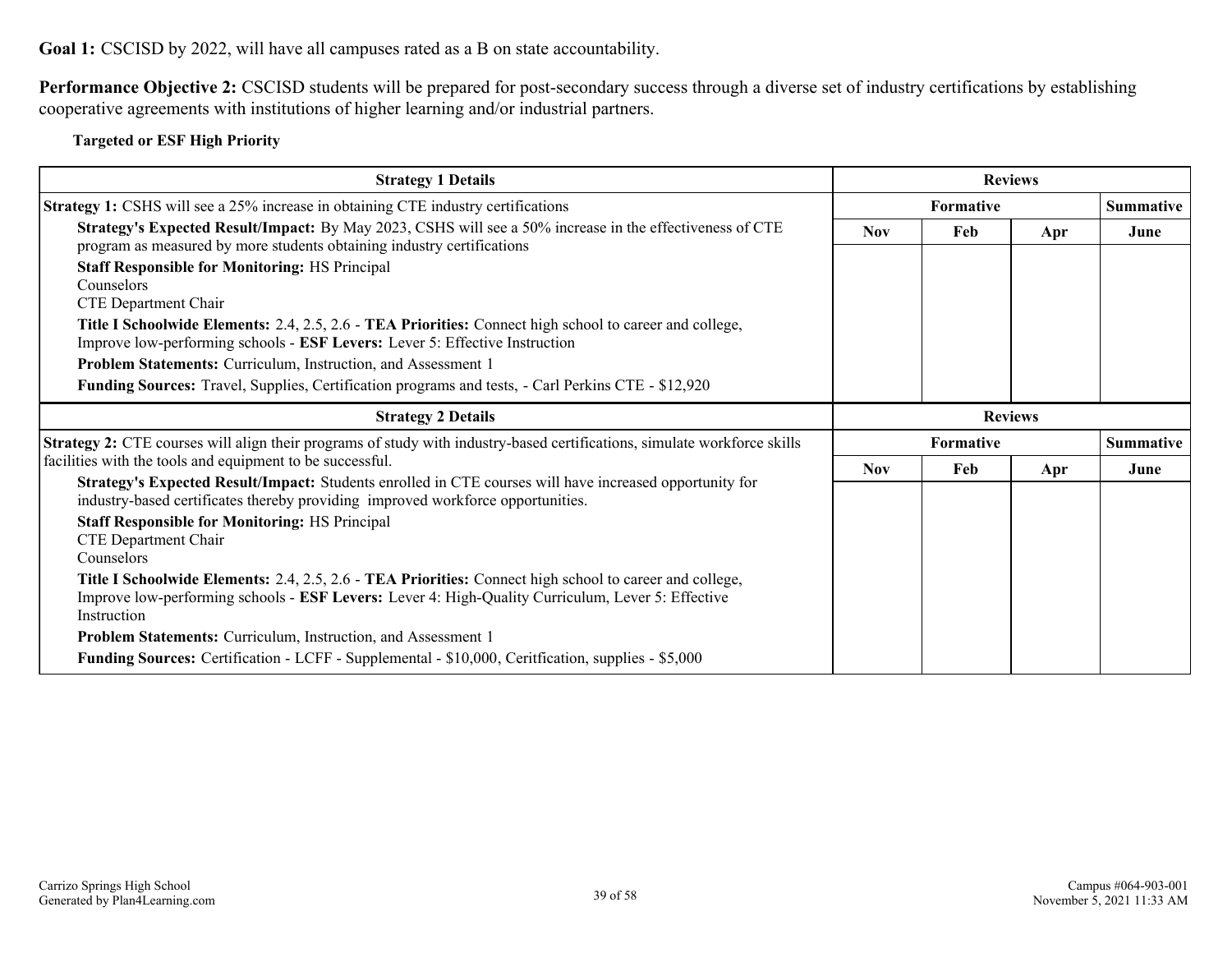**Goal 1:** CSCISD by 2022, will have all campuses rated as a B on state accountability.

**Performance Objective 2:** CSCISD students will be prepared for post-secondary success through a diverse set of industry certifications by establishing cooperative agreements with institutions of higher learning and/or industrial partners.

**Targeted or ESF High Priority**

| Strategy 1 Details | Reviews | | | |
|---|---|---|---|---|
| | Formative | | | Summative |
| | Nov | Feb | Apr | June |
| **Strategy 1:** CSHS will see a 25% increase in obtaining CTE industry certifications<br>**Strategy's Expected Result/Impact:** By May 2023, CSHS will see a 50% increase in the effectiveness of CTE program as measured by more students obtaining industry certifications<br>**Staff Responsible for Monitoring:** HS Principal<br>Counselors<br>CTE Department Chair<br>**Title I Schoolwide Elements:** 2.4, 2.5, 2.6 - **TEA Priorities:** Connect high school to career and college, Improve low-performing schools - **ESF Levers:** Lever 5: Effective Instruction<br>**Problem Statements:** Curriculum, Instruction, and Assessment 1<br>**Funding Sources:** Travel, Supplies, Certification programs and tests, - Carl Perkins CTE - $12,920 | | | | |

| Strategy 2 Details | Reviews | | | |
|---|---|---|---|---|
| | Formative | | | Summative |
| | Nov | Feb | Apr | June |
| **Strategy 2:** CTE courses will align their programs of study with industry-based certifications, simulate workforce skills facilities with the tools and equipment to be successful.<br>**Strategy's Expected Result/Impact:** Students enrolled in CTE courses will have increased opportunity for industry-based certificates thereby providing improved workforce opportunities.<br>**Staff Responsible for Monitoring:** HS Principal<br>CTE Department Chair<br>Counselors<br>**Title I Schoolwide Elements:** 2.4, 2.5, 2.6 - **TEA Priorities:** Connect high school to career and college, Improve low-performing schools - **ESF Levers:** Lever 4: High-Quality Curriculum, Lever 5: Effective Instruction<br>**Problem Statements:** Curriculum, Instruction, and Assessment 1<br>**Funding Sources:** Certification - LCFF - Supplemental - $10,000, Ceritfication, supplies - $5,000 | | | | |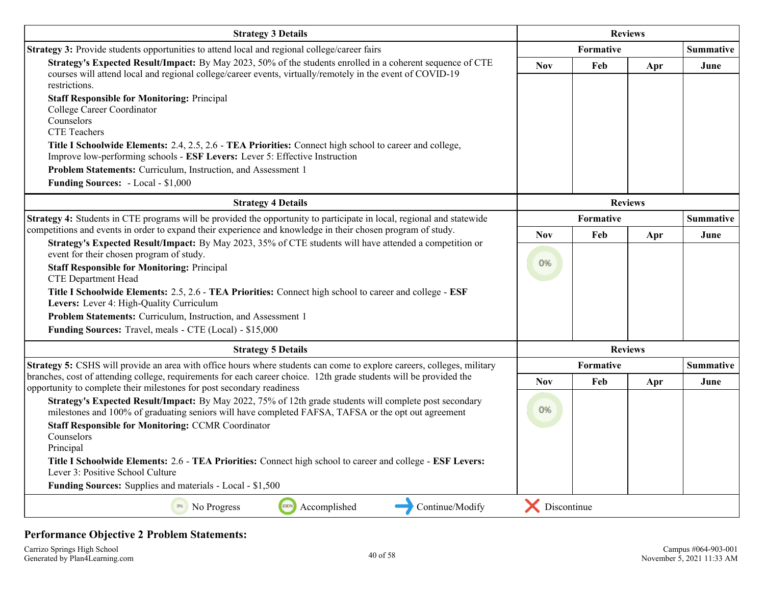| Strategy 3 Details | Reviews | | | |
|---|---|---|---|---|
| | Formative | | | Summative |
| **Strategy 3:** Provide students opportunities to attend local and regional college/career fairs<br>**Strategy's Expected Result/Impact:** By May 2023, 50% of the students enrolled in a coherent sequence of CTE courses will attend local and regional college/career events, virtually/remotely in the event of COVID-19 restrictions.<br>**Staff Responsible for Monitoring:** Principal<br>College Career Coordinator<br>Counselors<br>CTE Teachers<br>**Title I Schoolwide Elements:** 2.4, 2.5, 2.6 - **TEA Priorities:** Connect high school to career and college, Improve low-performing schools - **ESF Levers:** Lever 5: Effective Instruction<br>**Problem Statements:** Curriculum, Instruction, and Assessment 1<br>**Funding Sources:** - Local - $1,000 | Nov | Feb | Apr | June |
| | | | | |

| Strategy 4 Details | Reviews | | | |
|---|---|---|---|---|
| | Formative | | | Summative |
| **Strategy 4:** Students in CTE programs will be provided the opportunity to participate in local, regional and statewide competitions and events in order to expand their experience and knowledge in their chosen program of study.<br>**Strategy's Expected Result/Impact:** By May 2023, 35% of CTE students will have attended a competition or event for their chosen program of study.<br>**Staff Responsible for Monitoring:** Principal<br>CTE Department Head<br>**Title I Schoolwide Elements:** 2.5, 2.6 - **TEA Priorities:** Connect high school to career and college - **ESF Levers:** Lever 4: High-Quality Curriculum<br>**Problem Statements:** Curriculum, Instruction, and Assessment 1<br>**Funding Sources:** Travel, meals - CTE (Local) - $15,000 | Nov | Feb | Apr | June |
| | 0% | | | |

| Strategy 5 Details | Reviews | | | |
|---|---|---|---|---|
| | Formative | | | Summative |
| **Strategy 5:** CSHS will provide an area with office hours where students can come to explore careers, colleges, military branches, cost of attending college, requirements for each career choice. 12th grade students will be provided the opportunity to complete their milestones for post secondary readiness<br>**Strategy's Expected Result/Impact:** By May 2022, 75% of 12th grade students will complete post secondary milestones and 100% of graduating seniors will have completed FAFSA, TAFSA or the opt out agreement<br>**Staff Responsible for Monitoring:** CCMR Coordinator<br>Counselors<br>Principal<br>**Title I Schoolwide Elements:** 2.6 - **TEA Priorities:** Connect high school to career and college - **ESF Levers:** Lever 3: Positive School Culture<br>**Funding Sources:** Supplies and materials - Local - $1,500 | Nov | Feb | Apr | June |
| | 0% | | | |

0% No Progress | 100% Accomplished | → Continue/Modify | ✕ Discontinue

## Performance Objective 2 Problem Statements: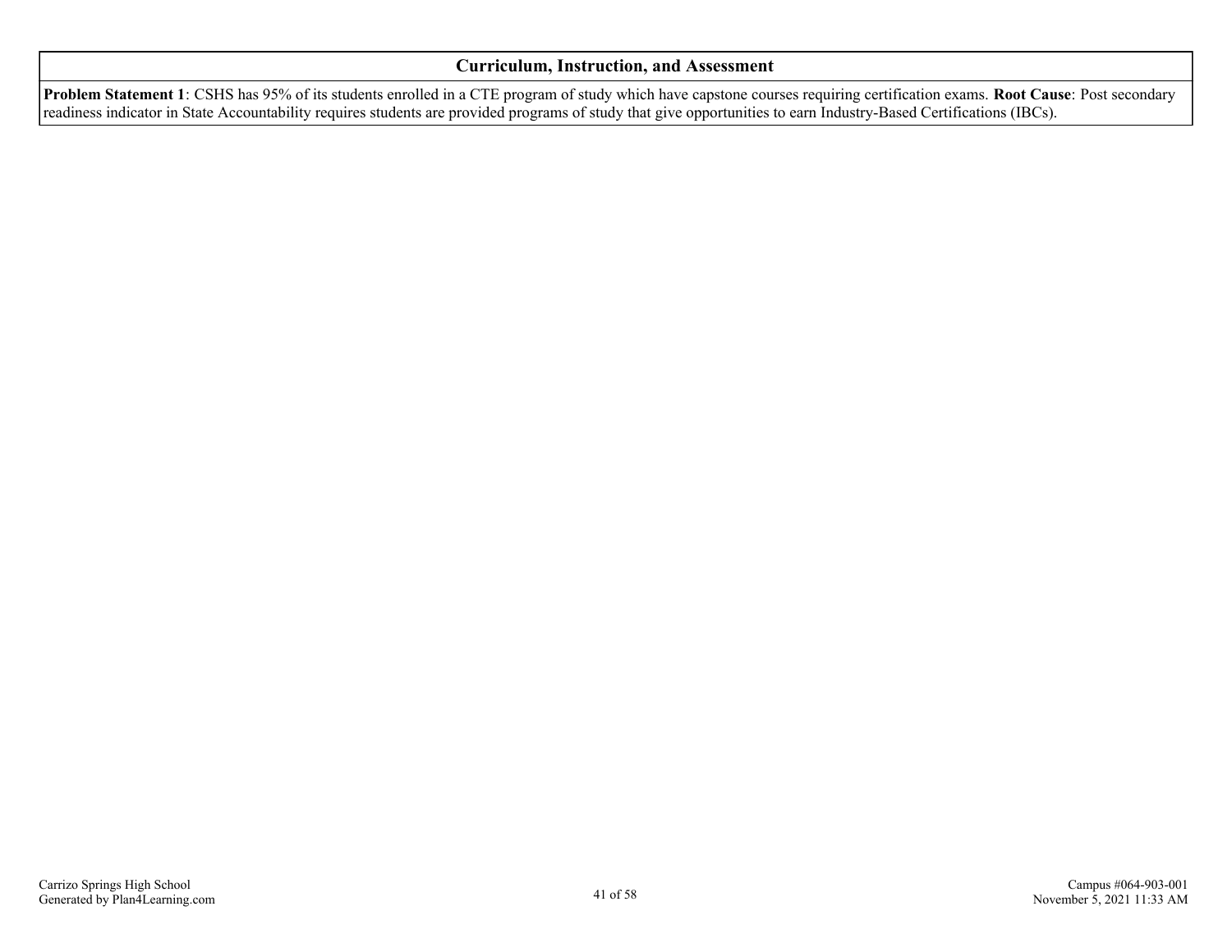## Curriculum, Instruction, and Assessment

**Problem Statement 1**: CSHS has 95% of its students enrolled in a CTE program of study which have capstone courses requiring certification exams. **Root Cause**: Post secondary readiness indicator in State Accountability requires students are provided programs of study that give opportunities to earn Industry-Based Certifications (IBCs).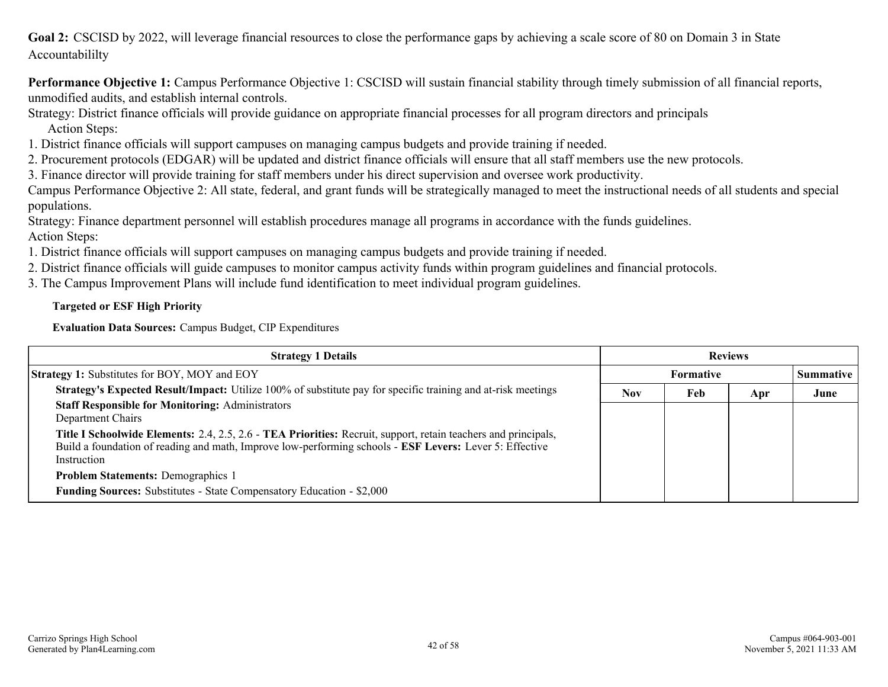**Goal 2:** CSCISD by 2022, will leverage financial resources to close the performance gaps by achieving a scale score of 80 on Domain 3 in State Accountabililty

**Performance Objective 1:** Campus Performance Objective 1: CSCISD will sustain financial stability through timely submission of all financial reports, unmodified audits, and establish internal controls.

Strategy: District finance officials will provide guidance on appropriate financial processes for all program directors and principals

Action Steps:

1. District finance officials will support campuses on managing campus budgets and provide training if needed.
2. Procurement protocols (EDGAR) will be updated and district finance officials will ensure that all staff members use the new protocols.
3. Finance director will provide training for staff members under his direct supervision and oversee work productivity.

Campus Performance Objective 2: All state, federal, and grant funds will be strategically managed to meet the instructional needs of all students and special populations.

Strategy: Finance department personnel will establish procedures manage all programs in accordance with the funds guidelines.

Action Steps:

1. District finance officials will support campuses on managing campus budgets and provide training if needed.
2. District finance officials will guide campuses to monitor campus activity funds within program guidelines and financial protocols.
3. The Campus Improvement Plans will include fund identification to meet individual program guidelines.

**Targeted or ESF High Priority**

**Evaluation Data Sources:** Campus Budget, CIP Expenditures

| Strategy 1 Details | Reviews | | | |
|---|---|---|---|---|
| **Strategy 1:** Substitutes for BOY, MOY and EOY | Formative | | | Summative |
| **Strategy's Expected Result/Impact:** Utilize 100% of substitute pay for specific training and at-risk meetings | Nov | Feb | Apr | June |
| **Staff Responsible for Monitoring:** Administrators<br>Department Chairs<br><br>**Title I Schoolwide Elements:** 2.4, 2.5, 2.6 - **TEA Priorities:** Recruit, support, retain teachers and principals, Build a foundation of reading and math, Improve low-performing schools - **ESF Levers:** Lever 5: Effective Instruction<br><br>**Problem Statements:** Demographics 1<br><br>**Funding Sources:** Substitutes - State Compensatory Education - $2,000 | | | | |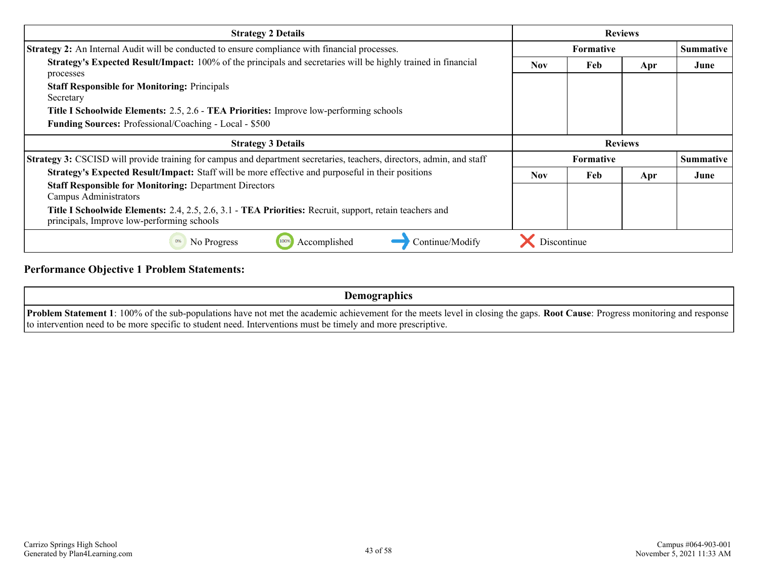| Strategy 2 Details | Reviews | | | |
|---|---|---|---|---|
| **Strategy 2:** An Internal Audit will be conducted to ensure compliance with financial processes. | Formative | | | Summative |
| **Strategy's Expected Result/Impact:** 100% of the principals and secretaries will be highly trained in financial processes<br>**Staff Responsible for Monitoring:** Principals<br>Secretary<br>**Title I Schoolwide Elements:** 2.5, 2.6 - **TEA Priorities:** Improve low-performing schools<br>**Funding Sources:** Professional/Coaching - Local - $500 | Nov | Feb | Apr | June |

| Strategy 3 Details | Reviews | | | |
|---|---|---|---|---|
| **Strategy 3:** CSCISD will provide training for campus and department secretaries, teachers, directors, admin, and staff | Formative | | | Summative |
| **Strategy's Expected Result/Impact:** Staff will be more effective and purposeful in their positions<br>**Staff Responsible for Monitoring:** Department Directors<br>Campus Administrators<br>**Title I Schoolwide Elements:** 2.4, 2.5, 2.6, 3.1 - **TEA Priorities:** Recruit, support, retain teachers and principals, Improve low-performing schools | Nov | Feb | Apr | June |

0% No Progress | 100% Accomplished | Continue/Modify | Discontinue

## Performance Objective 1 Problem Statements:

| Demographics |
|---|
| **Problem Statement 1**: 100% of the sub-populations have not met the academic achievement for the meets level in closing the gaps. **Root Cause**: Progress monitoring and response to intervention need to be more specific to student need. Interventions must be timely and more prescriptive. |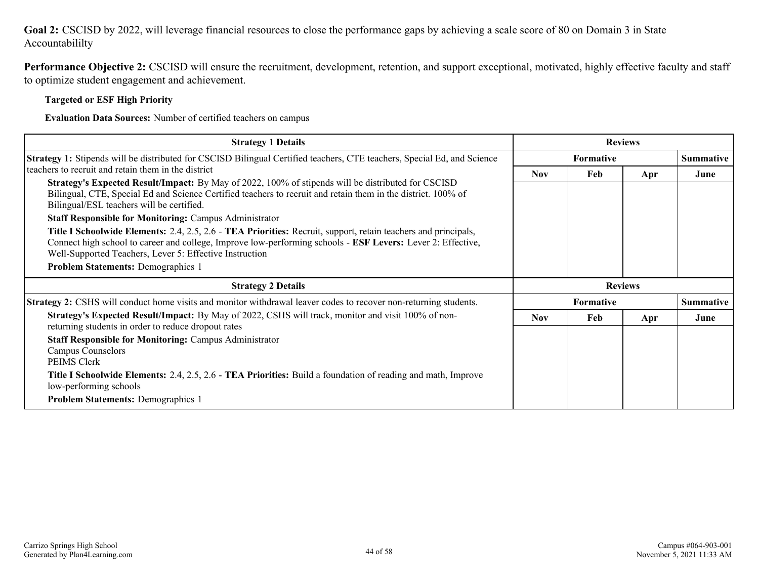**Goal 2:** CSCISD by 2022, will leverage financial resources to close the performance gaps by achieving a scale score of 80 on Domain 3 in State Accountabililty

**Performance Objective 2:** CSCISD will ensure the recruitment, development, retention, and support exceptional, motivated, highly effective faculty and staff to optimize student engagement and achievement.

**Targeted or ESF High Priority**

**Evaluation Data Sources:** Number of certified teachers on campus

| Strategy 1 Details | Reviews | | | |
|---|---|---|---|---|
| | Formative | | | Summative |
| | Nov | Feb | Apr | June |
| **Strategy 1:** Stipends will be distributed for CSCISD Bilingual Certified teachers, CTE teachers, Special Ed, and Science teachers to recruit and retain them in the district<br>**Strategy's Expected Result/Impact:** By May of 2022, 100% of stipends will be distributed for CSCISD Bilingual, CTE, Special Ed and Science Certified teachers to recruit and retain them in the district. 100% of Bilingual/ESL teachers will be certified.<br>**Staff Responsible for Monitoring:** Campus Administrator<br>**Title I Schoolwide Elements:** 2.4, 2.5, 2.6 - **TEA Priorities:** Recruit, support, retain teachers and principals, Connect high school to career and college, Improve low-performing schools - **ESF Levers:** Lever 2: Effective, Well-Supported Teachers, Lever 5: Effective Instruction<br>**Problem Statements:** Demographics 1 | | | | |

| Strategy 2 Details | Reviews | | | |
|---|---|---|---|---|
| | Formative | | | Summative |
| | Nov | Feb | Apr | June |
| **Strategy 2:** CSHS will conduct home visits and monitor withdrawal leaver codes to recover non-returning students.<br>**Strategy's Expected Result/Impact:** By May of 2022, CSHS will track, monitor and visit 100% of non-returning students in order to reduce dropout rates<br>**Staff Responsible for Monitoring:** Campus Administrator<br>Campus Counselors<br>PEIMS Clerk<br>**Title I Schoolwide Elements:** 2.4, 2.5, 2.6 - **TEA Priorities:** Build a foundation of reading and math, Improve low-performing schools<br>**Problem Statements:** Demographics 1 | | | | |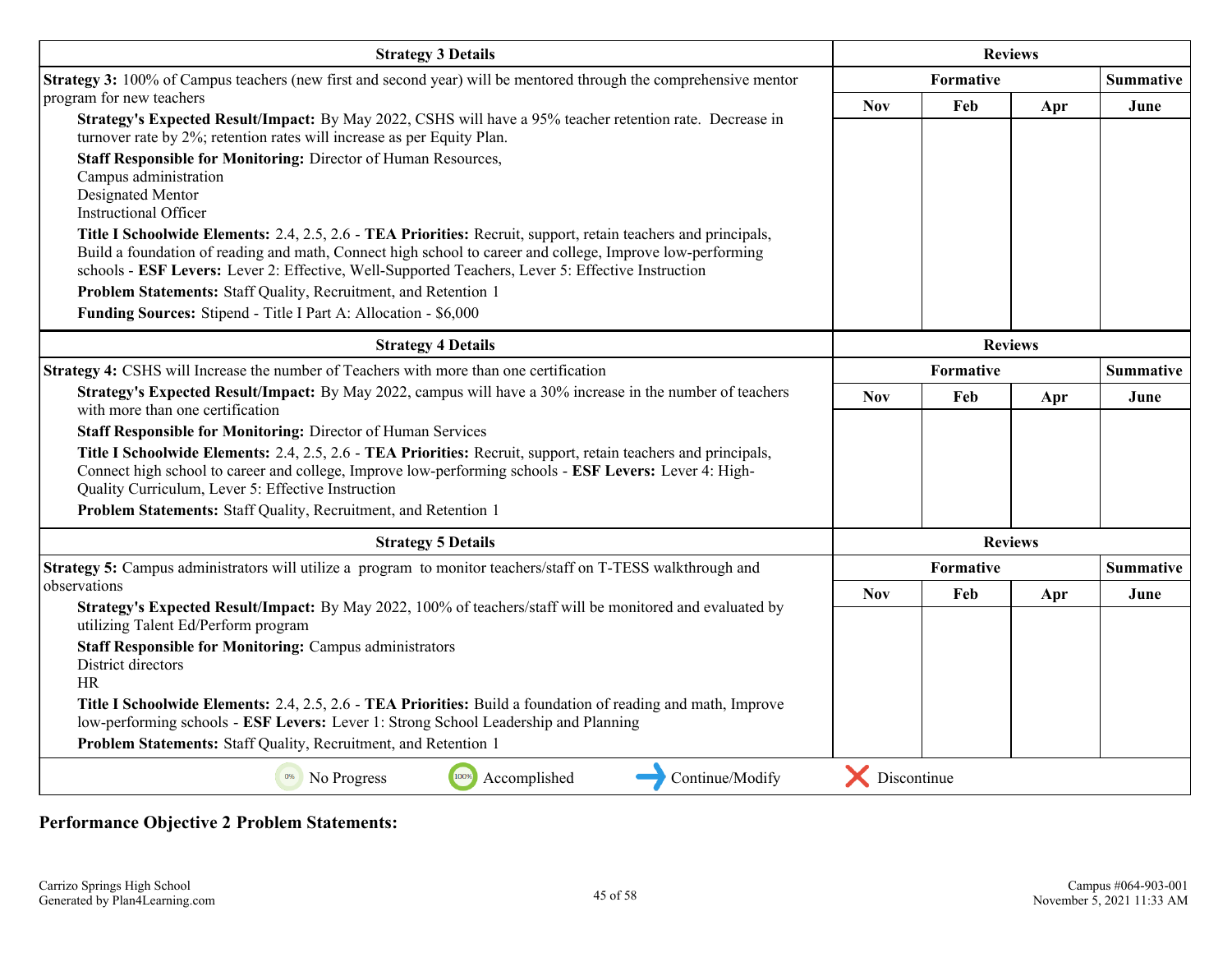| Strategy 3 Details | Reviews | | | |
|---|---|---|---|---|
| **Strategy 3:** 100% of Campus teachers (new first and second year) will be mentored through the comprehensive mentor program for new teachers<br>**Strategy's Expected Result/Impact:** By May 2022, CSHS will have a 95% teacher retention rate. Decrease in turnover rate by 2%; retention rates will increase as per Equity Plan.<br>**Staff Responsible for Monitoring:** Director of Human Resources,<br>Campus administration<br>Designated Mentor<br>Instructional Officer<br>**Title I Schoolwide Elements:** 2.4, 2.5, 2.6 - **TEA Priorities:** Recruit, support, retain teachers and principals, Build a foundation of reading and math, Connect high school to career and college, Improve low-performing schools - **ESF Levers:** Lever 2: Effective, Well-Supported Teachers, Lever 5: Effective Instruction<br>**Problem Statements:** Staff Quality, Recruitment, and Retention 1<br>**Funding Sources:** Stipend - Title I Part A: Allocation - $6,000 | **Formative** | | | **Summative** |
| | Nov | Feb | Apr | June |
| | | | | |

| Strategy 4 Details | Reviews | | | |
|---|---|---|---|---|
| **Strategy 4:** CSHS will Increase the number of Teachers with more than one certification<br>**Strategy's Expected Result/Impact:** By May 2022, campus will have a 30% increase in the number of teachers with more than one certification<br>**Staff Responsible for Monitoring:** Director of Human Services<br>**Title I Schoolwide Elements:** 2.4, 2.5, 2.6 - **TEA Priorities:** Recruit, support, retain teachers and principals, Connect high school to career and college, Improve low-performing schools - **ESF Levers:** Lever 4: High-Quality Curriculum, Lever 5: Effective Instruction<br>**Problem Statements:** Staff Quality, Recruitment, and Retention 1 | **Formative** | | | **Summative** |
| | Nov | Feb | Apr | June |
| | | | | |

| Strategy 5 Details | Reviews | | | |
|---|---|---|---|---|
| **Strategy 5:** Campus administrators will utilize a program to monitor teachers/staff on T-TESS walkthrough and observations<br>**Strategy's Expected Result/Impact:** By May 2022, 100% of teachers/staff will be monitored and evaluated by utilizing Talent Ed/Perform program<br>**Staff Responsible for Monitoring:** Campus administrators<br>District directors<br>HR<br>**Title I Schoolwide Elements:** 2.4, 2.5, 2.6 - **TEA Priorities:** Build a foundation of reading and math, Improve low-performing schools - **ESF Levers:** Lever 1: Strong School Leadership and Planning<br>**Problem Statements:** Staff Quality, Recruitment, and Retention 1 | **Formative** | | | **Summative** |
| | Nov | Feb | Apr | June |
| | | | | |

0% No Progress 100% Accomplished → Continue/Modify ✕ Discontinue

**Performance Objective 2 Problem Statements:**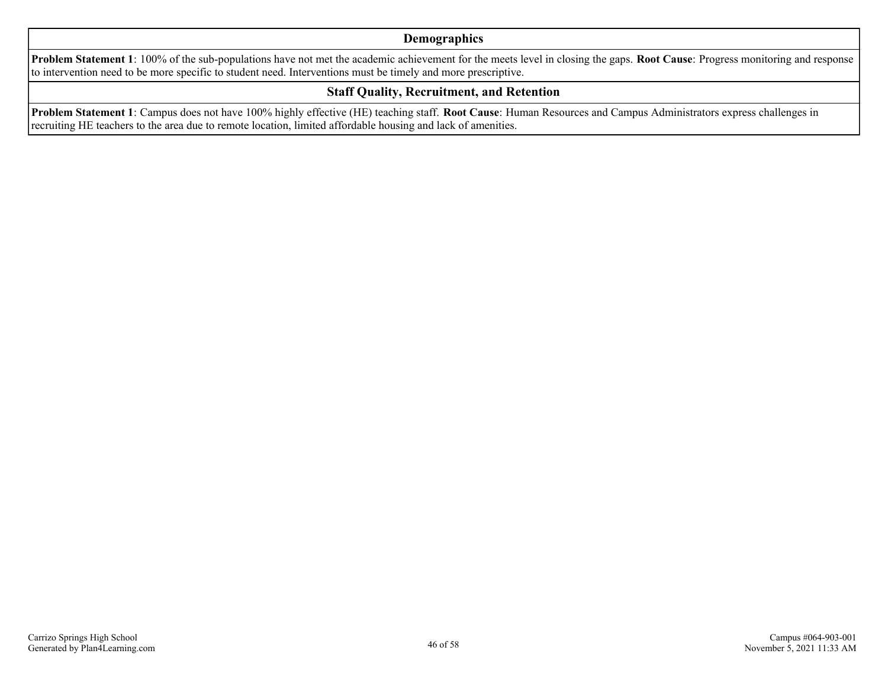| Demographics |
| --- |
| **Problem Statement 1**: 100% of the sub-populations have not met the academic achievement for the meets level in closing the gaps. **Root Cause**: Progress monitoring and response to intervention need to be more specific to student need. Interventions must be timely and more prescriptive. |

| Staff Quality, Recruitment, and Retention |
| --- |
| **Problem Statement 1**: Campus does not have 100% highly effective (HE) teaching staff. **Root Cause**: Human Resources and Campus Administrators express challenges in recruiting HE teachers to the area due to remote location, limited affordable housing and lack of amenities. |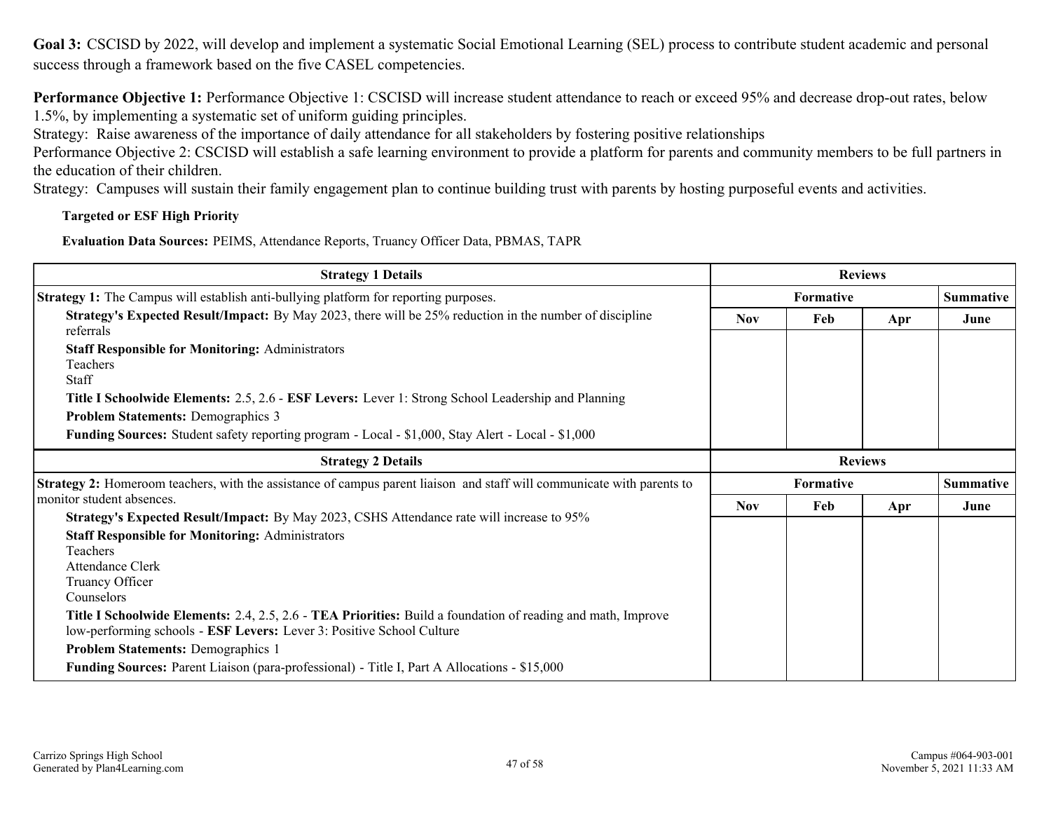**Goal 3:** CSCISD by 2022, will develop and implement a systematic Social Emotional Learning (SEL) process to contribute student academic and personal success through a framework based on the five CASEL competencies.

**Performance Objective 1:** Performance Objective 1: CSCISD will increase student attendance to reach or exceed 95% and decrease drop-out rates, below 1.5%, by implementing a systematic set of uniform guiding principles.
Strategy: Raise awareness of the importance of daily attendance for all stakeholders by fostering positive relationships
Performance Objective 2: CSCISD will establish a safe learning environment to provide a platform for parents and community members to be full partners in the education of their children.
Strategy: Campuses will sustain their family engagement plan to continue building trust with parents by hosting purposeful events and activities.

**Targeted or ESF High Priority**

**Evaluation Data Sources:** PEIMS, Attendance Reports, Truancy Officer Data, PBMAS, TAPR

| Strategy 1 Details | Reviews | | | |
|---|---|---|---|---|
| **Strategy 1:** The Campus will establish anti-bullying platform for reporting purposes. | Formative | | | Summative |
| **Strategy's Expected Result/Impact:** By May 2023, there will be 25% reduction in the number of discipline referrals<br>**Staff Responsible for Monitoring:** Administrators<br>Teachers<br>Staff<br>**Title I Schoolwide Elements:** 2.5, 2.6 - **ESF Levers:** Lever 1: Strong School Leadership and Planning<br>**Problem Statements:** Demographics 3<br>**Funding Sources:** Student safety reporting program - Local - $1,000, Stay Alert - Local - $1,000 | Nov | Feb | Apr | June |

| Strategy 2 Details | Reviews | | | |
|---|---|---|---|---|
| **Strategy 2:** Homeroom teachers, with the assistance of campus parent liaison and staff will communicate with parents to monitor student absences. | Formative | | | Summative |
| **Strategy's Expected Result/Impact:** By May 2023, CSHS Attendance rate will increase to 95%<br>**Staff Responsible for Monitoring:** Administrators<br>Teachers<br>Attendance Clerk<br>Truancy Officer<br>Counselors<br>**Title I Schoolwide Elements:** 2.4, 2.5, 2.6 - **TEA Priorities:** Build a foundation of reading and math, Improve low-performing schools - **ESF Levers:** Lever 3: Positive School Culture<br>**Problem Statements:** Demographics 1<br>**Funding Sources:** Parent Liaison (para-professional) - Title I, Part A Allocations - $15,000 | Nov | Feb | Apr | June |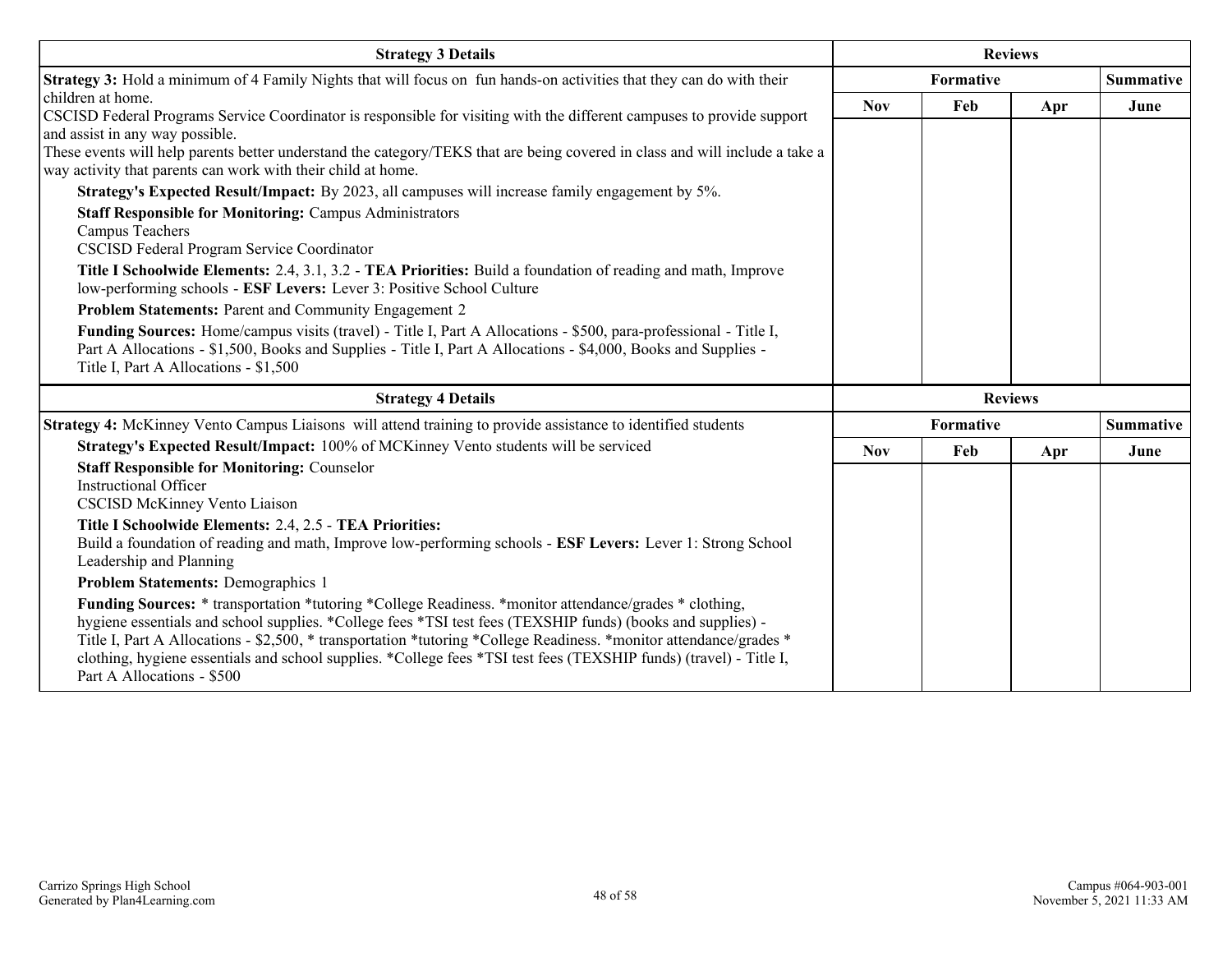| Strategy 3 Details | Reviews | | | |
|---|---|---|---|---|
| **Strategy 3:** Hold a minimum of 4 Family Nights that will focus on fun hands-on activities that they can do with their children at home.<br>CSCISD Federal Programs Service Coordinator is responsible for visiting with the different campuses to provide support and assist in any way possible.<br>These events will help parents better understand the category/TEKS that are being covered in class and will include a take a way activity that parents can work with their child at home.<br>**Strategy's Expected Result/Impact:** By 2023, all campuses will increase family engagement by 5%.<br>**Staff Responsible for Monitoring:** Campus Administrators<br>Campus Teachers<br>CSCISD Federal Program Service Coordinator<br>**Title I Schoolwide Elements:** 2.4, 3.1, 3.2 - **TEA Priorities:** Build a foundation of reading and math, Improve low-performing schools - **ESF Levers:** Lever 3: Positive School Culture<br>**Problem Statements:** Parent and Community Engagement 2<br>**Funding Sources:** Home/campus visits (travel) - Title I, Part A Allocations - $500, para-professional - Title I, Part A Allocations - $1,500, Books and Supplies - Title I, Part A Allocations - $4,000, Books and Supplies - Title I, Part A Allocations - $1,500 | **Formative** | | | **Summative** |
| | **Nov** | **Feb** | **Apr** | **June** |
| | | | | |

| Strategy 4 Details | Reviews | | | |
|---|---|---|---|---|
| **Strategy 4:** McKinney Vento Campus Liaisons will attend training to provide assistance to identified students<br>**Strategy's Expected Result/Impact:** 100% of MCKinney Vento students will be serviced<br>**Staff Responsible for Monitoring:** Counselor<br>Instructional Officer<br>CSCISD McKinney Vento Liaison<br>**Title I Schoolwide Elements:** 2.4, 2.5 - **TEA Priorities:**<br>Build a foundation of reading and math, Improve low-performing schools - **ESF Levers:** Lever 1: Strong School Leadership and Planning<br>**Problem Statements:** Demographics 1<br>**Funding Sources:** * transportation *tutoring *College Readiness. *monitor attendance/grades * clothing, hygiene essentials and school supplies. *College fees *TSI test fees (TEXSHIP funds) (books and supplies) - Title I, Part A Allocations - $2,500, * transportation *tutoring *College Readiness. *monitor attendance/grades * clothing, hygiene essentials and school supplies. *College fees *TSI test fees (TEXSHIP funds) (travel) - Title I, Part A Allocations - $500 | **Formative** | | | **Summative** |
| | **Nov** | **Feb** | **Apr** | **June** |
| | | | | |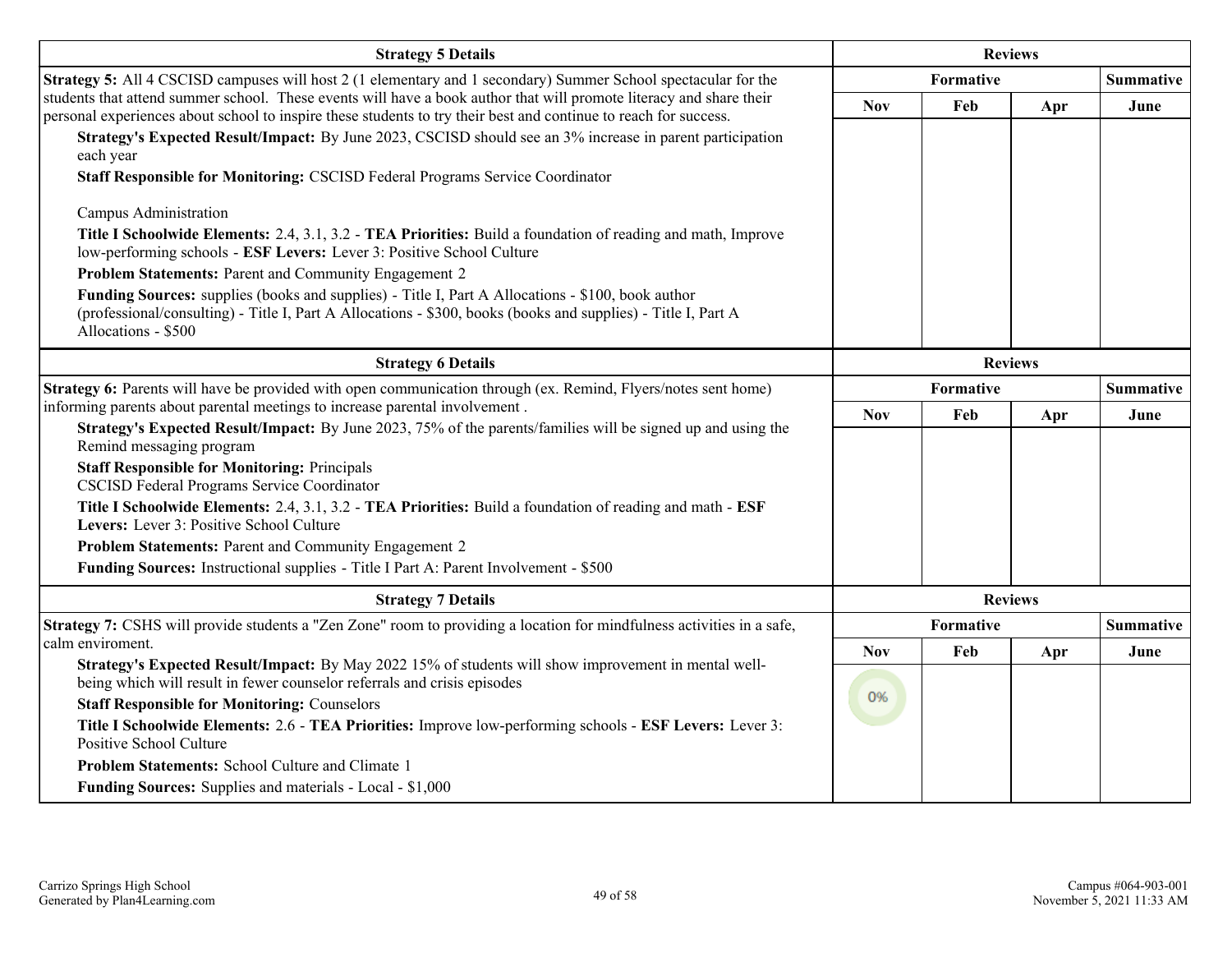| Strategy 5 Details | Reviews | | | |
|---|---|---|---|---|
| | Formative | | | Summative |
| | Nov | Feb | Apr | June |
| **Strategy 5:** All 4 CSCISD campuses will host 2 (1 elementary and 1 secondary) Summer School spectacular for the students that attend summer school. These events will have a book author that will promote literacy and share their personal experiences about school to inspire these students to try their best and continue to reach for success.<br>**Strategy's Expected Result/Impact:** By June 2023, CSCISD should see an 3% increase in parent participation each year<br>**Staff Responsible for Monitoring:** CSCISD Federal Programs Service Coordinator<br><br>Campus Administration<br>**Title I Schoolwide Elements:** 2.4, 3.1, 3.2 - **TEA Priorities:** Build a foundation of reading and math, Improve low-performing schools - **ESF Levers:** Lever 3: Positive School Culture<br>**Problem Statements:** Parent and Community Engagement 2<br>**Funding Sources:** supplies (books and supplies) - Title I, Part A Allocations - $100, book author (professional/consulting) - Title I, Part A Allocations - $300, books (books and supplies) - Title I, Part A Allocations - $500 | | | | |

| Strategy 6 Details | Reviews | | | |
|---|---|---|---|---|
| | Formative | | | Summative |
| | Nov | Feb | Apr | June |
| **Strategy 6:** Parents will have be provided with open communication through (ex. Remind, Flyers/notes sent home) informing parents about parental meetings to increase parental involvement .<br>**Strategy's Expected Result/Impact:** By June 2023, 75% of the parents/families will be signed up and using the Remind messaging program<br>**Staff Responsible for Monitoring:** Principals<br>CSCISD Federal Programs Service Coordinator<br>**Title I Schoolwide Elements:** 2.4, 3.1, 3.2 - **TEA Priorities:** Build a foundation of reading and math - **ESF Levers:** Lever 3: Positive School Culture<br>**Problem Statements:** Parent and Community Engagement 2<br>**Funding Sources:** Instructional supplies - Title I Part A: Parent Involvement - $500 | | | | |

| Strategy 7 Details | Reviews | | | |
|---|---|---|---|---|
| | Formative | | | Summative |
| | Nov | Feb | Apr | June |
| **Strategy 7:** CSHS will provide students a "Zen Zone" room to providing a location for mindfulness activities in a safe, calm enviroment.<br>**Strategy's Expected Result/Impact:** By May 2022 15% of students will show improvement in mental well-being which will result in fewer counselor referrals and crisis episodes<br>**Staff Responsible for Monitoring:** Counselors<br>**Title I Schoolwide Elements:** 2.6 - **TEA Priorities:** Improve low-performing schools - **ESF Levers:** Lever 3: Positive School Culture<br>**Problem Statements:** School Culture and Climate 1<br>**Funding Sources:** Supplies and materials - Local - $1,000 | 0% | | | |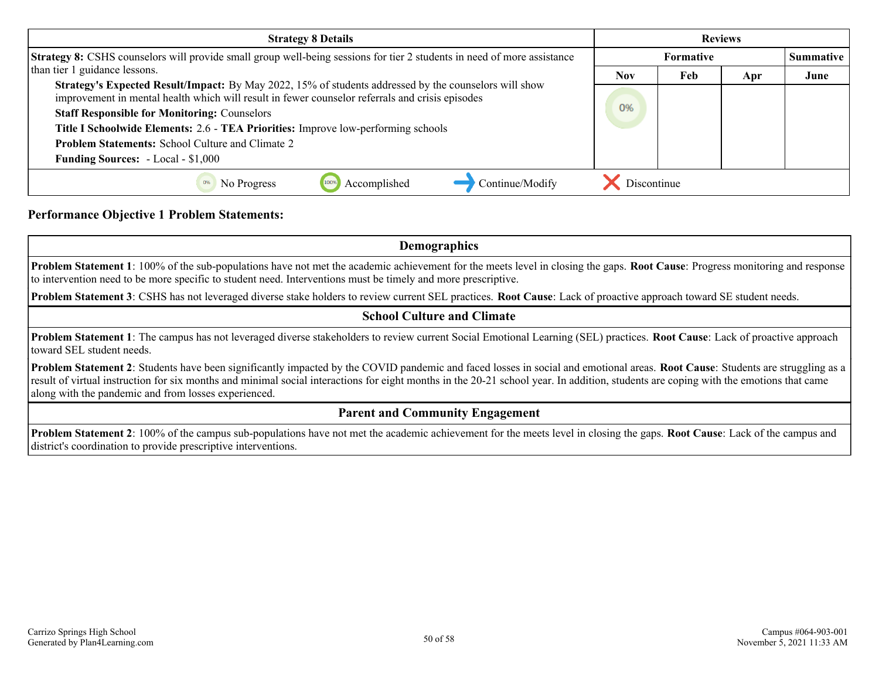| Strategy 8 Details | Reviews | | | |
|---|---|---|---|---|
| | Formative | | | Summative |
| | Nov | Feb | Apr | June |
| **Strategy 8:** CSHS counselors will provide small group well-being sessions for tier 2 students in need of more assistance than tier 1 guidance lessons.<br>**Strategy's Expected Result/Impact:** By May 2022, 15% of students addressed by the counselors will show improvement in mental health which will result in fewer counselor referrals and crisis episodes<br>**Staff Responsible for Monitoring:** Counselors<br>**Title I Schoolwide Elements:** 2.6 - **TEA Priorities:** Improve low-performing schools<br>**Problem Statements:** School Culture and Climate 2<br>**Funding Sources:** - Local - $1,000 | 0% | | | |

0% No Progress | 100% Accomplished | Continue/Modify | Discontinue

## Performance Objective 1 Problem Statements:

| Demographics |
|---|
| **Problem Statement 1**: 100% of the sub-populations have not met the academic achievement for the meets level in closing the gaps. **Root Cause**: Progress monitoring and response to intervention need to be more specific to student need. Interventions must be timely and more prescriptive. |
| **Problem Statement 3**: CSHS has not leveraged diverse stake holders to review current SEL practices. **Root Cause**: Lack of proactive approach toward SE student needs. |

| School Culture and Climate |
|---|
| **Problem Statement 1**: The campus has not leveraged diverse stakeholders to review current Social Emotional Learning (SEL) practices. **Root Cause**: Lack of proactive approach toward SEL student needs. |
| **Problem Statement 2**: Students have been significantly impacted by the COVID pandemic and faced losses in social and emotional areas. **Root Cause**: Students are struggling as a result of virtual instruction for six months and minimal social interactions for eight months in the 20-21 school year. In addition, students are coping with the emotions that came along with the pandemic and from losses experienced. |

| Parent and Community Engagement |
|---|
| **Problem Statement 2**: 100% of the campus sub-populations have not met the academic achievement for the meets level in closing the gaps. **Root Cause**: Lack of the campus and district's coordination to provide prescriptive interventions. |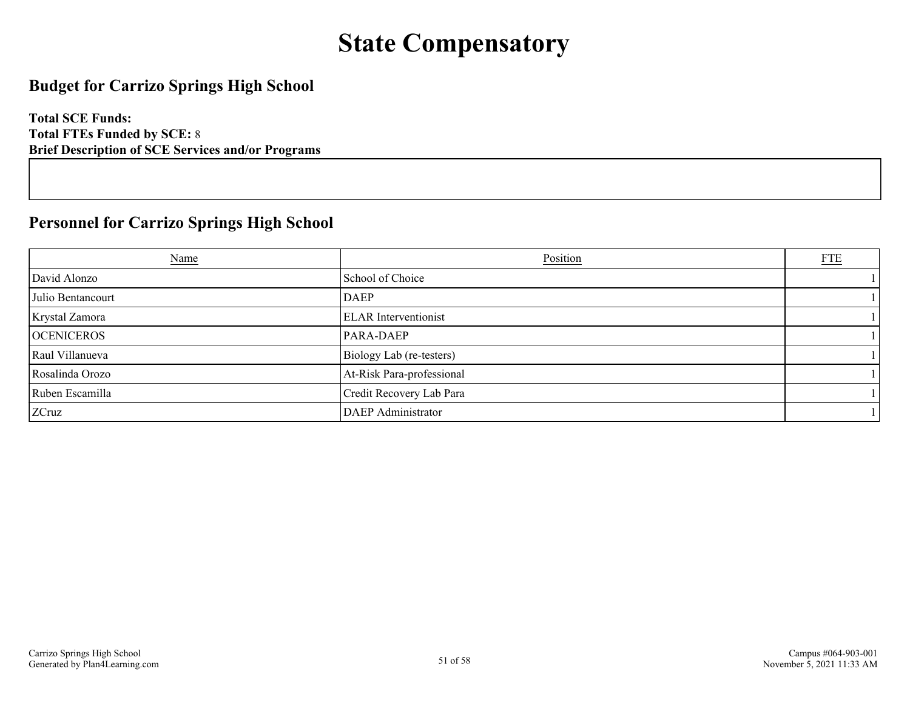# State Compensatory

## Budget for Carrizo Springs High School

**Total SCE Funds:**
**Total FTEs Funded by SCE:** 8
**Brief Description of SCE Services and/or Programs**

## Personnel for Carrizo Springs High School

| Name | Position | FTE |
|---|---|---|
| David Alonzo | School of Choice | 1 |
| Julio Bentancourt | DAEP | 1 |
| Krystal Zamora | ELAR Interventionist | 1 |
| OCENICEROS | PARA-DAEP | 1 |
| Raul Villanueva | Biology Lab (re-testers) | 1 |
| Rosalinda Orozo | At-Risk Para-professional | 1 |
| Ruben Escamilla | Credit Recovery Lab Para | 1 |
| ZCruz | DAEP Administrator | 1 |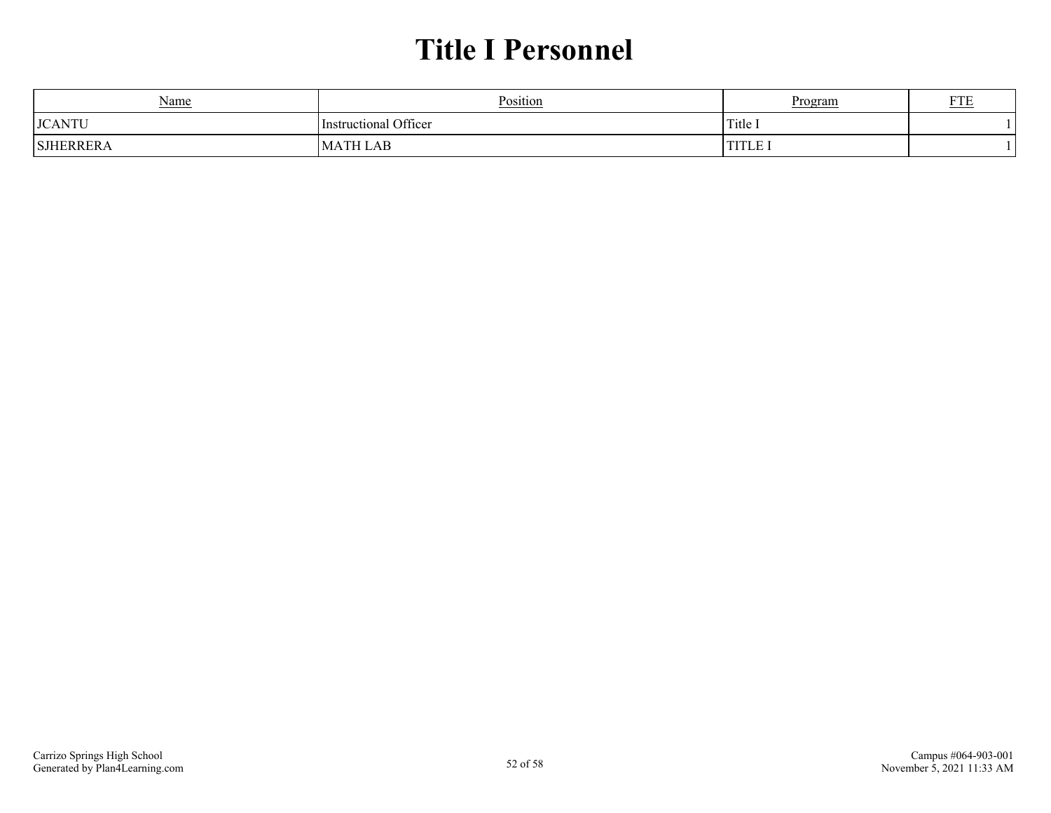# Title I Personnel

| Name | Position | Program | FTE |
|---|---|---|---|
| JCANTU | Instructional Officer | Title I | 1 |
| SJHERRERA | MATH LAB | TITLE I | 1 |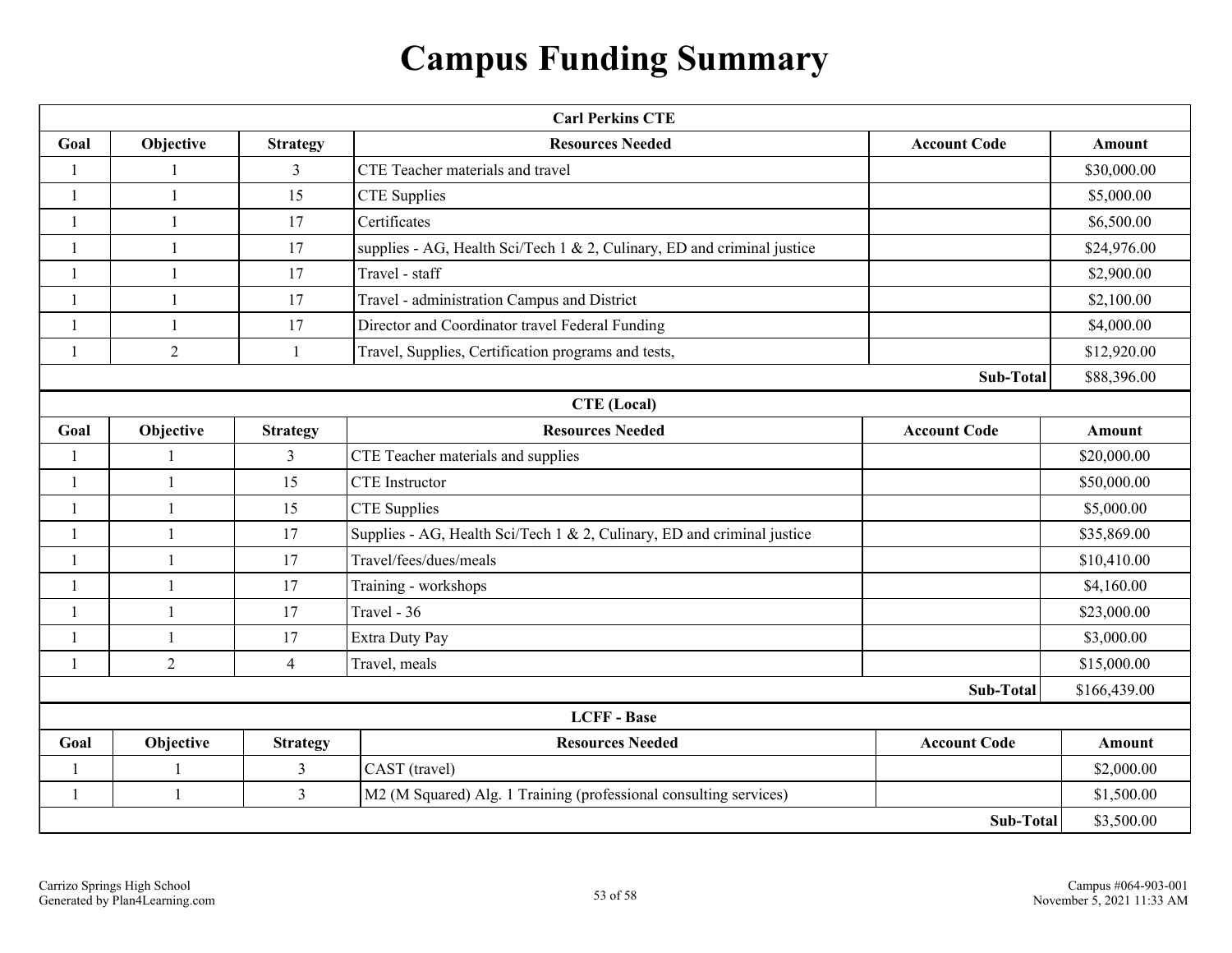# Campus Funding Summary

| Carl Perkins CTE | | | | | |
|---|---|---|---|---|---|
| **Goal** | **Objective** | **Strategy** | **Resources Needed** | **Account Code** | **Amount** |
| 1 | 1 | 3 | CTE Teacher materials and travel | | $30,000.00 |
| 1 | 1 | 15 | CTE Supplies | | $5,000.00 |
| 1 | 1 | 17 | Certificates | | $6,500.00 |
| 1 | 1 | 17 | supplies - AG, Health Sci/Tech 1 & 2, Culinary, ED and criminal justice | | $24,976.00 |
| 1 | 1 | 17 | Travel - staff | | $2,900.00 |
| 1 | 1 | 17 | Travel - administration Campus and District | | $2,100.00 |
| 1 | 1 | 17 | Director and Coordinator travel Federal Funding | | $4,000.00 |
| 1 | 2 | 1 | Travel, Supplies, Certification programs and tests, | | $12,920.00 |
| | | | | **Sub-Total** | $88,396.00 |

| CTE (Local) | | | | | |
|---|---|---|---|---|---|
| **Goal** | **Objective** | **Strategy** | **Resources Needed** | **Account Code** | **Amount** |
| 1 | 1 | 3 | CTE Teacher materials and supplies | | $20,000.00 |
| 1 | 1 | 15 | CTE Instructor | | $50,000.00 |
| 1 | 1 | 15 | CTE Supplies | | $5,000.00 |
| 1 | 1 | 17 | Supplies - AG, Health Sci/Tech 1 & 2, Culinary, ED and criminal justice | | $35,869.00 |
| 1 | 1 | 17 | Travel/fees/dues/meals | | $10,410.00 |
| 1 | 1 | 17 | Training - workshops | | $4,160.00 |
| 1 | 1 | 17 | Travel - 36 | | $23,000.00 |
| 1 | 1 | 17 | Extra Duty Pay | | $3,000.00 |
| 1 | 2 | 4 | Travel, meals | | $15,000.00 |
| | | | | **Sub-Total** | $166,439.00 |

| LCFF - Base | | | | | |
|---|---|---|---|---|---|
| **Goal** | **Objective** | **Strategy** | **Resources Needed** | **Account Code** | **Amount** |
| 1 | 1 | 3 | CAST (travel) | | $2,000.00 |
| 1 | 1 | 3 | M2 (M Squared) Alg. 1 Training (professional consulting services) | | $1,500.00 |
| | | | | **Sub-Total** | $3,500.00 |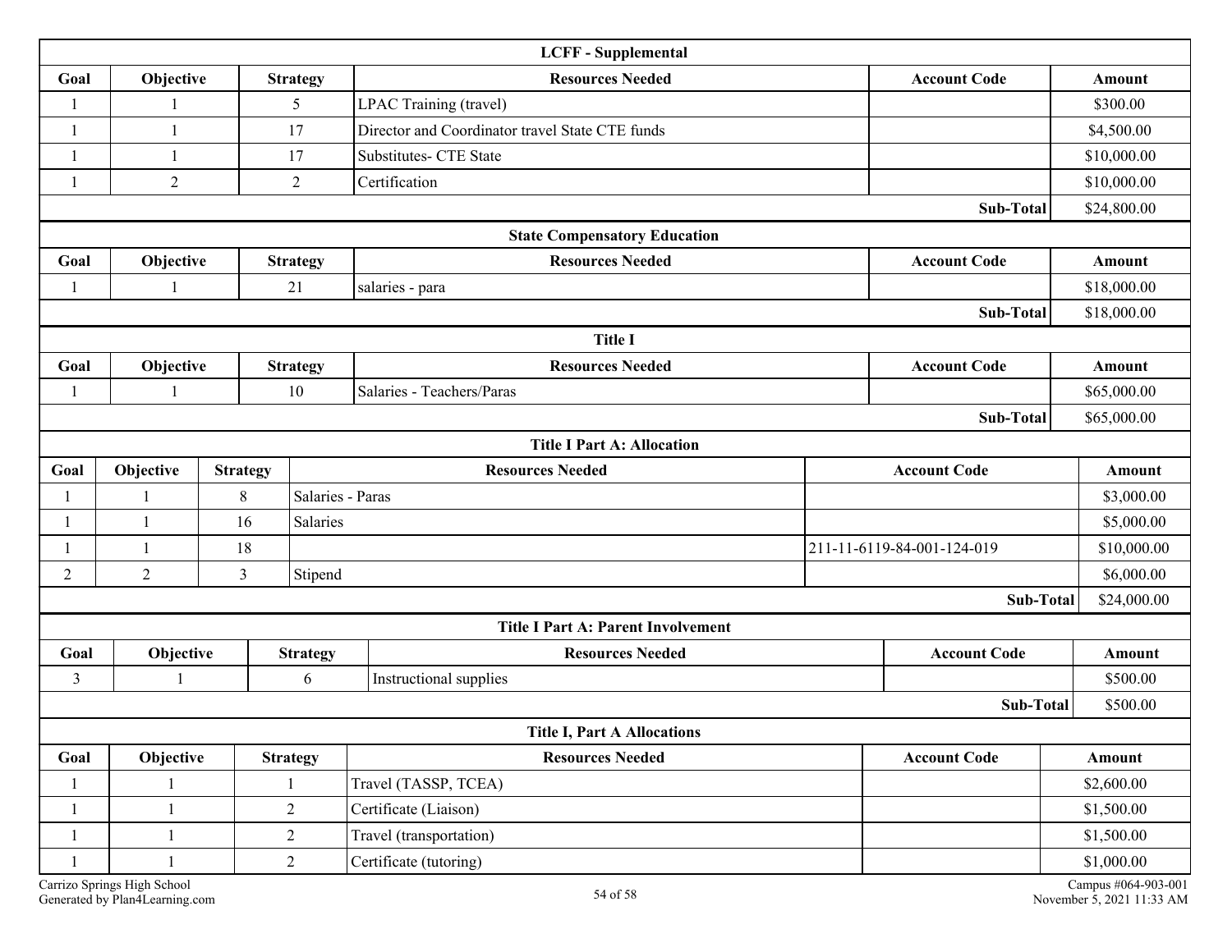### LCFF - Supplemental

| Goal | Objective | Strategy | Resources Needed | Account Code | Amount |
|---|---|---|---|---|---|
| 1 | 1 | 5 | LPAC Training (travel) | | $300.00 |
| 1 | 1 | 17 | Director and Coordinator travel State CTE funds | | $4,500.00 |
| 1 | 1 | 17 | Substitutes- CTE State | | $10,000.00 |
| 1 | 2 | 2 | Certification | | $10,000.00 |
| | | | | Sub-Total | $24,800.00 |

### State Compensatory Education

| Goal | Objective | Strategy | Resources Needed | Account Code | Amount |
|---|---|---|---|---|---|
| 1 | 1 | 21 | salaries - para | | $18,000.00 |
| | | | | Sub-Total | $18,000.00 |

### Title I

| Goal | Objective | Strategy | Resources Needed | Account Code | Amount |
|---|---|---|---|---|---|
| 1 | 1 | 10 | Salaries - Teachers/Paras | | $65,000.00 |
| | | | | Sub-Total | $65,000.00 |

### Title I Part A: Allocation

| Goal | Objective | Strategy | Resources Needed | Account Code | Amount |
|---|---|---|---|---|---|
| 1 | 1 | 8 | Salaries - Paras | | $3,000.00 |
| 1 | 1 | 16 | Salaries | | $5,000.00 |
| 1 | 1 | 18 | | 211-11-6119-84-001-124-019 | $10,000.00 |
| 2 | 2 | 3 | Stipend | | $6,000.00 |
| | | | | Sub-Total | $24,000.00 |

### Title I Part A: Parent Involvement

| Goal | Objective | Strategy | Resources Needed | Account Code | Amount |
|---|---|---|---|---|---|
| 3 | 1 | 6 | Instructional supplies | | $500.00 |
| | | | | Sub-Total | $500.00 |

### Title I, Part A Allocations

| Goal | Objective | Strategy | Resources Needed | Account Code | Amount |
|---|---|---|---|---|---|
| 1 | 1 | 1 | Travel (TASSP, TCEA) | | $2,600.00 |
| 1 | 1 | 2 | Certificate (Liaison) | | $1,500.00 |
| 1 | 1 | 2 | Travel (transportation) | | $1,500.00 |
| 1 | 1 | 2 | Certificate (tutoring) | | $1,000.00 |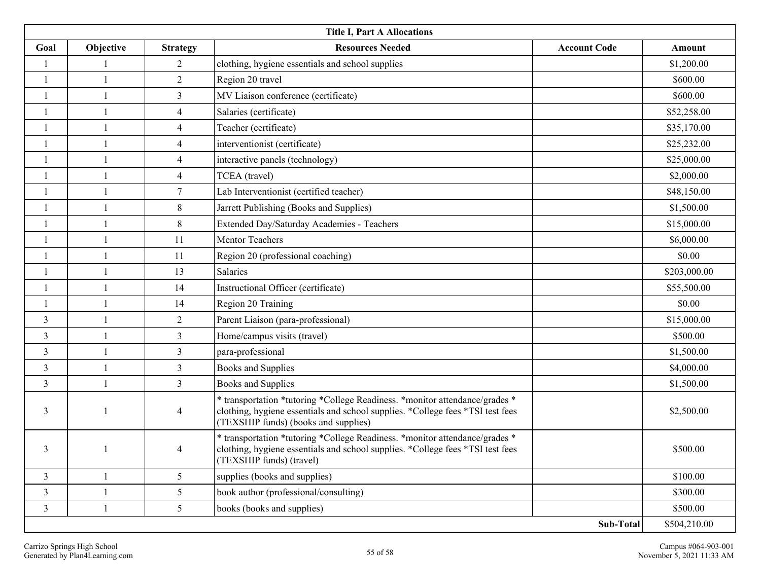| Title I, Part A Allocations | | | | | |
|---|---|---|---|---|---|
| Goal | Objective | Strategy | Resources Needed | Account Code | Amount |
| 1 | 1 | 2 | clothing, hygiene essentials and school supplies | | $1,200.00 |
| 1 | 1 | 2 | Region 20 travel | | $600.00 |
| 1 | 1 | 3 | MV Liaison conference (certificate) | | $600.00 |
| 1 | 1 | 4 | Salaries (certificate) | | $52,258.00 |
| 1 | 1 | 4 | Teacher (certificate) | | $35,170.00 |
| 1 | 1 | 4 | interventionist (certificate) | | $25,232.00 |
| 1 | 1 | 4 | interactive panels (technology) | | $25,000.00 |
| 1 | 1 | 4 | TCEA (travel) | | $2,000.00 |
| 1 | 1 | 7 | Lab Interventionist (certified teacher) | | $48,150.00 |
| 1 | 1 | 8 | Jarrett Publishing (Books and Supplies) | | $1,500.00 |
| 1 | 1 | 8 | Extended Day/Saturday Academies - Teachers | | $15,000.00 |
| 1 | 1 | 11 | Mentor Teachers | | $6,000.00 |
| 1 | 1 | 11 | Region 20 (professional coaching) | | $0.00 |
| 1 | 1 | 13 | Salaries | | $203,000.00 |
| 1 | 1 | 14 | Instructional Officer (certificate) | | $55,500.00 |
| 1 | 1 | 14 | Region 20 Training | | $0.00 |
| 3 | 1 | 2 | Parent Liaison (para-professional) | | $15,000.00 |
| 3 | 1 | 3 | Home/campus visits (travel) | | $500.00 |
| 3 | 1 | 3 | para-professional | | $1,500.00 |
| 3 | 1 | 3 | Books and Supplies | | $4,000.00 |
| 3 | 1 | 3 | Books and Supplies | | $1,500.00 |
| 3 | 1 | 4 | * transportation *tutoring *College Readiness. *monitor attendance/grades * clothing, hygiene essentials and school supplies. *College fees *TSI test fees (TEXSHIP funds) (books and supplies) | | $2,500.00 |
| 3 | 1 | 4 | * transportation *tutoring *College Readiness. *monitor attendance/grades * clothing, hygiene essentials and school supplies. *College fees *TSI test fees (TEXSHIP funds) (travel) | | $500.00 |
| 3 | 1 | 5 | supplies (books and supplies) | | $100.00 |
| 3 | 1 | 5 | book author (professional/consulting) | | $300.00 |
| 3 | 1 | 5 | books (books and supplies) | | $500.00 |
| | | | | **Sub-Total** | $504,210.00 |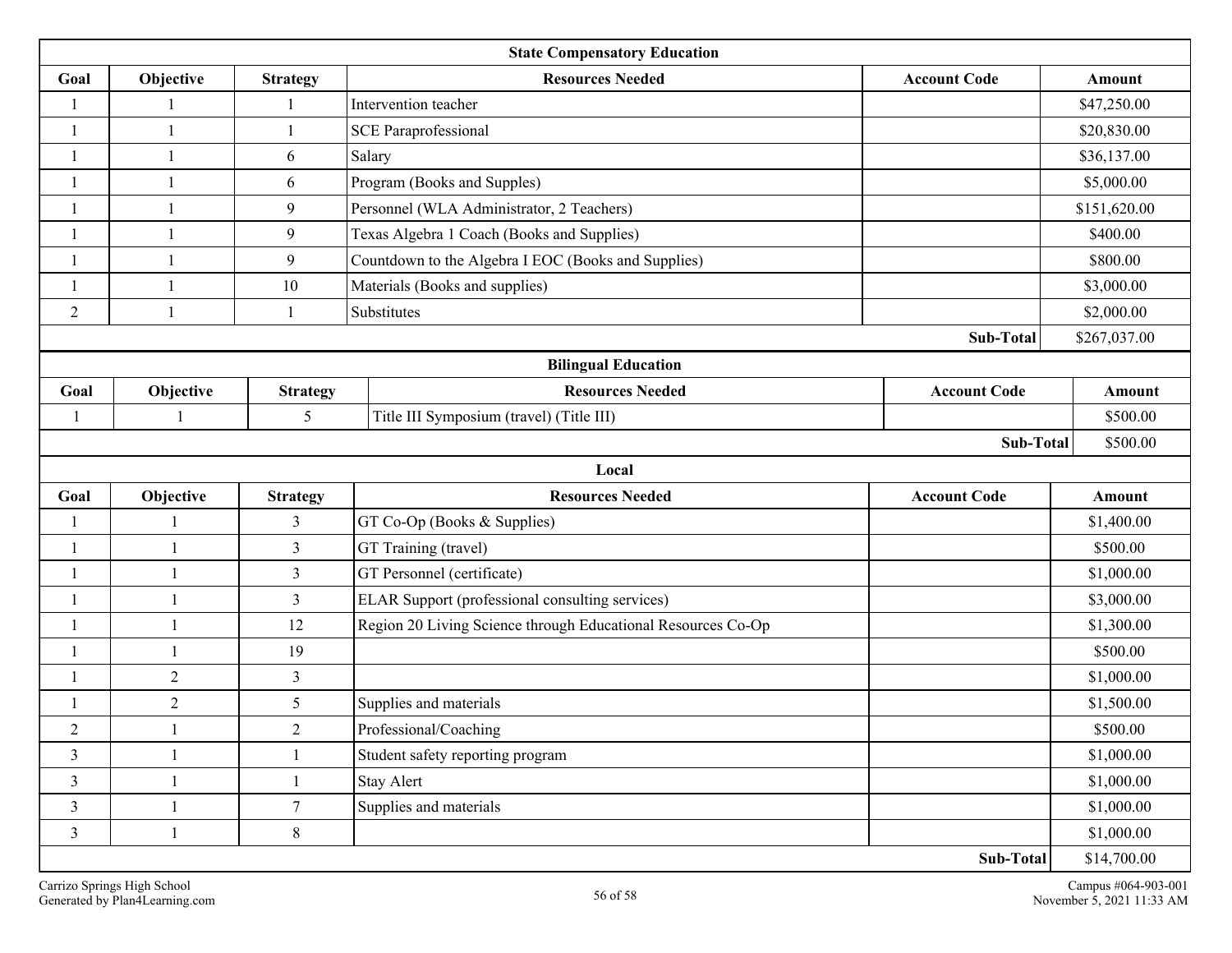| State Compensatory Education | | | | | |
|---|---|---|---|---|---|
| Goal | Objective | Strategy | Resources Needed | Account Code | Amount |
| 1 | 1 | 1 | Intervention teacher | | $47,250.00 |
| 1 | 1 | 1 | SCE Paraprofessional | | $20,830.00 |
| 1 | 1 | 6 | Salary | | $36,137.00 |
| 1 | 1 | 6 | Program (Books and Supples) | | $5,000.00 |
| 1 | 1 | 9 | Personnel (WLA Administrator, 2 Teachers) | | $151,620.00 |
| 1 | 1 | 9 | Texas Algebra 1 Coach (Books and Supplies) | | $400.00 |
| 1 | 1 | 9 | Countdown to the Algebra I EOC (Books and Supplies) | | $800.00 |
| 1 | 1 | 10 | Materials (Books and supplies) | | $3,000.00 |
| 2 | 1 | 1 | Substitutes | | $2,000.00 |
| | | | | **Sub-Total** | $267,037.00 |

| Bilingual Education | | | | | |
|---|---|---|---|---|---|
| Goal | Objective | Strategy | Resources Needed | Account Code | Amount |
| 1 | 1 | 5 | Title III Symposium (travel) (Title III) | | $500.00 |
| | | | | **Sub-Total** | $500.00 |

| Local | | | | | |
|---|---|---|---|---|---|
| Goal | Objective | Strategy | Resources Needed | Account Code | Amount |
| 1 | 1 | 3 | GT Co-Op (Books & Supplies) | | $1,400.00 |
| 1 | 1 | 3 | GT Training (travel) | | $500.00 |
| 1 | 1 | 3 | GT Personnel (certificate) | | $1,000.00 |
| 1 | 1 | 3 | ELAR Support (professional consulting services) | | $3,000.00 |
| 1 | 1 | 12 | Region 20 Living Science through Educational Resources Co-Op | | $1,300.00 |
| 1 | 1 | 19 | | | $500.00 |
| 1 | 2 | 3 | | | $1,000.00 |
| 1 | 2 | 5 | Supplies and materials | | $1,500.00 |
| 2 | 1 | 2 | Professional/Coaching | | $500.00 |
| 3 | 1 | 1 | Student safety reporting program | | $1,000.00 |
| 3 | 1 | 1 | Stay Alert | | $1,000.00 |
| 3 | 1 | 7 | Supplies and materials | | $1,000.00 |
| 3 | 1 | 8 | | | $1,000.00 |
| | | | | **Sub-Total** | $14,700.00 |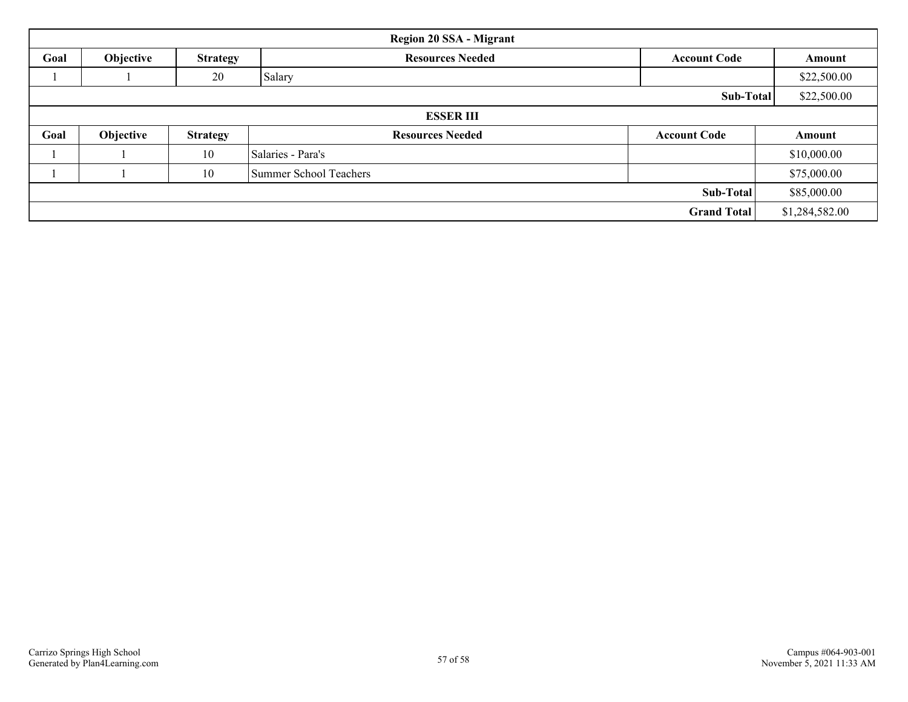| Region 20 SSA - Migrant | | | | | |
|---|---|---|---|---|---|
| **Goal** | **Objective** | **Strategy** | **Resources Needed** | **Account Code** | **Amount** |
| 1 | 1 | 20 | Salary | | $22,500.00 |
| | | | | **Sub-Total** | $22,500.00 |

| ESSER III | | | | | |
|---|---|---|---|---|---|
| **Goal** | **Objective** | **Strategy** | **Resources Needed** | **Account Code** | **Amount** |
| 1 | 1 | 10 | Salaries - Para's | | $10,000.00 |
| 1 | 1 | 10 | Summer School Teachers | | $75,000.00 |
| | | | | **Sub-Total** | $85,000.00 |
| | | | | **Grand Total** | $1,284,582.00 |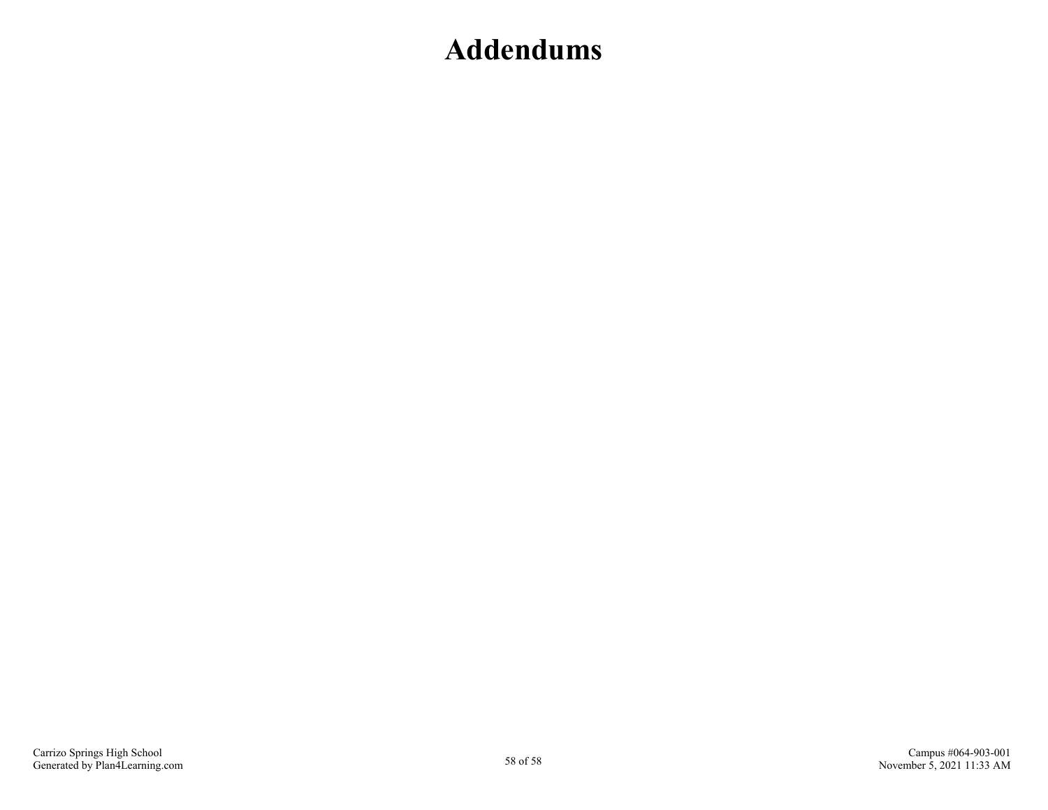# Addendums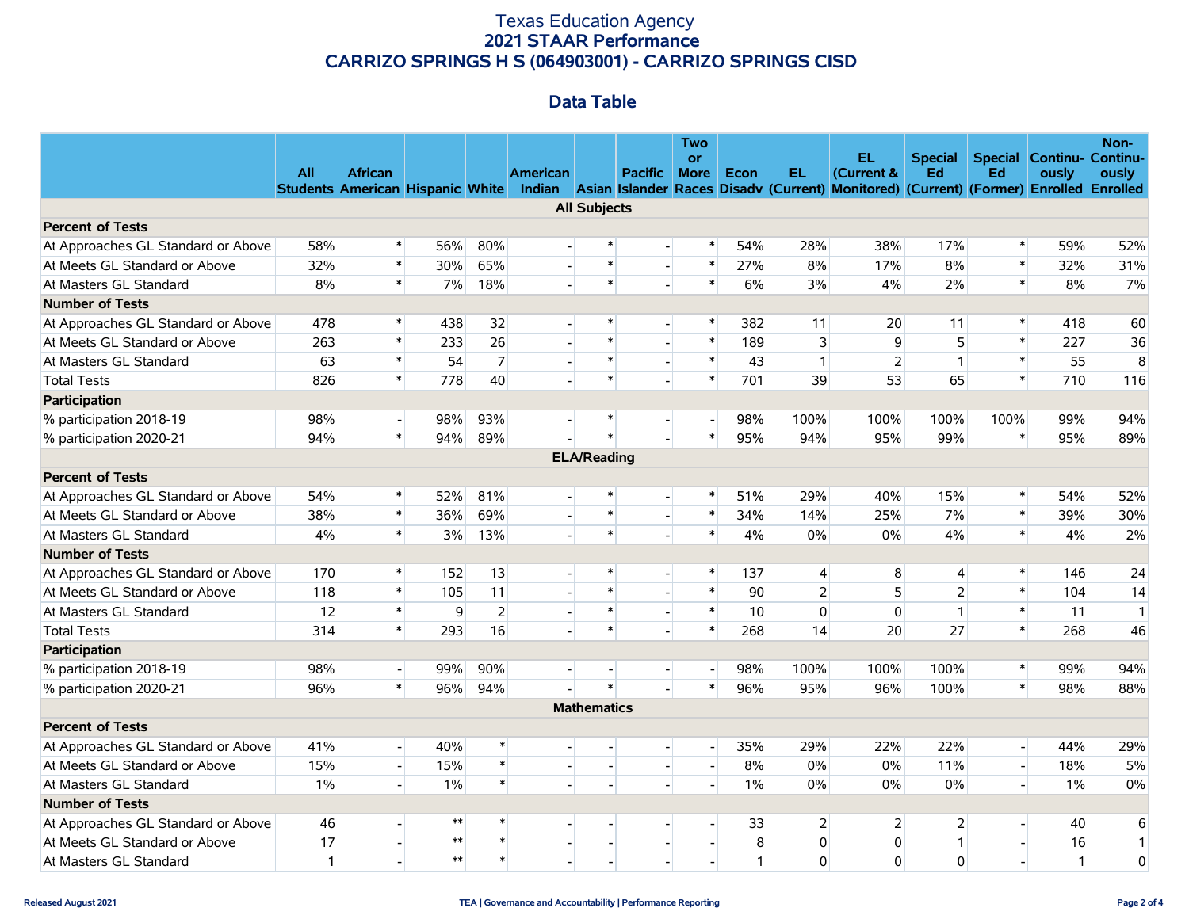# Texas Education Agency
## 2021 STAAR Performance
## CARRIZO SPRINGS H S (064903001) - CARRIZO SPRINGS CISD

### Data Table

| | All Students | African American | Hispanic | White | American Indian | Asian | Pacific Islander | Two or More Races | Econ Disadv | EL (Current) | EL (Current & Monitored) | Special Ed (Current) | Special Ed (Former) | Continu-ously Enrolled | Non-Continu-ously Enrolled |
|---|---|---|---|---|---|---|---|---|---|---|---|---|---|---|---|
| **All Subjects** | | | | | | | | | | | | | | | |
| **Percent of Tests** | | | | | | | | | | | | | | | |
| At Approaches GL Standard or Above | 58% | * | 56% | 80% | - | * | - | * | 54% | 28% | 38% | 17% | * | 59% | 52% |
| At Meets GL Standard or Above | 32% | * | 30% | 65% | - | * | - | * | 27% | 8% | 17% | 8% | * | 32% | 31% |
| At Masters GL Standard | 8% | * | 7% | 18% | - | * | - | * | 6% | 3% | 4% | 2% | * | 8% | 7% |
| **Number of Tests** | | | | | | | | | | | | | | | |
| At Approaches GL Standard or Above | 478 | * | 438 | 32 | - | * | - | * | 382 | 11 | 20 | 11 | * | 418 | 60 |
| At Meets GL Standard or Above | 263 | * | 233 | 26 | - | * | - | * | 189 | 3 | 9 | 5 | * | 227 | 36 |
| At Masters GL Standard | 63 | * | 54 | 7 | - | * | - | * | 43 | 1 | 2 | 1 | * | 55 | 8 |
| Total Tests | 826 | * | 778 | 40 | - | * | - | * | 701 | 39 | 53 | 65 | * | 710 | 116 |
| **Participation** | | | | | | | | | | | | | | | |
| % participation 2018-19 | 98% | - | 98% | 93% | - | * | - | - | 98% | 100% | 100% | 100% | 100% | 99% | 94% |
| % participation 2020-21 | 94% | * | 94% | 89% | - | * | - | * | 95% | 94% | 95% | 99% | * | 95% | 89% |
| **ELA/Reading** | | | | | | | | | | | | | | | |
| **Percent of Tests** | | | | | | | | | | | | | | | |
| At Approaches GL Standard or Above | 54% | * | 52% | 81% | - | * | - | * | 51% | 29% | 40% | 15% | * | 54% | 52% |
| At Meets GL Standard or Above | 38% | * | 36% | 69% | - | * | - | * | 34% | 14% | 25% | 7% | * | 39% | 30% |
| At Masters GL Standard | 4% | * | 3% | 13% | - | * | - | * | 4% | 0% | 0% | 4% | * | 4% | 2% |
| **Number of Tests** | | | | | | | | | | | | | | | |
| At Approaches GL Standard or Above | 170 | * | 152 | 13 | - | * | - | * | 137 | 4 | 8 | 4 | * | 146 | 24 |
| At Meets GL Standard or Above | 118 | * | 105 | 11 | - | * | - | * | 90 | 2 | 5 | 2 | * | 104 | 14 |
| At Masters GL Standard | 12 | * | 9 | 2 | - | * | - | * | 10 | 0 | 0 | 1 | * | 11 | 1 |
| Total Tests | 314 | * | 293 | 16 | - | * | - | * | 268 | 14 | 20 | 27 | * | 268 | 46 |
| **Participation** | | | | | | | | | | | | | | | |
| % participation 2018-19 | 98% | - | 99% | 90% | - | - | - | - | 98% | 100% | 100% | 100% | * | 99% | 94% |
| % participation 2020-21 | 96% | * | 96% | 94% | - | * | - | * | 96% | 95% | 96% | 100% | * | 98% | 88% |
| **Mathematics** | | | | | | | | | | | | | | | |
| **Percent of Tests** | | | | | | | | | | | | | | | |
| At Approaches GL Standard or Above | 41% | - | 40% | * | - | - | - | - | 35% | 29% | 22% | 22% | - | 44% | 29% |
| At Meets GL Standard or Above | 15% | - | 15% | * | - | - | - | - | 8% | 0% | 0% | 11% | - | 18% | 5% |
| At Masters GL Standard | 1% | - | 1% | * | - | - | - | - | 1% | 0% | 0% | 0% | - | 1% | 0% |
| **Number of Tests** | | | | | | | | | | | | | | | |
| At Approaches GL Standard or Above | 46 | - | ** | * | - | - | - | - | 33 | 2 | 2 | 2 | - | 40 | 6 |
| At Meets GL Standard or Above | 17 | - | ** | * | - | - | - | - | 8 | 0 | 0 | 1 | - | 16 | 1 |
| At Masters GL Standard | 1 | - | ** | * | - | - | - | - | 1 | 0 | 0 | 0 | - | 1 | 0 |

Released August 2021 | TEA | Governance and Accountability | Performance Reporting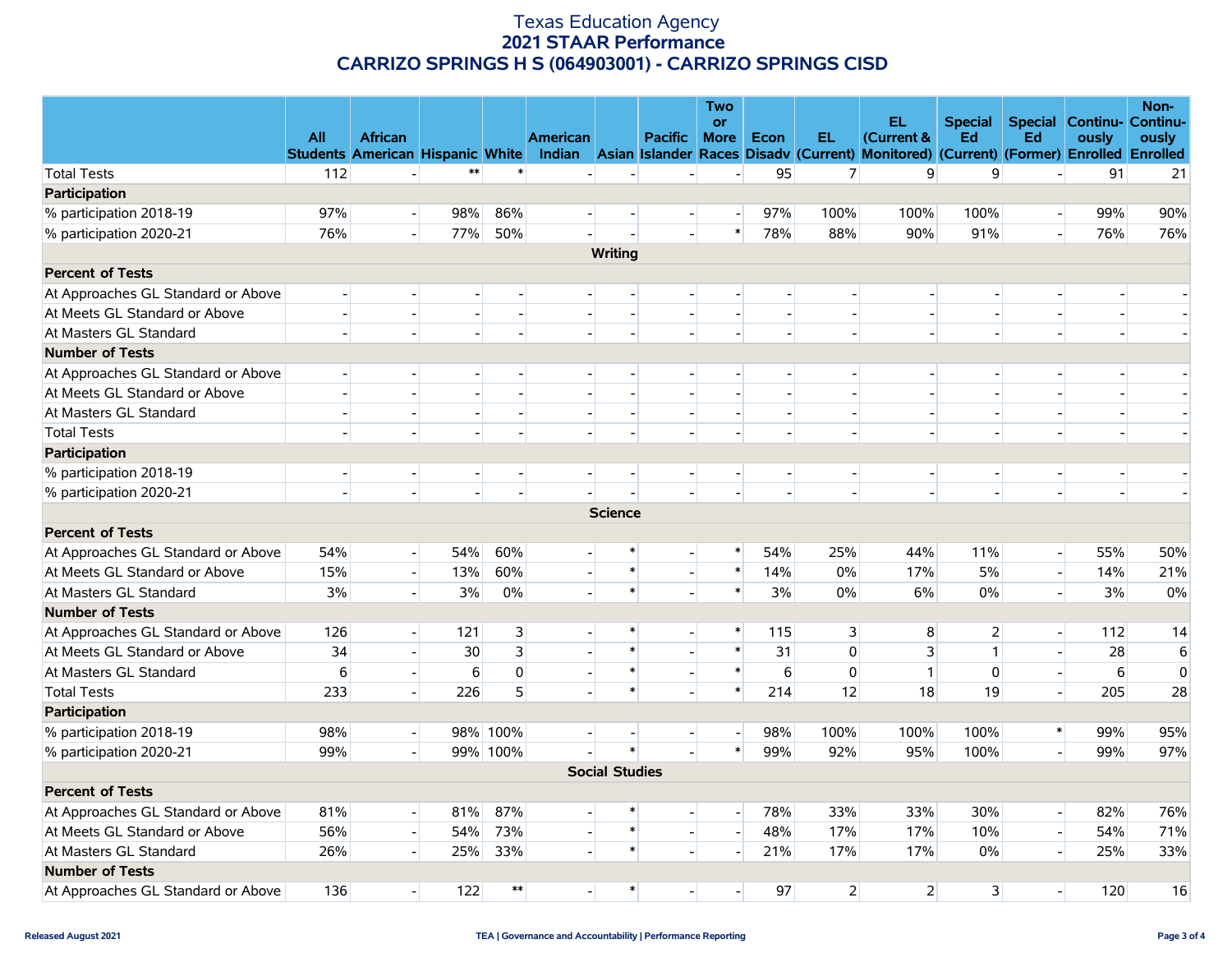# Texas Education Agency
## 2021 STAAR Performance
## CARRIZO SPRINGS H S (064903001) - CARRIZO SPRINGS CISD

| | All Students | African American | Hispanic | White | American Indian | Asian | Pacific Islander | Two or More Races | Econ Disadv | EL (Current) | EL (Current & Monitored) | Special Ed (Current) | Special Ed (Former) | Continuously Enrolled | Non-Continuously Enrolled |
|---|---|---|---|---|---|---|---|---|---|---|---|---|---|---|---|
| Total Tests | 112 | - | ** | * | - | - | - | - | 95 | 7 | 9 | 9 | - | 91 | 21 |
| **Participation** | | | | | | | | | | | | | | | |
| % participation 2018-19 | 97% | - | 98% | 86% | - | - | - | - | 97% | 100% | 100% | 100% | - | 99% | 90% |
| % participation 2020-21 | 76% | - | 77% | 50% | - | - | - | * | 78% | 88% | 90% | 91% | - | 76% | 76% |
| **Writing** | | | | | | | | | | | | | | | |
| **Percent of Tests** | | | | | | | | | | | | | | | |
| At Approaches GL Standard or Above | - | - | - | - | - | - | - | - | - | - | - | - | - | - | - |
| At Meets GL Standard or Above | - | - | - | - | - | - | - | - | - | - | - | - | - | - | - |
| At Masters GL Standard | - | - | - | - | - | - | - | - | - | - | - | - | - | - | - |
| **Number of Tests** | | | | | | | | | | | | | | | |
| At Approaches GL Standard or Above | - | - | - | - | - | - | - | - | - | - | - | - | - | - | - |
| At Meets GL Standard or Above | - | - | - | - | - | - | - | - | - | - | - | - | - | - | - |
| At Masters GL Standard | - | - | - | - | - | - | - | - | - | - | - | - | - | - | - |
| Total Tests | - | - | - | - | - | - | - | - | - | - | - | - | - | - | - |
| **Participation** | | | | | | | | | | | | | | | |
| % participation 2018-19 | - | - | - | - | - | - | - | - | - | - | - | - | - | - | - |
| % participation 2020-21 | - | - | - | - | - | - | - | - | - | - | - | - | - | - | - |
| **Science** | | | | | | | | | | | | | | | |
| **Percent of Tests** | | | | | | | | | | | | | | | |
| At Approaches GL Standard or Above | 54% | - | 54% | 60% | - | * | - | * | 54% | 25% | 44% | 11% | - | 55% | 50% |
| At Meets GL Standard or Above | 15% | - | 13% | 60% | - | * | - | * | 14% | 0% | 17% | 5% | - | 14% | 21% |
| At Masters GL Standard | 3% | - | 3% | 0% | - | * | - | * | 3% | 0% | 6% | 0% | - | 3% | 0% |
| **Number of Tests** | | | | | | | | | | | | | | | |
| At Approaches GL Standard or Above | 126 | - | 121 | 3 | - | * | - | * | 115 | 3 | 8 | 2 | - | 112 | 14 |
| At Meets GL Standard or Above | 34 | - | 30 | 3 | - | * | - | * | 31 | 0 | 3 | 1 | - | 28 | 6 |
| At Masters GL Standard | 6 | - | 6 | 0 | - | * | - | * | 6 | 0 | 1 | 0 | - | 6 | 0 |
| Total Tests | 233 | - | 226 | 5 | - | * | - | * | 214 | 12 | 18 | 19 | - | 205 | 28 |
| **Participation** | | | | | | | | | | | | | | | |
| % participation 2018-19 | 98% | - | 98% | 100% | - | - | - | - | 98% | 100% | 100% | 100% | * | 99% | 95% |
| % participation 2020-21 | 99% | - | 99% | 100% | - | * | - | * | 99% | 92% | 95% | 100% | - | 99% | 97% |
| **Social Studies** | | | | | | | | | | | | | | | |
| **Percent of Tests** | | | | | | | | | | | | | | | |
| At Approaches GL Standard or Above | 81% | - | 81% | 87% | - | * | - | - | 78% | 33% | 33% | 30% | - | 82% | 76% |
| At Meets GL Standard or Above | 56% | - | 54% | 73% | - | * | - | - | 48% | 17% | 17% | 10% | - | 54% | 71% |
| At Masters GL Standard | 26% | - | 25% | 33% | - | * | - | - | 21% | 17% | 17% | 0% | - | 25% | 33% |
| **Number of Tests** | | | | | | | | | | | | | | | |
| At Approaches GL Standard or Above | 136 | - | 122 | ** | - | * | - | - | 97 | 2 | 2 | 3 | - | 120 | 16 |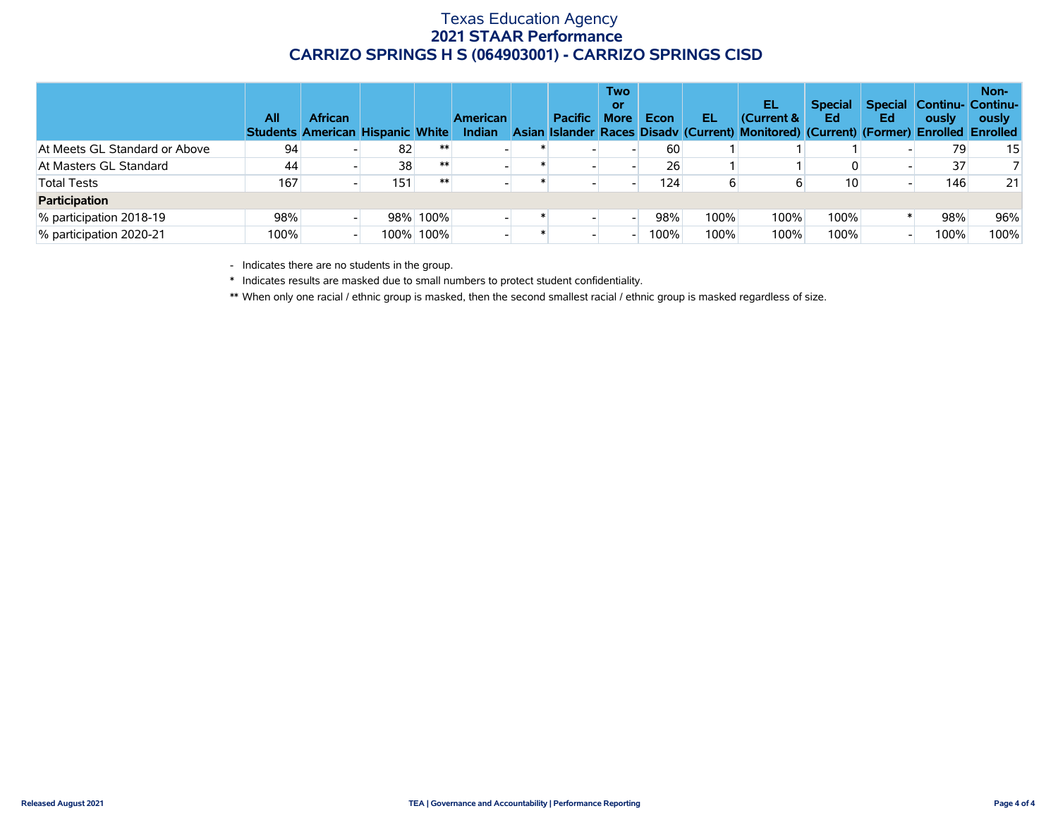# Texas Education Agency
## 2021 STAAR Performance
## CARRIZO SPRINGS H S (064903001) - CARRIZO SPRINGS CISD

| | All Students | African American | Hispanic | White | American Indian | Asian | Pacific Islander | Two or More Races | Econ Disadv | EL (Current) | EL (Current & Monitored) | Special Ed (Current) | Special Ed (Former) | Continuously Enrolled | Non-Continuously Enrolled |
|---|---|---|---|---|---|---|---|---|---|---|---|---|---|---|---|
| At Meets GL Standard or Above | 94 | - | 82 | ** | - | * | - | - | 60 | 1 | 1 | 1 | - | 79 | 15 |
| At Masters GL Standard | 44 | - | 38 | ** | - | * | - | - | 26 | 1 | 1 | 0 | - | 37 | 7 |
| Total Tests | 167 | - | 151 | ** | - | * | - | - | 124 | 6 | 6 | 10 | - | 146 | 21 |
| **Participation** | | | | | | | | | | | | | | | |
| % participation 2018-19 | 98% | - | 98% | 100% | - | * | - | - | 98% | 100% | 100% | 100% | * | 98% | 96% |
| % participation 2020-21 | 100% | - | 100% | 100% | - | * | - | - | 100% | 100% | 100% | 100% | - | 100% | 100% |

- Indicates there are no students in the group.

* Indicates results are masked due to small numbers to protect student confidentiality.

** When only one racial / ethnic group is masked, then the second smallest racial / ethnic group is masked regardless of size.

Released August 2021 | TEA | Governance and Accountability | Performance Reporting